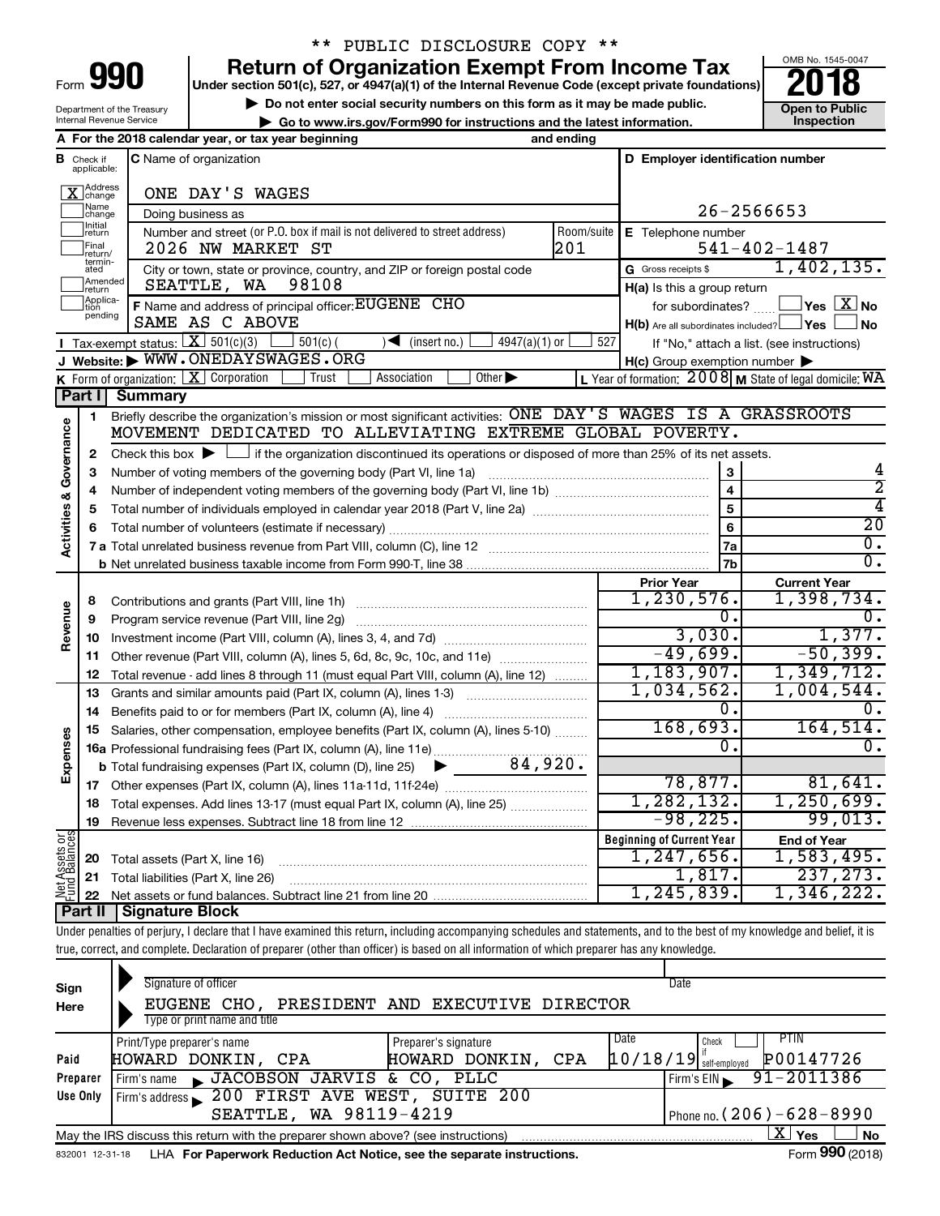\*\* PUBLIC DISCLOSURE COPY \*\*

# Form 990 — Return of Organization Exempt From Income Tax (2018)

Under section 501(c), 527, or 4947(a)(1) of the Internal Revenue Code (except private foundations)

▶ Do not enter social security numbers on this form as it may be made public.
▶ Go to www.irs.gov/Form990 for instructions and the latest information.

Department of the Treasury, Internal Revenue Service. OMB No. 1545-0047. Open to Public Inspection.

**A** For the 2018 calendar year, or tax year beginning ... and ending ...

| Field | Value |
|---|---|
| **B** Check if applicable | [X] Address change; [ ] Name change; [ ] Initial return; [ ] Final return/terminated; [ ] Amended return; [ ] Application pending |
| **C** Name of organization | ONE DAY'S WAGES |
| Doing business as | |
| Number and street (or P.O. box if mail is not delivered to street address) | 2026 NW MARKET ST |
| Room/suite | 201 |
| City or town, state or province, country, and ZIP or foreign postal code | SEATTLE, WA 98108 |
| **D** Employer identification number | 26-2566653 |
| **E** Telephone number | 541-402-1487 |
| **G** Gross receipts $ | 1,402,135. |
| **F** Name and address of principal officer | EUGENE CHO, SAME AS C ABOVE |
| **H(a)** Is this a group return for subordinates? | [ ] Yes [X] No |
| **H(b)** Are all subordinates included? | [ ] Yes [ ] No |
| | If "No," attach a list. (see instructions) |
| **H(c)** Group exemption number ▶ | |
| **I** Tax-exempt status | [X] 501(c)(3) [ ] 501(c) ( ) ◀ (insert no.) [ ] 4947(a)(1) or [ ] 527 |
| **J** Website: ▶ | WWW.ONEDAYSWAGES.ORG |
| **K** Form of organization | [X] Corporation [ ] Trust [ ] Association [ ] Other ▶ |
| **L** Year of formation | 2008 |
| **M** State of legal domicile | WA |

## Part I Summary

**Activities & Governance**

1. Briefly describe the organization's mission or most significant activities: ONE DAY'S WAGES IS A GRASSROOTS MOVEMENT DEDICATED TO ALLEVIATING EXTREME GLOBAL POVERTY.
2. Check this box ▶ [ ] if the organization discontinued its operations or disposed of more than 25% of its net assets.

| Line | Description | Box | Value |
|---|---|---|---|
| 3 | Number of voting members of the governing body (Part VI, line 1a) | 3 | 4 |
| 4 | Number of independent voting members of the governing body (Part VI, line 1b) | 4 | 2 |
| 5 | Total number of individuals employed in calendar year 2018 (Part V, line 2a) | 5 | 4 |
| 6 | Total number of volunteers (estimate if necessary) | 6 | 20 |
| 7a | Total unrelated business revenue from Part VIII, column (C), line 12 | 7a | 0. |
| b | Net unrelated business taxable income from Form 990-T, line 38 | 7b | 0. |

| Line | Description | Prior Year | Current Year |
|---|---|---|---|
| **Revenue** | | | |
| 8 | Contributions and grants (Part VIII, line 1h) | 1,230,576. | 1,398,734. |
| 9 | Program service revenue (Part VIII, line 2g) | 0. | 0. |
| 10 | Investment income (Part VIII, column (A), lines 3, 4, and 7d) | 3,030. | 1,377. |
| 11 | Other revenue (Part VIII, column (A), lines 5, 6d, 8c, 9c, 10c, and 11e) | -49,699. | -50,399. |
| 12 | Total revenue - add lines 8 through 11 (must equal Part VIII, column (A), line 12) | 1,183,907. | 1,349,712. |
| **Expenses** | | | |
| 13 | Grants and similar amounts paid (Part IX, column (A), lines 1-3) | 1,034,562. | 1,004,544. |
| 14 | Benefits paid to or for members (Part IX, column (A), line 4) | 0. | 0. |
| 15 | Salaries, other compensation, employee benefits (Part IX, column (A), lines 5-10) | 168,693. | 164,514. |
| 16a | Professional fundraising fees (Part IX, column (A), line 11e) | 0. | 0. |
| b | Total fundraising expenses (Part IX, column (D), line 25) ▶ 84,920. | | |
| 17 | Other expenses (Part IX, column (A), lines 11a-11d, 11f-24e) | 78,877. | 81,641. |
| 18 | Total expenses. Add lines 13-17 (must equal Part IX, column (A), line 25) | 1,282,132. | 1,250,699. |
| 19 | Revenue less expenses. Subtract line 18 from line 12 | -98,225. | 99,013. |

| Line | Net Assets or Fund Balances | Beginning of Current Year | End of Year |
|---|---|---|---|
| 20 | Total assets (Part X, line 16) | 1,247,656. | 1,583,495. |
| 21 | Total liabilities (Part X, line 26) | 1,817. | 237,273. |
| 22 | Net assets or fund balances. Subtract line 21 from line 20 | 1,245,839. | 1,346,222. |

## Part II Signature Block

Under penalties of perjury, I declare that I have examined this return, including accompanying schedules and statements, and to the best of my knowledge and belief, it is true, correct, and complete. Declaration of preparer (other than officer) is based on all information of which preparer has any knowledge.

**Sign Here**

Signature of officer — Date

EUGENE CHO, PRESIDENT AND EXECUTIVE DIRECTOR
Type or print name and title

**Paid Preparer Use Only**

| Print/Type preparer's name | Preparer's signature | Date | Check if self-employed | PTIN |
|---|---|---|---|---|
| HOWARD DONKIN, CPA | HOWARD DONKIN, CPA | 10/18/19 | [ ] | P00147726 |

Firm's name ▶ JACOBSON JARVIS & CO, PLLC — Firm's EIN ▶ 91-2011386

Firm's address ▶ 200 FIRST AVE WEST, SUITE 200, SEATTLE, WA 98119-4219 — Phone no. (206)-628-8990

May the IRS discuss this return with the preparer shown above? (see instructions) [X] Yes [ ] No

832001 12-31-18 LHA For Paperwork Reduction Act Notice, see the separate instructions. Form 990 (2018)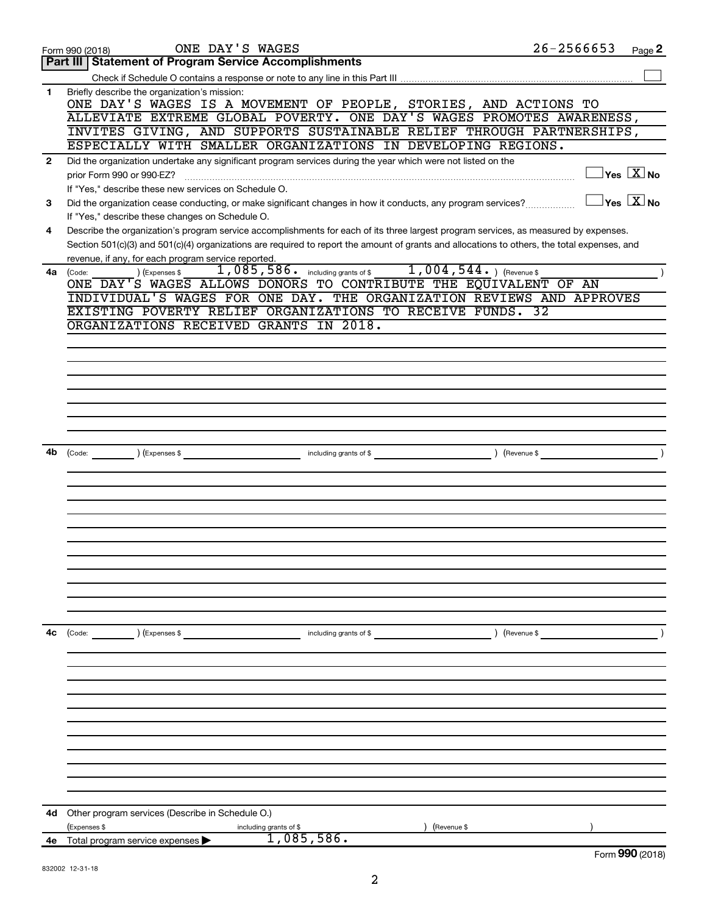Form 990 (2018) ONE DAY'S WAGES 26-2566653 Page **2**

## Part III | Statement of Program Service Accomplishments

Check if Schedule O contains a response or note to any line in this Part III ☐

**1** Briefly describe the organization's mission:

ONE DAY'S WAGES IS A MOVEMENT OF PEOPLE, STORIES, AND ACTIONS TO ALLEVIATE EXTREME GLOBAL POVERTY. ONE DAY'S WAGES PROMOTES AWARENESS, INVITES GIVING, AND SUPPORTS SUSTAINABLE RELIEF THROUGH PARTNERSHIPS, ESPECIALLY WITH SMALLER ORGANIZATIONS IN DEVELOPING REGIONS.

**2** Did the organization undertake any significant program services during the year which were not listed on the prior Form 990 or 990-EZ? ☐ Yes ☒ No

If "Yes," describe these new services on Schedule O.

**3** Did the organization cease conducting, or make significant changes in how it conducts, any program services? ☐ Yes ☒ No

If "Yes," describe these changes on Schedule O.

**4** Describe the organization's program service accomplishments for each of its three largest program services, as measured by expenses. Section 501(c)(3) and 501(c)(4) organizations are required to report the amount of grants and allocations to others, the total expenses, and revenue, if any, for each program service reported.

**4a** (Code: ) (Expenses $ 1,085,586. including grants of $ 1,004,544. ) (Revenue $ )

ONE DAY'S WAGES ALLOWS DONORS TO CONTRIBUTE THE EQUIVALENT OF AN INDIVIDUAL'S WAGES FOR ONE DAY. THE ORGANIZATION REVIEWS AND APPROVES EXISTING POVERTY RELIEF ORGANIZATIONS TO RECEIVE FUNDS. 32 ORGANIZATIONS RECEIVED GRANTS IN 2018.

**4b** (Code: ) (Expenses $ including grants of $ ) (Revenue $ )

**4c** (Code: ) (Expenses $ including grants of $ ) (Revenue $ )

**4d** Other program services (Describe in Schedule O.)

(Expenses $ including grants of $ ) (Revenue $ )

**4e** Total program service expenses ▶ 1,085,586.

Form **990** (2018)

832002 12-31-18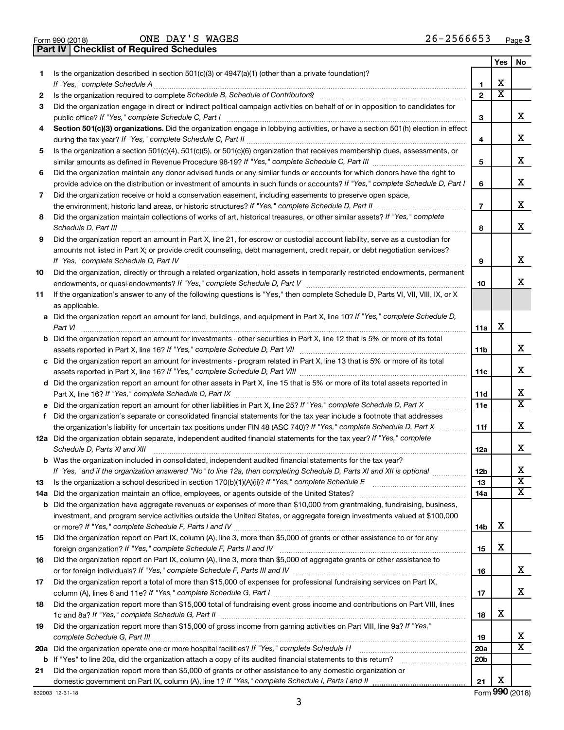Form 990 (2018) ONE DAY'S WAGES 26-2566653 Page 3

**Part IV | Checklist of Required Schedules**

| | | | Yes | No |
|---|---|---|---|---|
| 1 | Is the organization described in section 501(c)(3) or 4947(a)(1) (other than a private foundation)? *If "Yes," complete Schedule A* | 1 | X | |
| 2 | Is the organization required to complete *Schedule B, Schedule of Contributors*? | 2 | X | |
| 3 | Did the organization engage in direct or indirect political campaign activities on behalf of or in opposition to candidates for public office? *If "Yes," complete Schedule C, Part I* | 3 | | X |
| 4 | **Section 501(c)(3) organizations.** Did the organization engage in lobbying activities, or have a section 501(h) election in effect during the tax year? *If "Yes," complete Schedule C, Part II* | 4 | | X |
| 5 | Is the organization a section 501(c)(4), 501(c)(5), or 501(c)(6) organization that receives membership dues, assessments, or similar amounts as defined in Revenue Procedure 98-19? *If "Yes," complete Schedule C, Part III* | 5 | | X |
| 6 | Did the organization maintain any donor advised funds or any similar funds or accounts for which donors have the right to provide advice on the distribution or investment of amounts in such funds or accounts? *If "Yes," complete Schedule D, Part I* | 6 | | X |
| 7 | Did the organization receive or hold a conservation easement, including easements to preserve open space, the environment, historic land areas, or historic structures? *If "Yes," complete Schedule D, Part II* | 7 | | X |
| 8 | Did the organization maintain collections of works of art, historical treasures, or other similar assets? *If "Yes," complete Schedule D, Part III* | 8 | | X |
| 9 | Did the organization report an amount in Part X, line 21, for escrow or custodial account liability, serve as a custodian for amounts not listed in Part X; or provide credit counseling, debt management, credit repair, or debt negotiation services? *If "Yes," complete Schedule D, Part IV* | 9 | | X |
| 10 | Did the organization, directly or through a related organization, hold assets in temporarily restricted endowments, permanent endowments, or quasi-endowments? *If "Yes," complete Schedule D, Part V* | 10 | | X |
| 11 | If the organization's answer to any of the following questions is "Yes," then complete Schedule D, Parts VI, VII, VIII, IX, or X as applicable. | | | |
| a | Did the organization report an amount for land, buildings, and equipment in Part X, line 10? *If "Yes," complete Schedule D, Part VI* | 11a | X | |
| b | Did the organization report an amount for investments - other securities in Part X, line 12 that is 5% or more of its total assets reported in Part X, line 16? *If "Yes," complete Schedule D, Part VII* | 11b | | X |
| c | Did the organization report an amount for investments - program related in Part X, line 13 that is 5% or more of its total assets reported in Part X, line 16? *If "Yes," complete Schedule D, Part VIII* | 11c | | X |
| d | Did the organization report an amount for other assets in Part X, line 15 that is 5% or more of its total assets reported in Part X, line 16? *If "Yes," complete Schedule D, Part IX* | 11d | | X |
| e | Did the organization report an amount for other liabilities in Part X, line 25? *If "Yes," complete Schedule D, Part X* | 11e | | X |
| f | Did the organization's separate or consolidated financial statements for the tax year include a footnote that addresses the organization's liability for uncertain tax positions under FIN 48 (ASC 740)? *If "Yes," complete Schedule D, Part X* | 11f | | X |
| 12a | Did the organization obtain separate, independent audited financial statements for the tax year? *If "Yes," complete Schedule D, Parts XI and XII* | 12a | | X |
| b | Was the organization included in consolidated, independent audited financial statements for the tax year? *If "Yes," and if the organization answered "No" to line 12a, then completing Schedule D, Parts XI and XII is optional* | 12b | | X |
| 13 | Is the organization a school described in section 170(b)(1)(A)(ii)? *If "Yes," complete Schedule E* | 13 | | X |
| 14a | Did the organization maintain an office, employees, or agents outside of the United States? | 14a | | X |
| b | Did the organization have aggregate revenues or expenses of more than $10,000 from grantmaking, fundraising, business, investment, and program service activities outside the United States, or aggregate foreign investments valued at $100,000 or more? *If "Yes," complete Schedule F, Parts I and IV* | 14b | X | |
| 15 | Did the organization report on Part IX, column (A), line 3, more than $5,000 of grants or other assistance to or for any foreign organization? *If "Yes," complete Schedule F, Parts II and IV* | 15 | X | |
| 16 | Did the organization report on Part IX, column (A), line 3, more than $5,000 of aggregate grants or other assistance to or for foreign individuals? *If "Yes," complete Schedule F, Parts III and IV* | 16 | | X |
| 17 | Did the organization report a total of more than $15,000 of expenses for professional fundraising services on Part IX, column (A), lines 6 and 11e? *If "Yes," complete Schedule G, Part I* | 17 | | X |
| 18 | Did the organization report more than $15,000 total of fundraising event gross income and contributions on Part VIII, lines 1c and 8a? *If "Yes," complete Schedule G, Part II* | 18 | X | |
| 19 | Did the organization report more than $15,000 of gross income from gaming activities on Part VIII, line 9a? *If "Yes," complete Schedule G, Part III* | 19 | | X |
| 20a | Did the organization operate one or more hospital facilities? *If "Yes," complete Schedule H* | 20a | | X |
| b | If "Yes" to line 20a, did the organization attach a copy of its audited financial statements to this return? | 20b | | |
| 21 | Did the organization report more than $5,000 of grants or other assistance to any domestic organization or domestic government on Part IX, column (A), line 1? *If "Yes," complete Schedule I, Parts I and II* | 21 | X | |

832003 12-31-18 Form **990** (2018)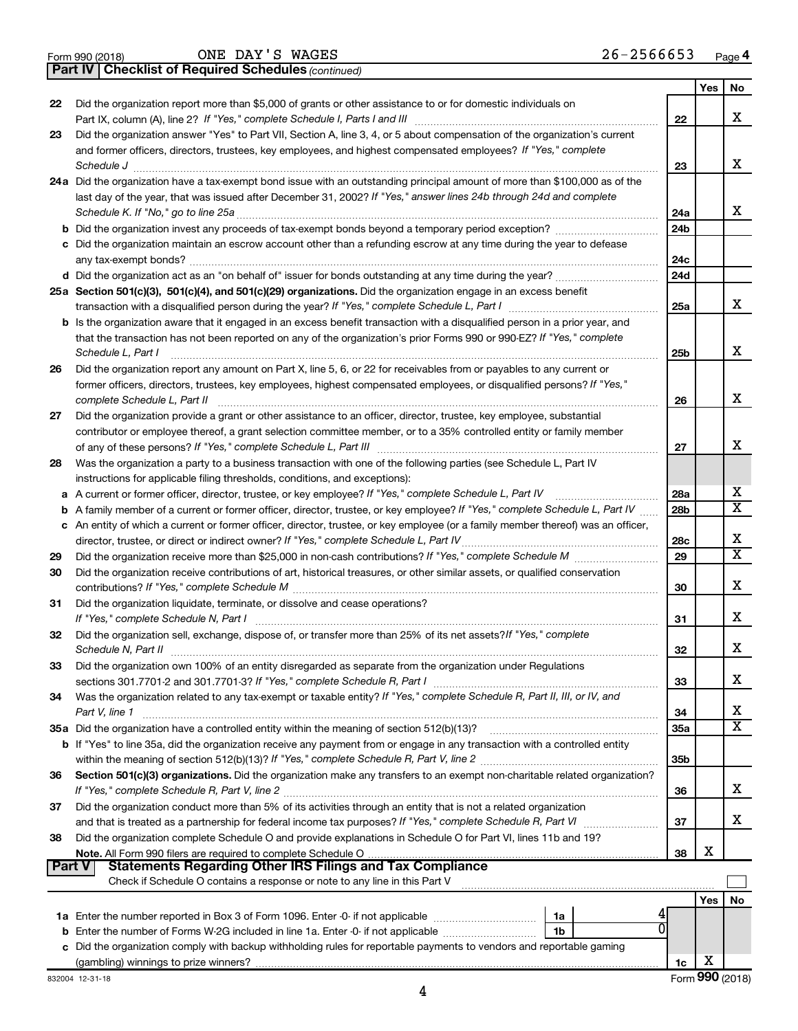Form 990 (2018) ONE DAY'S WAGES 26-2566653 Page 4

**Part IV | Checklist of Required Schedules** *(continued)*

| | | | Yes | No |
|---|---|---|---|---|
| 22 | Did the organization report more than $5,000 of grants or other assistance to or for domestic individuals on Part IX, column (A), line 2? *If "Yes," complete Schedule I, Parts I and III* | 22 | | X |
| 23 | Did the organization answer "Yes" to Part VII, Section A, line 3, 4, or 5 about compensation of the organization's current and former officers, directors, trustees, key employees, and highest compensated employees? *If "Yes," complete Schedule J* | 23 | | X |
| 24a | Did the organization have a tax-exempt bond issue with an outstanding principal amount of more than $100,000 as of the last day of the year, that was issued after December 31, 2002? *If "Yes," answer lines 24b through 24d and complete Schedule K. If "No," go to line 25a* | 24a | | X |
| b | Did the organization invest any proceeds of tax-exempt bonds beyond a temporary period exception? | 24b | | |
| c | Did the organization maintain an escrow account other than a refunding escrow at any time during the year to defease any tax-exempt bonds? | 24c | | |
| d | Did the organization act as an "on behalf of" issuer for bonds outstanding at any time during the year? | 24d | | |
| 25a | **Section 501(c)(3), 501(c)(4), and 501(c)(29) organizations.** Did the organization engage in an excess benefit transaction with a disqualified person during the year? *If "Yes," complete Schedule L, Part I* | 25a | | X |
| b | Is the organization aware that it engaged in an excess benefit transaction with a disqualified person in a prior year, and that the transaction has not been reported on any of the organization's prior Forms 990 or 990-EZ? *If "Yes," complete Schedule L, Part I* | 25b | | X |
| 26 | Did the organization report any amount on Part X, line 5, 6, or 22 for receivables from or payables to any current or former officers, directors, trustees, key employees, highest compensated employees, or disqualified persons? *If "Yes," complete Schedule L, Part II* | 26 | | X |
| 27 | Did the organization provide a grant or other assistance to an officer, director, trustee, key employee, substantial contributor or employee thereof, a grant selection committee member, or to a 35% controlled entity or family member of any of these persons? *If "Yes," complete Schedule L, Part III* | 27 | | X |
| 28 | Was the organization a party to a business transaction with one of the following parties (see Schedule L, Part IV instructions for applicable filing thresholds, conditions, and exceptions): | | | |
| a | A current or former officer, director, trustee, or key employee? *If "Yes," complete Schedule L, Part IV* | 28a | | X |
| b | A family member of a current or former officer, director, trustee, or key employee? *If "Yes," complete Schedule L, Part IV* | 28b | | X |
| c | An entity of which a current or former officer, director, trustee, or key employee (or a family member thereof) was an officer, director, trustee, or direct or indirect owner? *If "Yes," complete Schedule L, Part IV* | 28c | | X |
| 29 | Did the organization receive more than $25,000 in non-cash contributions? *If "Yes," complete Schedule M* | 29 | | X |
| 30 | Did the organization receive contributions of art, historical treasures, or other similar assets, or qualified conservation contributions? *If "Yes," complete Schedule M* | 30 | | X |
| 31 | Did the organization liquidate, terminate, or dissolve and cease operations? *If "Yes," complete Schedule N, Part I* | 31 | | X |
| 32 | Did the organization sell, exchange, dispose of, or transfer more than 25% of its net assets? *If "Yes," complete Schedule N, Part II* | 32 | | X |
| 33 | Did the organization own 100% of an entity disregarded as separate from the organization under Regulations sections 301.7701-2 and 301.7701-3? *If "Yes," complete Schedule R, Part I* | 33 | | X |
| 34 | Was the organization related to any tax-exempt or taxable entity? *If "Yes," complete Schedule R, Part II, III, or IV, and Part V, line 1* | 34 | | X |
| 35a | Did the organization have a controlled entity within the meaning of section 512(b)(13)? | 35a | | X |
| b | If "Yes" to line 35a, did the organization receive any payment from or engage in any transaction with a controlled entity within the meaning of section 512(b)(13)? *If "Yes," complete Schedule R, Part V, line 2* | 35b | | |
| 36 | **Section 501(c)(3) organizations.** Did the organization make any transfers to an exempt non-charitable related organization? *If "Yes," complete Schedule R, Part V, line 2* | 36 | | X |
| 37 | Did the organization conduct more than 5% of its activities through an entity that is not a related organization and that is treated as a partnership for federal income tax purposes? *If "Yes," complete Schedule R, Part VI* | 37 | | X |
| 38 | Did the organization complete Schedule O and provide explanations in Schedule O for Part VI, lines 11b and 19? **Note.** All Form 990 filers are required to complete Schedule O | 38 | X | |

**Part V | Statements Regarding Other IRS Filings and Tax Compliance**

Check if Schedule O contains a response or note to any line in this Part V ☐

| | | | | | Yes | No |
|---|---|---|---|---|---|---|
| 1a | Enter the number reported in Box 3 of Form 1096. Enter -0- if not applicable | 1a | 4 | | | |
| b | Enter the number of Forms W-2G included in line 1a. Enter -0- if not applicable | 1b | 0 | | | |
| c | Did the organization comply with backup withholding rules for reportable payments to vendors and reportable gaming (gambling) winnings to prize winners? | | | 1c | X | |

832004 12-31-18 Form **990** (2018)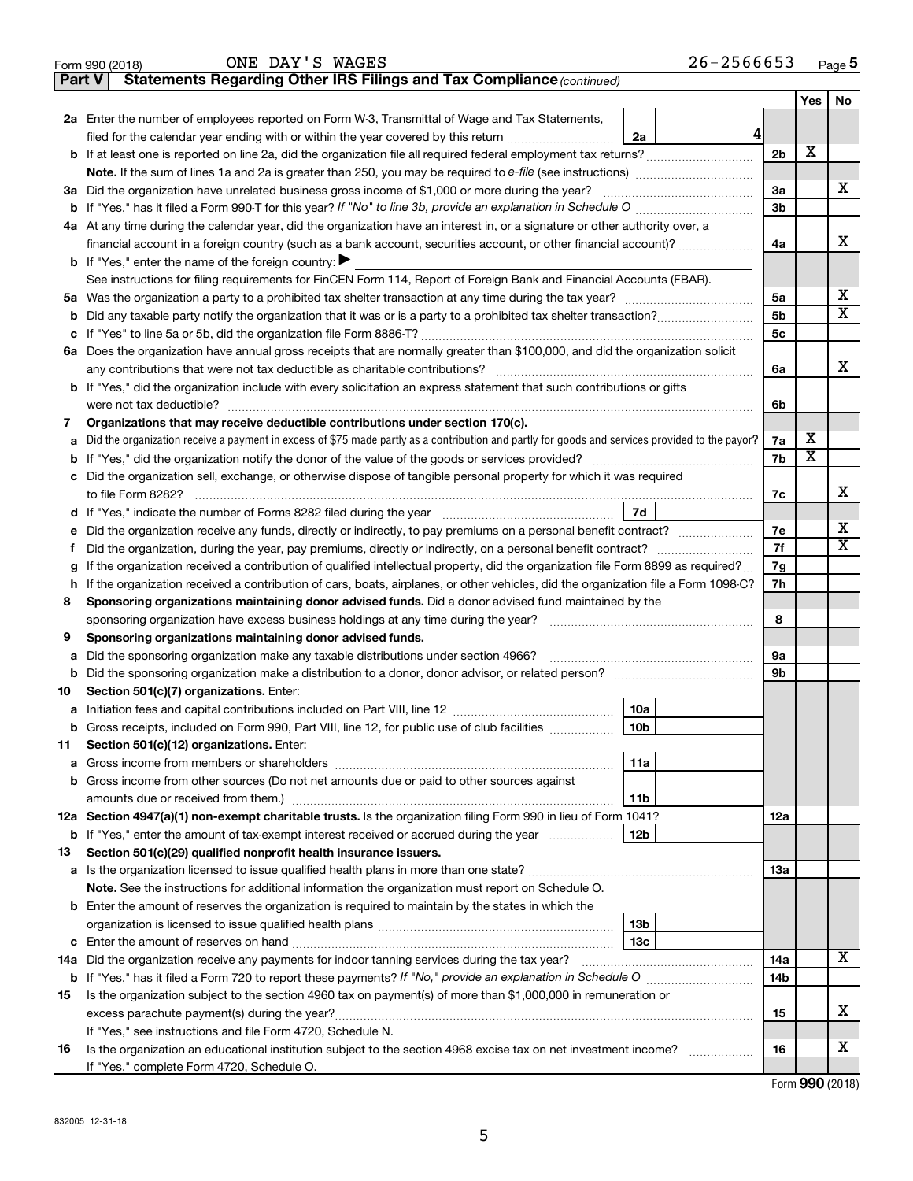Form 990 (2018) ONE DAY'S WAGES 26-2566653 Page 5

**Part V Statements Regarding Other IRS Filings and Tax Compliance** *(continued)*

| | | | | Yes | No |
|---|---|---|---|---|---|
| **2a** | Enter the number of employees reported on Form W-3, Transmittal of Wage and Tax Statements, filed for the calendar year ending with or within the year covered by this return | 2a 4 | | | |
| **b** | If at least one is reported on line 2a, did the organization file all required federal employment tax returns? | | 2b | X | |
| | **Note.** If the sum of lines 1a and 2a is greater than 250, you may be required to *e-file* (see instructions) | | | | |
| **3a** | Did the organization have unrelated business gross income of $1,000 or more during the year? | | 3a | | X |
| **b** | If "Yes," has it filed a Form 990-T for this year? *If "No" to line 3b, provide an explanation in Schedule O* | | 3b | | |
| **4a** | At any time during the calendar year, did the organization have an interest in, or a signature or other authority over, a financial account in a foreign country (such as a bank account, securities account, or other financial account)? | | 4a | | X |
| **b** | If "Yes," enter the name of the foreign country: ▶ | | | | |
| | See instructions for filing requirements for FinCEN Form 114, Report of Foreign Bank and Financial Accounts (FBAR). | | | | |
| **5a** | Was the organization a party to a prohibited tax shelter transaction at any time during the tax year? | | 5a | | X |
| **b** | Did any taxable party notify the organization that it was or is a party to a prohibited tax shelter transaction? | | 5b | | X |
| **c** | If "Yes" to line 5a or 5b, did the organization file Form 8886-T? | | 5c | | |
| **6a** | Does the organization have annual gross receipts that are normally greater than $100,000, and did the organization solicit any contributions that were not tax deductible as charitable contributions? | | 6a | | X |
| **b** | If "Yes," did the organization include with every solicitation an express statement that such contributions or gifts were not tax deductible? | | 6b | | |
| **7** | **Organizations that may receive deductible contributions under section 170(c).** | | | | |
| **a** | Did the organization receive a payment in excess of $75 made partly as a contribution and partly for goods and services provided to the payor? | | 7a | X | |
| **b** | If "Yes," did the organization notify the donor of the value of the goods or services provided? | | 7b | X | |
| **c** | Did the organization sell, exchange, or otherwise dispose of tangible personal property for which it was required to file Form 8282? | | 7c | | X |
| **d** | If "Yes," indicate the number of Forms 8282 filed during the year | 7d | | | |
| **e** | Did the organization receive any funds, directly or indirectly, to pay premiums on a personal benefit contract? | | 7e | | X |
| **f** | Did the organization, during the year, pay premiums, directly or indirectly, on a personal benefit contract? | | 7f | | X |
| **g** | If the organization received a contribution of qualified intellectual property, did the organization file Form 8899 as required? | | 7g | | |
| **h** | If the organization received a contribution of cars, boats, airplanes, or other vehicles, did the organization file a Form 1098-C? | | 7h | | |
| **8** | **Sponsoring organizations maintaining donor advised funds.** Did a donor advised fund maintained by the sponsoring organization have excess business holdings at any time during the year? | | 8 | | |
| **9** | **Sponsoring organizations maintaining donor advised funds.** | | | | |
| **a** | Did the sponsoring organization make any taxable distributions under section 4966? | | 9a | | |
| **b** | Did the sponsoring organization make a distribution to a donor, donor advisor, or related person? | | 9b | | |
| **10** | **Section 501(c)(7) organizations.** Enter: | | | | |
| **a** | Initiation fees and capital contributions included on Part VIII, line 12 | 10a | | | |
| **b** | Gross receipts, included on Form 990, Part VIII, line 12, for public use of club facilities | 10b | | | |
| **11** | **Section 501(c)(12) organizations.** Enter: | | | | |
| **a** | Gross income from members or shareholders | 11a | | | |
| **b** | Gross income from other sources (Do not net amounts due or paid to other sources against amounts due or received from them.) | 11b | | | |
| **12a** | **Section 4947(a)(1) non-exempt charitable trusts.** Is the organization filing Form 990 in lieu of Form 1041? | | 12a | | |
| **b** | If "Yes," enter the amount of tax-exempt interest received or accrued during the year | 12b | | | |
| **13** | **Section 501(c)(29) qualified nonprofit health insurance issuers.** | | | | |
| **a** | Is the organization licensed to issue qualified health plans in more than one state? | | 13a | | |
| | **Note.** See the instructions for additional information the organization must report on Schedule O. | | | | |
| **b** | Enter the amount of reserves the organization is required to maintain by the states in which the organization is licensed to issue qualified health plans | 13b | | | |
| **c** | Enter the amount of reserves on hand | 13c | | | |
| **14a** | Did the organization receive any payments for indoor tanning services during the tax year? | | 14a | | X |
| **b** | If "Yes," has it filed a Form 720 to report these payments? *If "No," provide an explanation in Schedule O* | | 14b | | |
| **15** | Is the organization subject to the section 4960 tax on payment(s) of more than $1,000,000 in remuneration or excess parachute payment(s) during the year? | | 15 | | X |
| | If "Yes," see instructions and file Form 4720, Schedule N. | | | | |
| **16** | Is the organization an educational institution subject to the section 4968 excise tax on net investment income? | | 16 | | X |
| | If "Yes," complete Form 4720, Schedule O. | | | | |

Form **990** (2018)

832005 12-31-18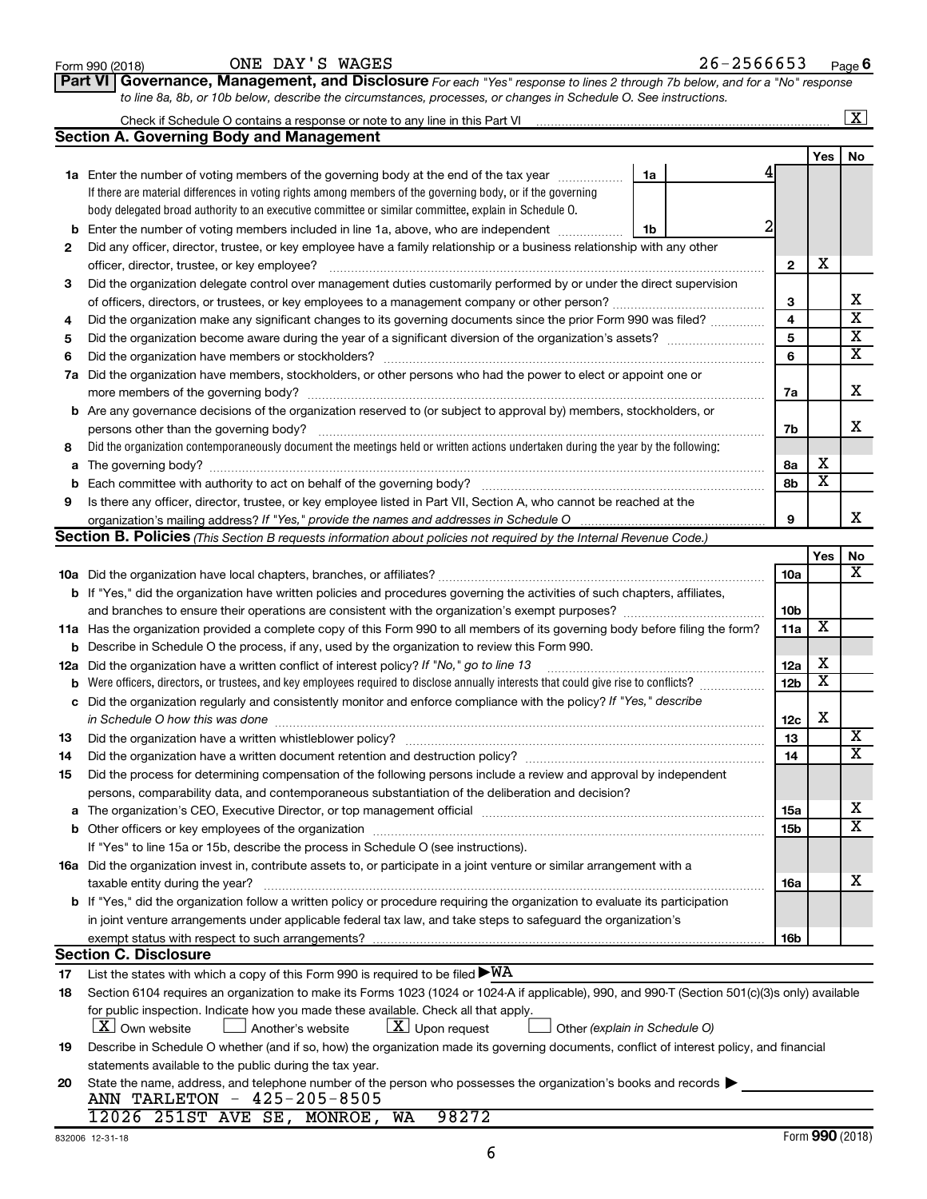Form 990 (2018) ONE DAY'S WAGES 26-2566653 Page 6

**Part VI Governance, Management, and Disclosure** *For each "Yes" response to lines 2 through 7b below, and for a "No" response to line 8a, 8b, or 10b below, describe the circumstances, processes, or changes in Schedule O. See instructions.*

Check if Schedule O contains a response or note to any line in this Part VI [X]

## Section A. Governing Body and Management

| | | | | Yes | No |
|---|---|---|---|---|---|
| **1a** | Enter the number of voting members of the governing body at the end of the tax year. If there are material differences in voting rights among members of the governing body, or if the governing body delegated broad authority to an executive committee or similar committee, explain in Schedule O. | 1a: 4 | | | |
| **b** | Enter the number of voting members included in line 1a, above, who are independent | 1b: 2 | | | |
| **2** | Did any officer, director, trustee, or key employee have a family relationship or a business relationship with any other officer, director, trustee, or key employee? | | 2 | X | |
| **3** | Did the organization delegate control over management duties customarily performed by or under the direct supervision of officers, directors, or trustees, or key employees to a management company or other person? | | 3 | | X |
| **4** | Did the organization make any significant changes to its governing documents since the prior Form 990 was filed? | | 4 | | X |
| **5** | Did the organization become aware during the year of a significant diversion of the organization's assets? | | 5 | | X |
| **6** | Did the organization have members or stockholders? | | 6 | | X |
| **7a** | Did the organization have members, stockholders, or other persons who had the power to elect or appoint one or more members of the governing body? | | 7a | | X |
| **b** | Are any governance decisions of the organization reserved to (or subject to approval by) members, stockholders, or persons other than the governing body? | | 7b | | X |
| **8** | Did the organization contemporaneously document the meetings held or written actions undertaken during the year by the following: | | | | |
| **a** | The governing body? | | 8a | X | |
| **b** | Each committee with authority to act on behalf of the governing body? | | 8b | X | |
| **9** | Is there any officer, director, trustee, or key employee listed in Part VII, Section A, who cannot be reached at the organization's mailing address? *If "Yes," provide the names and addresses in Schedule O* | | 9 | | X |

## Section B. Policies *(This Section B requests information about policies not required by the Internal Revenue Code.)*

| | | | Yes | No |
|---|---|---|---|---|
| **10a** | Did the organization have local chapters, branches, or affiliates? | 10a | | X |
| **b** | If "Yes," did the organization have written policies and procedures governing the activities of such chapters, affiliates, and branches to ensure their operations are consistent with the organization's exempt purposes? | 10b | | |
| **11a** | Has the organization provided a complete copy of this Form 990 to all members of its governing body before filing the form? | 11a | X | |
| **b** | Describe in Schedule O the process, if any, used by the organization to review this Form 990. | | | |
| **12a** | Did the organization have a written conflict of interest policy? *If "No," go to line 13* | 12a | X | |
| **b** | Were officers, directors, or trustees, and key employees required to disclose annually interests that could give rise to conflicts? | 12b | X | |
| **c** | Did the organization regularly and consistently monitor and enforce compliance with the policy? *If "Yes," describe in Schedule O how this was done* | 12c | X | |
| **13** | Did the organization have a written whistleblower policy? | 13 | | X |
| **14** | Did the organization have a written document retention and destruction policy? | 14 | | X |
| **15** | Did the process for determining compensation of the following persons include a review and approval by independent persons, comparability data, and contemporaneous substantiation of the deliberation and decision? | | | |
| **a** | The organization's CEO, Executive Director, or top management official | 15a | | X |
| **b** | Other officers or key employees of the organization | 15b | | X |
| | If "Yes" to line 15a or 15b, describe the process in Schedule O (see instructions). | | | |
| **16a** | Did the organization invest in, contribute assets to, or participate in a joint venture or similar arrangement with a taxable entity during the year? | 16a | | X |
| **b** | If "Yes," did the organization follow a written policy or procedure requiring the organization to evaluate its participation in joint venture arrangements under applicable federal tax law, and take steps to safeguard the organization's exempt status with respect to such arrangements? | 16b | | |

## Section C. Disclosure

**17** List the states with which a copy of this Form 990 is required to be filed ▶ WA

**18** Section 6104 requires an organization to make its Forms 1023 (1024 or 1024-A if applicable), 990, and 990-T (Section 501(c)(3)s only) available for public inspection. Indicate how you made these available. Check all that apply.

[X] Own website [ ] Another's website [X] Upon request [ ] Other *(explain in Schedule O)*

**19** Describe in Schedule O whether (and if so, how) the organization made its governing documents, conflict of interest policy, and financial statements available to the public during the tax year.

**20** State the name, address, and telephone number of the person who possesses the organization's books and records ▶

ANN TARLETON - 425-205-8505
12026 251ST AVE SE, MONROE, WA 98272

832006 12-31-18 Form **990** (2018)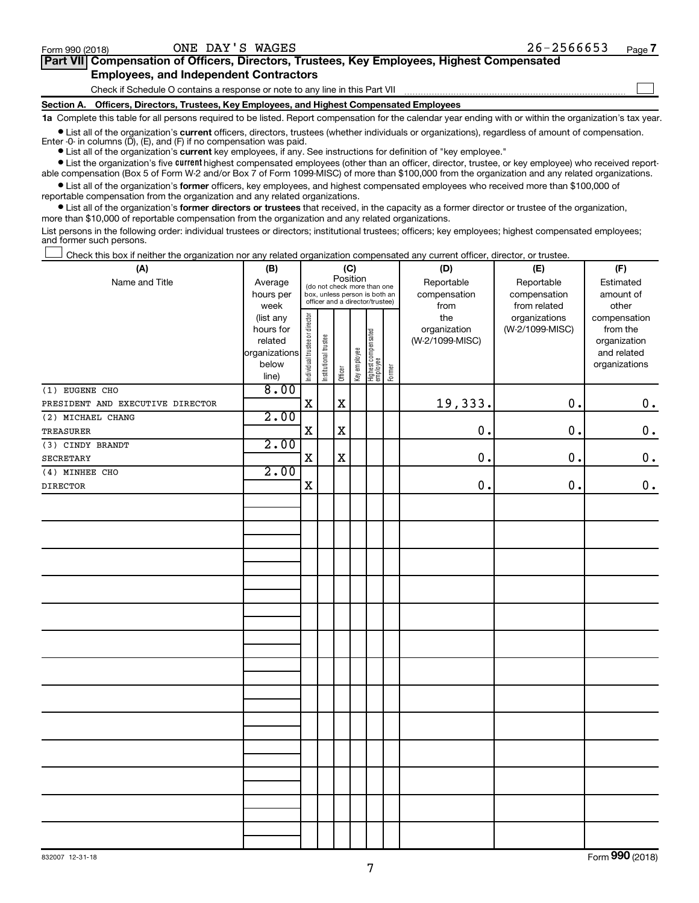Form 990 (2018) ONE DAY'S WAGES 26-2566653 Page 7

**Part VII Compensation of Officers, Directors, Trustees, Key Employees, Highest Compensated Employees, and Independent Contractors**

Check if Schedule O contains a response or note to any line in this Part VII ☐

**Section A. Officers, Directors, Trustees, Key Employees, and Highest Compensated Employees**

**1a** Complete this table for all persons required to be listed. Report compensation for the calendar year ending with or within the organization's tax year.

- List all of the organization's **current** officers, directors, trustees (whether individuals or organizations), regardless of amount of compensation. Enter -0- in columns (D), (E), and (F) if no compensation was paid.
- List all of the organization's **current** key employees, if any. See instructions for definition of "key employee."
- List the organization's five **current** highest compensated employees (other than an officer, director, trustee, or key employee) who received reportable compensation (Box 5 of Form W-2 and/or Box 7 of Form 1099-MISC) of more than $100,000 from the organization and any related organizations.
- List all of the organization's **former** officers, key employees, and highest compensated employees who received more than $100,000 of reportable compensation from the organization and any related organizations.
- List all of the organization's **former directors or trustees** that received, in the capacity as a former director or trustee of the organization, more than $10,000 of reportable compensation from the organization and any related organizations.

List persons in the following order: individual trustees or directors; institutional trustees; officers; key employees; highest compensated employees; and former such persons.

☐ Check this box if neither the organization nor any related organization compensated any current officer, director, or trustee.

| (A) Name and Title | (B) Average hours per week (list any hours for related organizations below line) | (C) Position: Individual trustee or director | Institutional trustee | Officer | Key employee | Highest compensated employee | Former | (D) Reportable compensation from the organization (W-2/1099-MISC) | (E) Reportable compensation from related organizations (W-2/1099-MISC) | (F) Estimated amount of other compensation from the organization and related organizations |
|---|---|---|---|---|---|---|---|---|---|---|
| (1) EUGENE CHO<br>PRESIDENT AND EXECUTIVE DIRECTOR | 8.00 | X | | X | | | | 19,333. | 0. | 0. |
| (2) MICHAEL CHANG<br>TREASURER | 2.00 | X | | X | | | | 0. | 0. | 0. |
| (3) CINDY BRANDT<br>SECRETARY | 2.00 | X | | X | | | | 0. | 0. | 0. |
| (4) MINHEE CHO<br>DIRECTOR | 2.00 | X | | | | | | 0. | 0. | 0. |

832007 12-31-18 Form 990 (2018)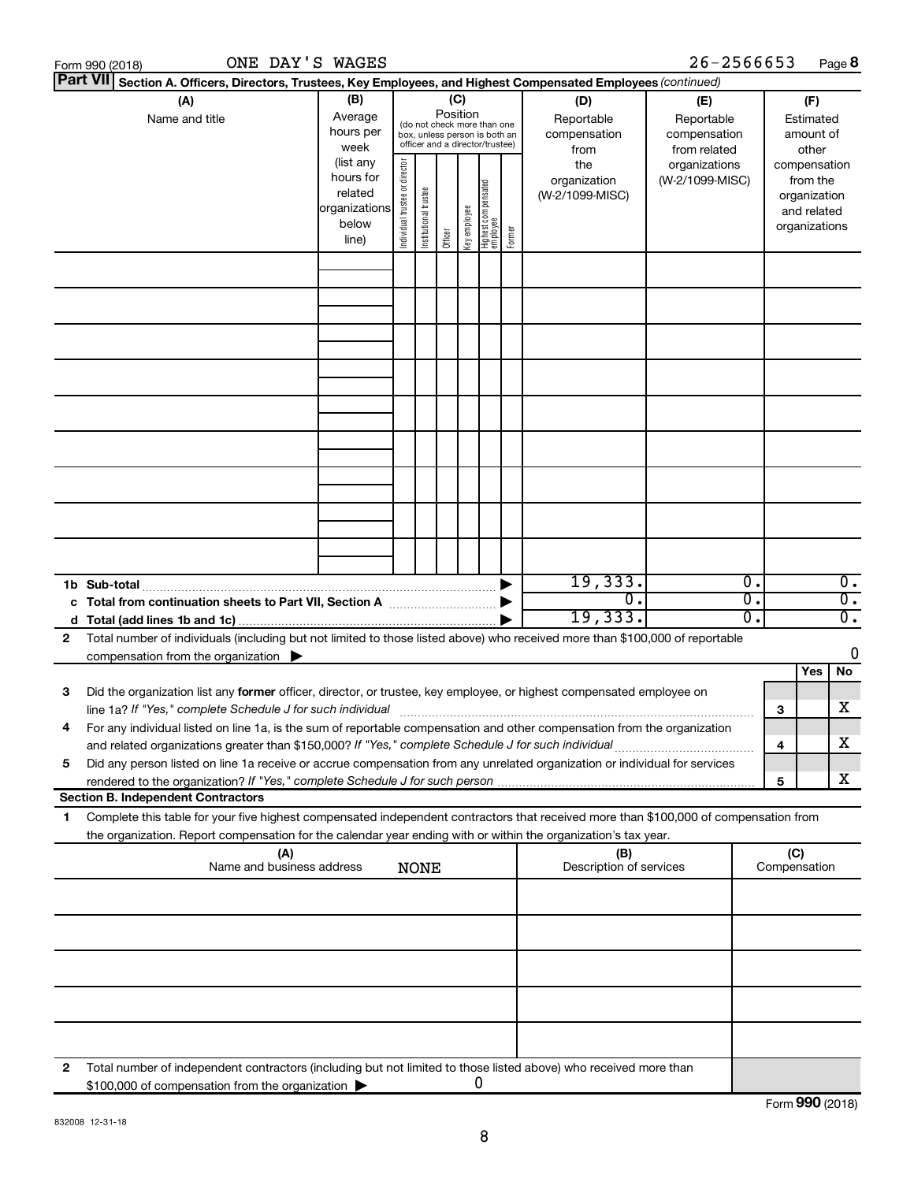Form 990 (2018) ONE DAY'S WAGES 26-2566653 Page **8**

**Part VII** **Section A. Officers, Directors, Trustees, Key Employees, and Highest Compensated Employees** *(continued)*

| (A) Name and title | (B) Average hours per week (list any hours for related organizations below line) | (C) Position (do not check more than one box, unless person is both an officer and a director/trustee): Individual trustee or director | Institutional trustee | Officer | Key employee | Highest compensated employee | Former | (D) Reportable compensation from the organization (W-2/1099-MISC) | (E) Reportable compensation from related organizations (W-2/1099-MISC) | (F) Estimated amount of other compensation from the organization and related organizations |
|---|---|---|---|---|---|---|---|---|---|---|
| | | | | | | | | | | |
| | | | | | | | | | | |
| | | | | | | | | | | |
| | | | | | | | | | | |
| | | | | | | | | | | |
| | | | | | | | | | | |
| | | | | | | | | | | |
| | | | | | | | | | | |
| | | | | | | | | | | |
| **1b Sub-total** | | | | | | | | 19,333. | 0. | 0. |
| **c Total from continuation sheets to Part VII, Section A** | | | | | | | | 0. | 0. | 0. |
| **d Total (add lines 1b and 1c)** | | | | | | | | 19,333. | 0. | 0. |

**2** Total number of individuals (including but not limited to those listed above) who received more than $100,000 of reportable compensation from the organization ▶ 0

| | | | Yes | No |
|---|---|---|---|---|
| **3** | Did the organization list any **former** officer, director, or trustee, key employee, or highest compensated employee on line 1a? *If "Yes," complete Schedule J for such individual* | **3** | | X |
| **4** | For any individual listed on line 1a, is the sum of reportable compensation and other compensation from the organization and related organizations greater than $150,000? *If "Yes," complete Schedule J for such individual* | **4** | | X |
| **5** | Did any person listed on line 1a receive or accrue compensation from any unrelated organization or individual for services rendered to the organization? *If "Yes," complete Schedule J for such person* | **5** | | X |

**Section B. Independent Contractors**

**1** Complete this table for your five highest compensated independent contractors that received more than $100,000 of compensation from the organization. Report compensation for the calendar year ending with or within the organization's tax year.

| (A) Name and business address | (B) Description of services | (C) Compensation |
|---|---|---|
| NONE | | |
| | | |
| | | |
| | | |
| | | |

**2** Total number of independent contractors (including but not limited to those listed above) who received more than $100,000 of compensation from the organization ▶ 0

Form **990** (2018)

832008 12-31-18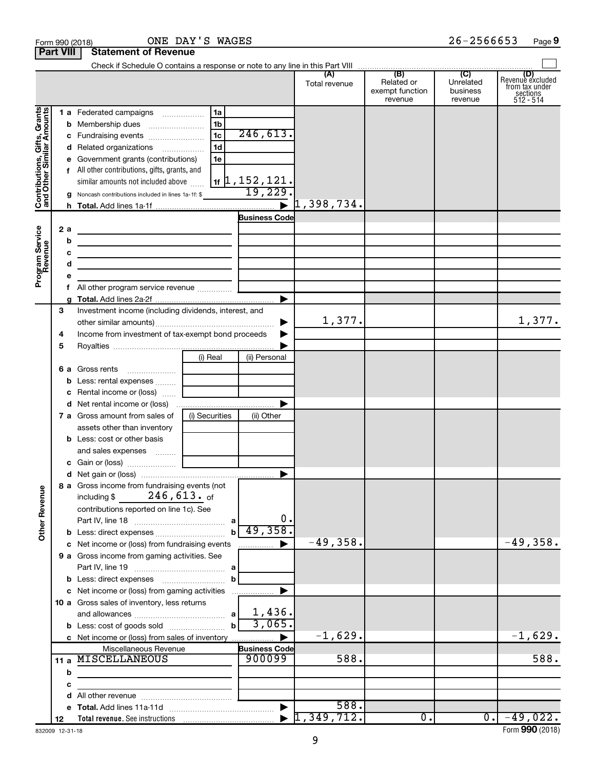Form 990 (2018) ONE DAY'S WAGES 26-2566653 Page 9

**Part VIII Statement of Revenue**

Check if Schedule O contains a response or note to any line in this Part VIII

| | | | | (A) Total revenue | (B) Related or exempt function revenue | (C) Unrelated business revenue | (D) Revenue excluded from tax under sections 512 - 514 |
|---|---|---|---|---|---|---|---|
| **Contributions, Gifts, Grants and Other Similar Amounts** | 1a Federated campaigns | 1a | | | | | |
| | b Membership dues | 1b | | | | | |
| | c Fundraising events | 1c | 246,613. | | | | |
| | d Related organizations | 1d | | | | | |
| | e Government grants (contributions) | 1e | | | | | |
| | f All other contributions, gifts, grants, and similar amounts not included above | 1f | 1,152,121. | | | | |
| | g Noncash contributions included in lines 1a-1f: $ | | 19,229. | | | | |
| | h **Total.** Add lines 1a-1f | | ▶ | 1,398,734. | | | |
| **Program Service Revenue** | | | **Business Code** | | | | |
| | 2a | | | | | | |
| | b | | | | | | |
| | c | | | | | | |
| | d | | | | | | |
| | e | | | | | | |
| | f All other program service revenue | | | | | | |
| | g **Total.** Add lines 2a-2f | | ▶ | | | | |
| **Other Revenue** | 3 Investment income (including dividends, interest, and other similar amounts) | | ▶ | 1,377. | | | 1,377. |
| | 4 Income from investment of tax-exempt bond proceeds | | ▶ | | | | |
| | 5 Royalties | | ▶ | | | | |
| | | (i) Real | (ii) Personal | | | | |
| | 6a Gross rents | | | | | | |
| | b Less: rental expenses | | | | | | |
| | c Rental income or (loss) | | | | | | |
| | d Net rental income or (loss) | | ▶ | | | | |
| | | (i) Securities | (ii) Other | | | | |
| | 7a Gross amount from sales of assets other than inventory | | | | | | |
| | b Less: cost or other basis and sales expenses | | | | | | |
| | c Gain or (loss) | | | | | | |
| | d Net gain or (loss) | | ▶ | | | | |
| | 8a Gross income from fundraising events (not including $ 246,613. of contributions reported on line 1c). See Part IV, line 18 | a | 0. | | | | |
| | b Less: direct expenses | b | 49,358. | | | | |
| | c Net income or (loss) from fundraising events | | ▶ | -49,358. | | | -49,358. |
| | 9a Gross income from gaming activities. See Part IV, line 19 | a | | | | | |
| | b Less: direct expenses | b | | | | | |
| | c Net income or (loss) from gaming activities | | ▶ | | | | |
| | 10a Gross sales of inventory, less returns and allowances | a | 1,436. | | | | |
| | b Less: cost of goods sold | b | 3,065. | | | | |
| | c Net income or (loss) from sales of inventory | | ▶ | -1,629. | | | -1,629. |
| | Miscellaneous Revenue | | **Business Code** | | | | |
| | 11a MISCELLANEOUS | | 900099 | 588. | | | 588. |
| | b | | | | | | |
| | c | | | | | | |
| | d All other revenue | | | | | | |
| | e **Total.** Add lines 11a-11d | | ▶ | 588. | | | |
| | 12 **Total revenue.** See instructions | | ▶ | 1,349,712. | 0. | 0. | -49,022. |

832009 12-31-18 Form **990** (2018)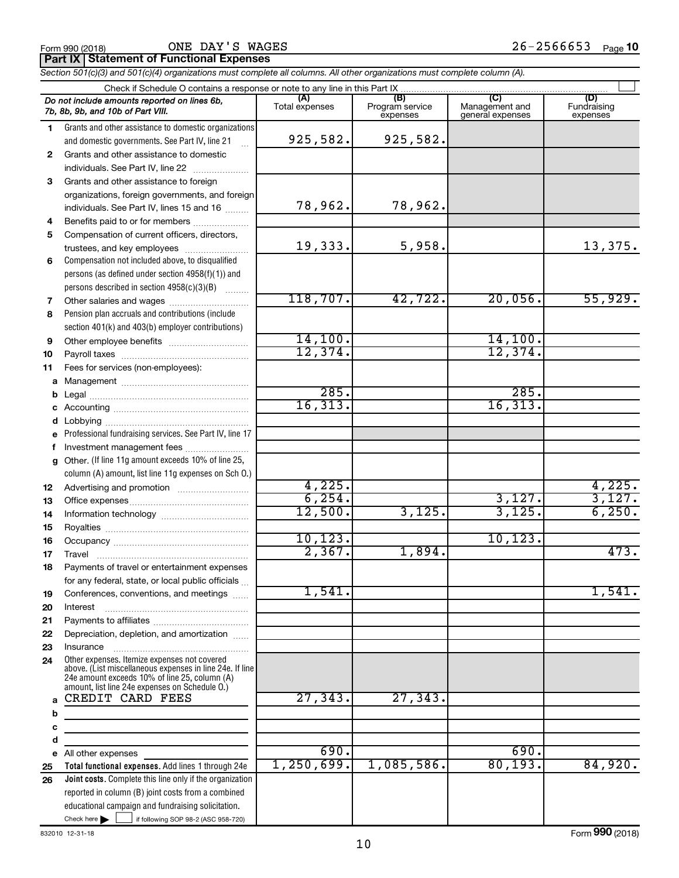Form 990 (2018) ONE DAY'S WAGES 26-2566653 Page **10**

**Part IX Statement of Functional Expenses**

*Section 501(c)(3) and 501(c)(4) organizations must complete all columns. All other organizations must complete column (A).*

Check if Schedule O contains a response or note to any line in this Part IX ☐

| *Do not include amounts reported on lines 6b, 7b, 8b, 9b, and 10b of Part VIII.* | (A) Total expenses | (B) Program service expenses | (C) Management and general expenses | (D) Fundraising expenses |
|---|---|---|---|---|
| 1 Grants and other assistance to domestic organizations and domestic governments. See Part IV, line 21 | 925,582. | 925,582. | | |
| 2 Grants and other assistance to domestic individuals. See Part IV, line 22 | | | | |
| 3 Grants and other assistance to foreign organizations, foreign governments, and foreign individuals. See Part IV, lines 15 and 16 | 78,962. | 78,962. | | |
| 4 Benefits paid to or for members | | | | |
| 5 Compensation of current officers, directors, trustees, and key employees | 19,333. | 5,958. | | 13,375. |
| 6 Compensation not included above, to disqualified persons (as defined under section 4958(f)(1)) and persons described in section 4958(c)(3)(B) | | | | |
| 7 Other salaries and wages | 118,707. | 42,722. | 20,056. | 55,929. |
| 8 Pension plan accruals and contributions (include section 401(k) and 403(b) employer contributions) | | | | |
| 9 Other employee benefits | 14,100. | | 14,100. | |
| 10 Payroll taxes | 12,374. | | 12,374. | |
| 11 Fees for services (non-employees): | | | | |
| a Management | | | | |
| b Legal | 285. | | 285. | |
| c Accounting | 16,313. | | 16,313. | |
| d Lobbying | | | | |
| e Professional fundraising services. See Part IV, line 17 | | | | |
| f Investment management fees | | | | |
| g Other. (If line 11g amount exceeds 10% of line 25, column (A) amount, list line 11g expenses on Sch O.) | | | | |
| 12 Advertising and promotion | 4,225. | | | 4,225. |
| 13 Office expenses | 6,254. | | 3,127. | 3,127. |
| 14 Information technology | 12,500. | 3,125. | 3,125. | 6,250. |
| 15 Royalties | | | | |
| 16 Occupancy | 10,123. | | 10,123. | |
| 17 Travel | 2,367. | 1,894. | | 473. |
| 18 Payments of travel or entertainment expenses for any federal, state, or local public officials | | | | |
| 19 Conferences, conventions, and meetings | 1,541. | | | 1,541. |
| 20 Interest | | | | |
| 21 Payments to affiliates | | | | |
| 22 Depreciation, depletion, and amortization | | | | |
| 23 Insurance | | | | |
| 24 Other expenses. Itemize expenses not covered above. (List miscellaneous expenses in line 24e. If line 24e amount exceeds 10% of line 25, column (A) amount, list line 24e expenses on Schedule O.) | | | | |
| a CREDIT CARD FEES | 27,343. | 27,343. | | |
| b | | | | |
| c | | | | |
| d | | | | |
| e All other expenses | 690. | | 690. | |
| 25 **Total functional expenses.** Add lines 1 through 24e | 1,250,699. | 1,085,586. | 80,193. | 84,920. |
| 26 **Joint costs.** Complete this line only if the organization reported in column (B) joint costs from a combined educational campaign and fundraising solicitation. Check here ☐ if following SOP 98-2 (ASC 958-720) | | | | |

832010 12-31-18 Form **990** (2018)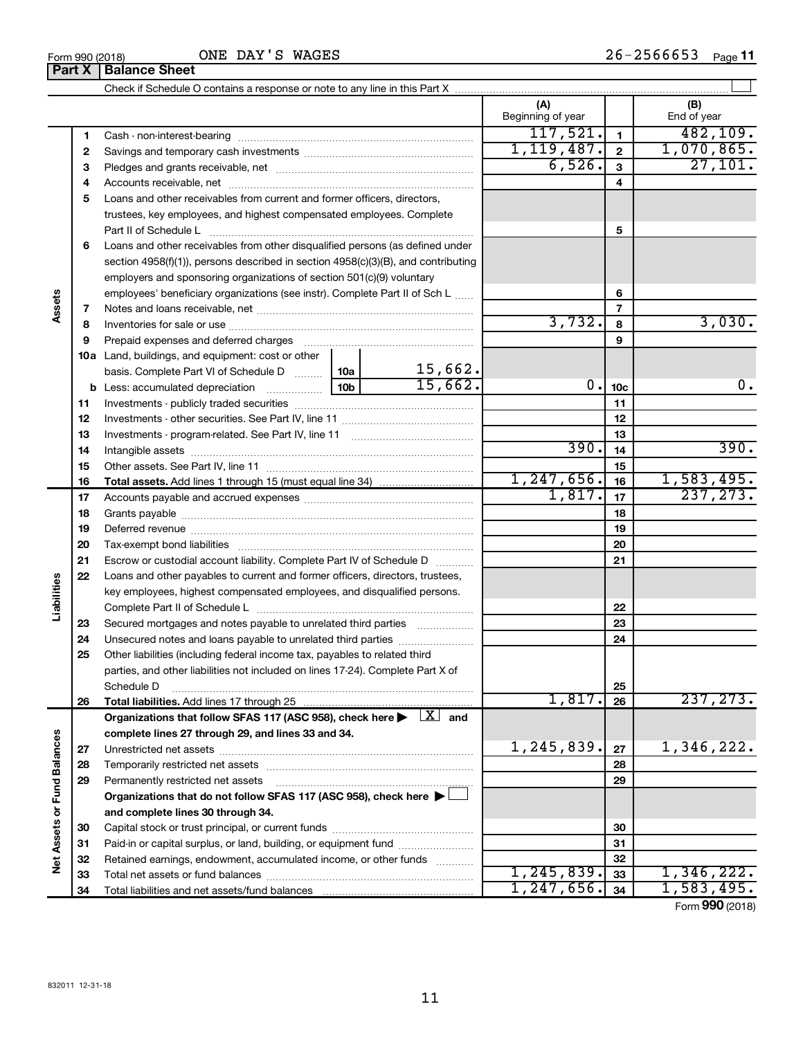Form 990 (2018) ONE DAY'S WAGES 26-2566653 Page 11

## Part X Balance Sheet

Check if Schedule O contains a response or note to any line in this Part X ☐

| Section | Line | Description | | | (A) Beginning of year | | (B) End of year |
|---|---|---|---|---|---|---|---|
| Assets | 1 | Cash - non-interest-bearing | | | 117,521. | 1 | 482,109. |
| | 2 | Savings and temporary cash investments | | | 1,119,487. | 2 | 1,070,865. |
| | 3 | Pledges and grants receivable, net | | | 6,526. | 3 | 27,101. |
| | 4 | Accounts receivable, net | | | | 4 | |
| | 5 | Loans and other receivables from current and former officers, directors, trustees, key employees, and highest compensated employees. Complete Part II of Schedule L | | | | 5 | |
| | 6 | Loans and other receivables from other disqualified persons (as defined under section 4958(f)(1)), persons described in section 4958(c)(3)(B), and contributing employers and sponsoring organizations of section 501(c)(9) voluntary employees' beneficiary organizations (see instr). Complete Part II of Sch L | | | | 6 | |
| | 7 | Notes and loans receivable, net | | | | 7 | |
| | 8 | Inventories for sale or use | | | 3,732. | 8 | 3,030. |
| | 9 | Prepaid expenses and deferred charges | | | | 9 | |
| | 10a | Land, buildings, and equipment: cost or other basis. Complete Part VI of Schedule D | 10a | 15,662. | | | |
| | b | Less: accumulated depreciation | 10b | 15,662. | 0. | 10c | 0. |
| | 11 | Investments - publicly traded securities | | | | 11 | |
| | 12 | Investments - other securities. See Part IV, line 11 | | | | 12 | |
| | 13 | Investments - program-related. See Part IV, line 11 | | | | 13 | |
| | 14 | Intangible assets | | | 390. | 14 | 390. |
| | 15 | Other assets. See Part IV, line 11 | | | | 15 | |
| | 16 | **Total assets.** Add lines 1 through 15 (must equal line 34) | | | 1,247,656. | 16 | 1,583,495. |
| Liabilities | 17 | Accounts payable and accrued expenses | | | 1,817. | 17 | 237,273. |
| | 18 | Grants payable | | | | 18 | |
| | 19 | Deferred revenue | | | | 19 | |
| | 20 | Tax-exempt bond liabilities | | | | 20 | |
| | 21 | Escrow or custodial account liability. Complete Part IV of Schedule D | | | | 21 | |
| | 22 | Loans and other payables to current and former officers, directors, trustees, key employees, highest compensated employees, and disqualified persons. Complete Part II of Schedule L | | | | 22 | |
| | 23 | Secured mortgages and notes payable to unrelated third parties | | | | 23 | |
| | 24 | Unsecured notes and loans payable to unrelated third parties | | | | 24 | |
| | 25 | Other liabilities (including federal income tax, payables to related third parties, and other liabilities not included on lines 17-24). Complete Part X of Schedule D | | | | 25 | |
| | 26 | **Total liabilities.** Add lines 17 through 25 | | | 1,817. | 26 | 237,273. |
| Net Assets or Fund Balances | | **Organizations that follow SFAS 117 (ASC 958), check here ▶ [X] and complete lines 27 through 29, and lines 33 and 34.** | | | | | |
| | 27 | Unrestricted net assets | | | 1,245,839. | 27 | 1,346,222. |
| | 28 | Temporarily restricted net assets | | | | 28 | |
| | 29 | Permanently restricted net assets | | | | 29 | |
| | | **Organizations that do not follow SFAS 117 (ASC 958), check here ▶ ☐ and complete lines 30 through 34.** | | | | | |
| | 30 | Capital stock or trust principal, or current funds | | | | 30 | |
| | 31 | Paid-in or capital surplus, or land, building, or equipment fund | | | | 31 | |
| | 32 | Retained earnings, endowment, accumulated income, or other funds | | | | 32 | |
| | 33 | Total net assets or fund balances | | | 1,245,839. | 33 | 1,346,222. |
| | 34 | Total liabilities and net assets/fund balances | | | 1,247,656. | 34 | 1,583,495. |

Form **990** (2018)

832011 12-31-18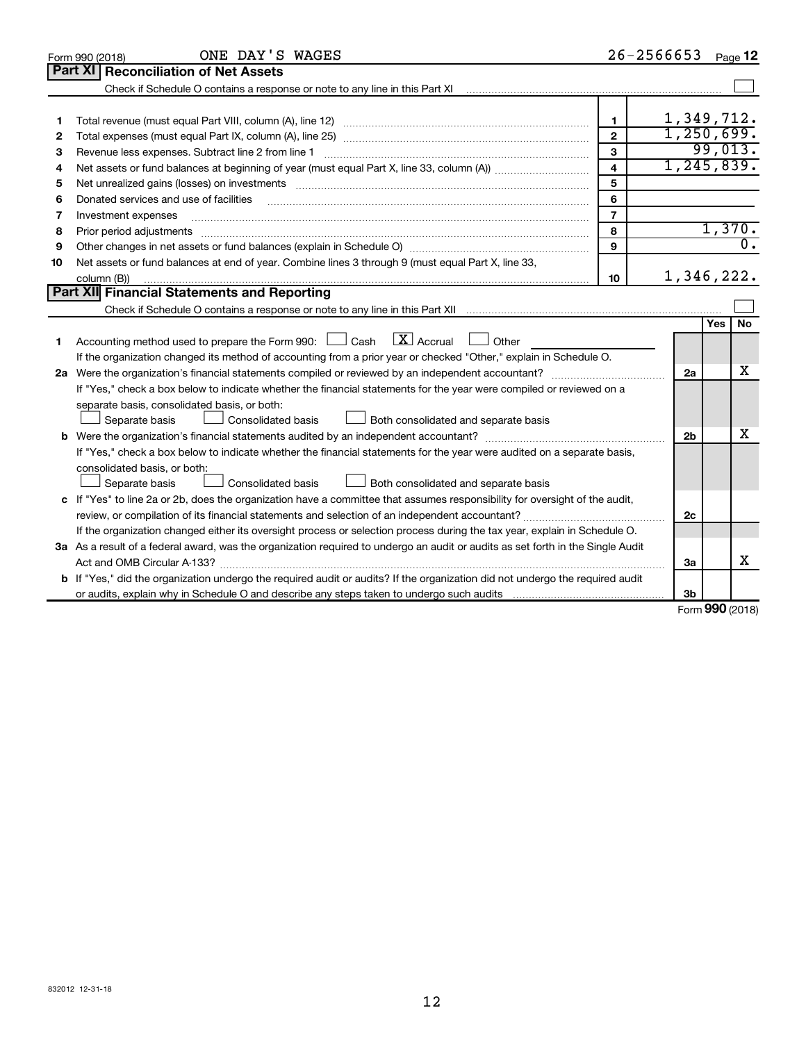Form 990 (2018) ONE DAY'S WAGES 26-2566653

## Part XI Reconciliation of Net Assets

Check if Schedule O contains a response or note to any line in this Part XI ☐

| | | | |
|---|---|---|---|
| 1 | Total revenue (must equal Part VIII, column (A), line 12) | 1 | 1,349,712. |
| 2 | Total expenses (must equal Part IX, column (A), line 25) | 2 | 1,250,699. |
| 3 | Revenue less expenses. Subtract line 2 from line 1 | 3 | 99,013. |
| 4 | Net assets or fund balances at beginning of year (must equal Part X, line 33, column (A)) | 4 | 1,245,839. |
| 5 | Net unrealized gains (losses) on investments | 5 | |
| 6 | Donated services and use of facilities | 6 | |
| 7 | Investment expenses | 7 | |
| 8 | Prior period adjustments | 8 | 1,370. |
| 9 | Other changes in net assets or fund balances (explain in Schedule O) | 9 | 0. |
| 10 | Net assets or fund balances at end of year. Combine lines 3 through 9 (must equal Part X, line 33, column (B)) | 10 | 1,346,222. |

## Part XII Financial Statements and Reporting

Check if Schedule O contains a response or note to any line in this Part XII ☐

| | | | Yes | No |
|---|---|---|---|---|
| 1 | Accounting method used to prepare the Form 990: ☐ Cash ☒ Accrual ☐ Other<br>If the organization changed its method of accounting from a prior year or checked "Other," explain in Schedule O. | | | |
| 2a | Were the organization's financial statements compiled or reviewed by an independent accountant?<br>If "Yes," check a box below to indicate whether the financial statements for the year were compiled or reviewed on a separate basis, consolidated basis, or both:<br>☐ Separate basis ☐ Consolidated basis ☐ Both consolidated and separate basis | 2a | | X |
| b | Were the organization's financial statements audited by an independent accountant?<br>If "Yes," check a box below to indicate whether the financial statements for the year were audited on a separate basis, consolidated basis, or both:<br>☐ Separate basis ☐ Consolidated basis ☐ Both consolidated and separate basis | 2b | | X |
| c | If "Yes" to line 2a or 2b, does the organization have a committee that assumes responsibility for oversight of the audit, review, or compilation of its financial statements and selection of an independent accountant?<br>If the organization changed either its oversight process or selection process during the tax year, explain in Schedule O. | 2c | | |
| 3a | As a result of a federal award, was the organization required to undergo an audit or audits as set forth in the Single Audit Act and OMB Circular A-133? | 3a | | X |
| b | If "Yes," did the organization undergo the required audit or audits? If the organization did not undergo the required audit or audits, explain why in Schedule O and describe any steps taken to undergo such audits | 3b | | |

Form 990 (2018)

832012 12-31-18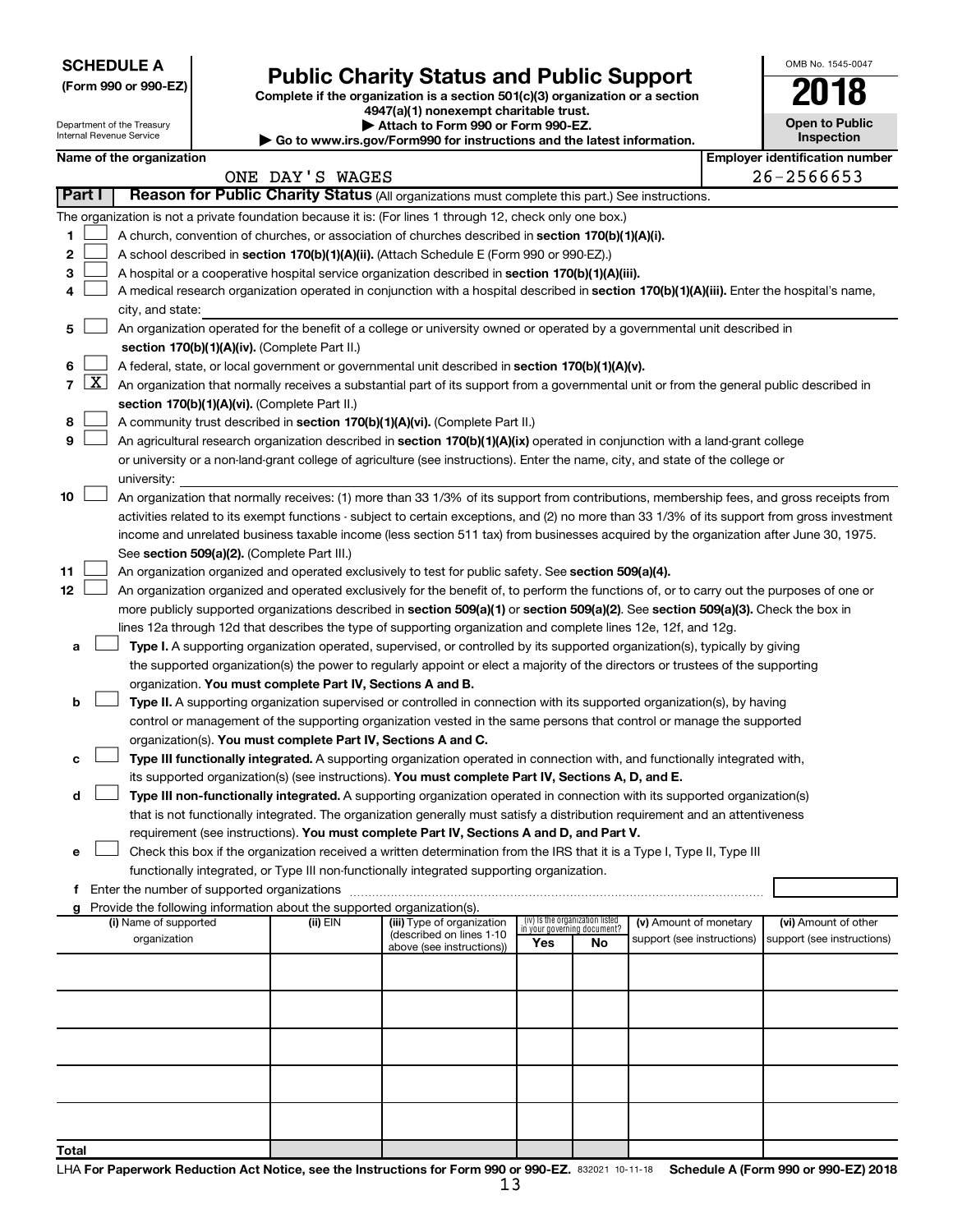**SCHEDULE A**
**(Form 990 or 990-EZ)**

Department of the Treasury
Internal Revenue Service

# Public Charity Status and Public Support

**Complete if the organization is a section 501(c)(3) organization or a section 4947(a)(1) nonexempt charitable trust.**
**▶ Attach to Form 990 or Form 990-EZ.**
**▶ Go to www.irs.gov/Form990 for instructions and the latest information.**

OMB No. 1545-0047

**2018**

**Open to Public Inspection**

**Name of the organization**
ONE DAY'S WAGES

**Employer identification number**
26-2566653

**Part I** **Reason for Public Charity Status** (All organizations must complete this part.) See instructions.

The organization is not a private foundation because it is: (For lines 1 through 12, check only one box.)

1 ☐ A church, convention of churches, or association of churches described in **section 170(b)(1)(A)(i).**

2 ☐ A school described in **section 170(b)(1)(A)(ii).** (Attach Schedule E (Form 990 or 990-EZ).)

3 ☐ A hospital or a cooperative hospital service organization described in **section 170(b)(1)(A)(iii).**

4 ☐ A medical research organization operated in conjunction with a hospital described in **section 170(b)(1)(A)(iii).** Enter the hospital's name, city, and state:

5 ☐ An organization operated for the benefit of a college or university owned or operated by a governmental unit described in **section 170(b)(1)(A)(iv).** (Complete Part II.)

6 ☐ A federal, state, or local government or governmental unit described in **section 170(b)(1)(A)(v).**

7 ☒ An organization that normally receives a substantial part of its support from a governmental unit or from the general public described in **section 170(b)(1)(A)(vi).** (Complete Part II.)

8 ☐ A community trust described in **section 170(b)(1)(A)(vi).** (Complete Part II.)

9 ☐ An agricultural research organization described in **section 170(b)(1)(A)(ix)** operated in conjunction with a land-grant college or university or a non-land-grant college of agriculture (see instructions). Enter the name, city, and state of the college or university:

10 ☐ An organization that normally receives: (1) more than 33 1/3% of its support from contributions, membership fees, and gross receipts from activities related to its exempt functions - subject to certain exceptions, and (2) no more than 33 1/3% of its support from gross investment income and unrelated business taxable income (less section 511 tax) from businesses acquired by the organization after June 30, 1975. See **section 509(a)(2).** (Complete Part III.)

11 ☐ An organization organized and operated exclusively to test for public safety. See **section 509(a)(4).**

12 ☐ An organization organized and operated exclusively for the benefit of, to perform the functions of, or to carry out the purposes of one or more publicly supported organizations described in **section 509(a)(1)** or **section 509(a)(2)**. See **section 509(a)(3).** Check the box in lines 12a through 12d that describes the type of supporting organization and complete lines 12e, 12f, and 12g.

a ☐ **Type I.** A supporting organization operated, supervised, or controlled by its supported organization(s), typically by giving the supported organization(s) the power to regularly appoint or elect a majority of the directors or trustees of the supporting organization. **You must complete Part IV, Sections A and B.**

b ☐ **Type II.** A supporting organization supervised or controlled in connection with its supported organization(s), by having control or management of the supporting organization vested in the same persons that control or manage the supported organization(s). **You must complete Part IV, Sections A and C.**

c ☐ **Type III functionally integrated.** A supporting organization operated in connection with, and functionally integrated with, its supported organization(s) (see instructions). **You must complete Part IV, Sections A, D, and E.**

d ☐ **Type III non-functionally integrated.** A supporting organization operated in connection with its supported organization(s) that is not functionally integrated. The organization generally must satisfy a distribution requirement and an attentiveness requirement (see instructions). **You must complete Part IV, Sections A and D, and Part V.**

e ☐ Check this box if the organization received a written determination from the IRS that it is a Type I, Type II, Type III functionally integrated, or Type III non-functionally integrated supporting organization.

f Enter the number of supported organizations

g Provide the following information about the supported organization(s).

| (i) Name of supported organization | (ii) EIN | (iii) Type of organization (described on lines 1-10 above (see instructions)) | (iv) Is the organization listed in your governing document? Yes | No | (v) Amount of monetary support (see instructions) | (vi) Amount of other support (see instructions) |
|---|---|---|---|---|---|---|
| | | | | | | |
| | | | | | | |
| | | | | | | |
| | | | | | | |
| | | | | | | |
| **Total** | | | | | | |

LHA **For Paperwork Reduction Act Notice, see the Instructions for Form 990 or 990-EZ.** 832021 10-11-18 **Schedule A (Form 990 or 990-EZ) 2018**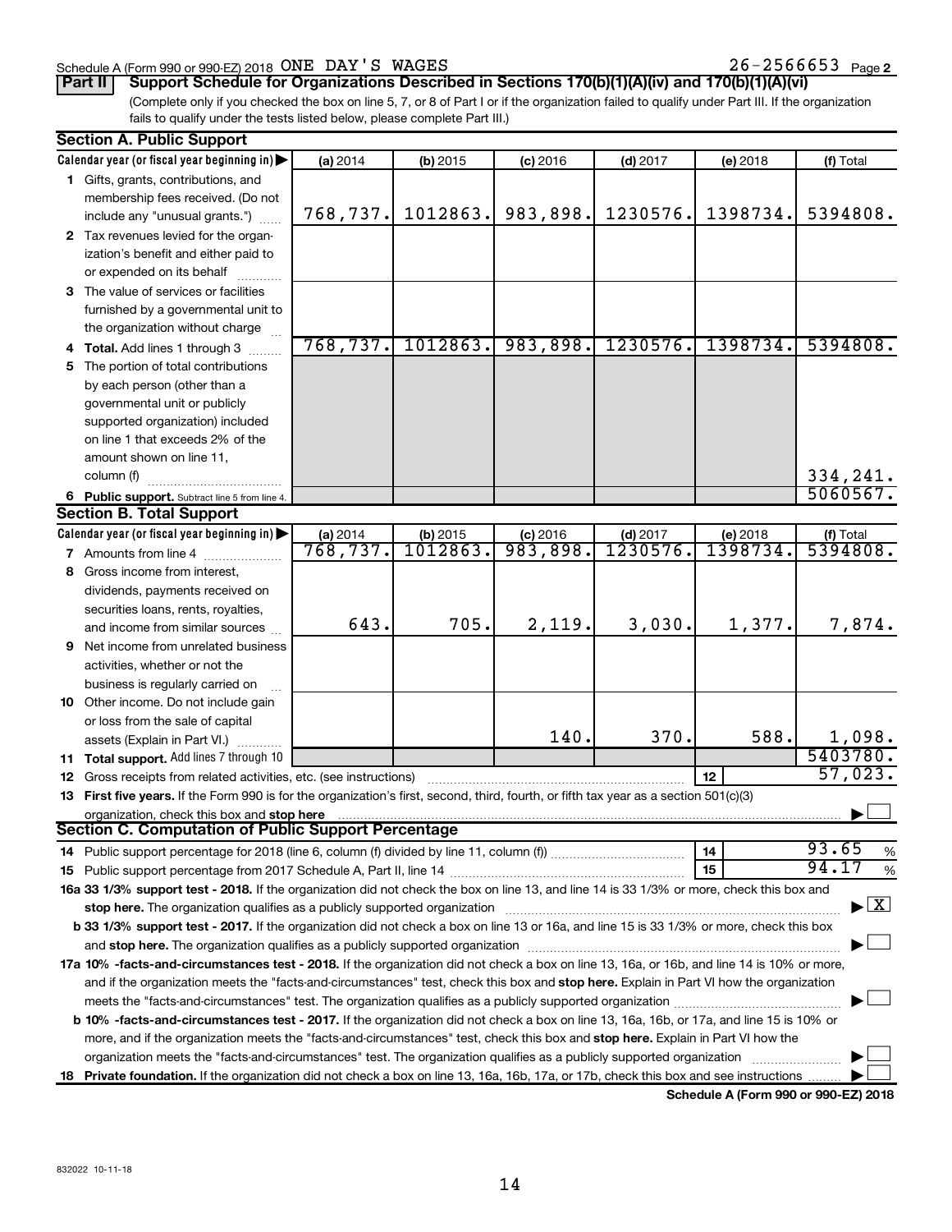Schedule A (Form 990 or 990-EZ) 2018 ONE DAY'S WAGES 26-2566653 Page 2

**Part II Support Schedule for Organizations Described in Sections 170(b)(1)(A)(iv) and 170(b)(1)(A)(vi)**

(Complete only if you checked the box on line 5, 7, or 8 of Part I or if the organization failed to qualify under Part III. If the organization fails to qualify under the tests listed below, please complete Part III.)

**Section A. Public Support**

| Calendar year (or fiscal year beginning in) | (a) 2014 | (b) 2015 | (c) 2016 | (d) 2017 | (e) 2018 | (f) Total |
|---|---|---|---|---|---|---|
| 1 Gifts, grants, contributions, and membership fees received. (Do not include any "unusual grants.") | 768,737. | 1012863. | 983,898. | 1230576. | 1398734. | 5394808. |
| 2 Tax revenues levied for the organization's benefit and either paid to or expended on its behalf | | | | | | |
| 3 The value of services or facilities furnished by a governmental unit to the organization without charge | | | | | | |
| 4 **Total.** Add lines 1 through 3 | 768,737. | 1012863. | 983,898. | 1230576. | 1398734. | 5394808. |
| 5 The portion of total contributions by each person (other than a governmental unit or publicly supported organization) included on line 1 that exceeds 2% of the amount shown on line 11, column (f) | | | | | | 334,241. |
| 6 **Public support.** Subtract line 5 from line 4. | | | | | | 5060567. |

**Section B. Total Support**

| Calendar year (or fiscal year beginning in) | (a) 2014 | (b) 2015 | (c) 2016 | (d) 2017 | (e) 2018 | (f) Total |
|---|---|---|---|---|---|---|
| 7 Amounts from line 4 | 768,737. | 1012863. | 983,898. | 1230576. | 1398734. | 5394808. |
| 8 Gross income from interest, dividends, payments received on securities loans, rents, royalties, and income from similar sources | 643. | 705. | 2,119. | 3,030. | 1,377. | 7,874. |
| 9 Net income from unrelated business activities, whether or not the business is regularly carried on | | | | | | |
| 10 Other income. Do not include gain or loss from the sale of capital assets (Explain in Part VI.) | | | 140. | 370. | 588. | 1,098. |
| 11 **Total support.** Add lines 7 through 10 | | | | | | 5403780. |

12 Gross receipts from related activities, etc. (see instructions) — **12** — 57,023.

13 **First five years.** If the Form 990 is for the organization's first, second, third, fourth, or fifth tax year as a section 501(c)(3) organization, check this box and **stop here** ☐

**Section C. Computation of Public Support Percentage**

14 Public support percentage for 2018 (line 6, column (f) divided by line 11, column (f)) — **14** — 93.65 %

15 Public support percentage from 2017 Schedule A, Part II, line 14 — **15** — 94.17 %

**16a 33 1/3% support test - 2018.** If the organization did not check the box on line 13, and line 14 is 33 1/3% or more, check this box and **stop here.** The organization qualifies as a publicly supported organization ☒

**b 33 1/3% support test - 2017.** If the organization did not check a box on line 13 or 16a, and line 15 is 33 1/3% or more, check this box and **stop here.** The organization qualifies as a publicly supported organization ☐

**17a 10% -facts-and-circumstances test - 2018.** If the organization did not check a box on line 13, 16a, or 16b, and line 14 is 10% or more, and if the organization meets the "facts-and-circumstances" test, check this box and **stop here.** Explain in Part VI how the organization meets the "facts-and-circumstances" test. The organization qualifies as a publicly supported organization ☐

**b 10% -facts-and-circumstances test - 2017.** If the organization did not check a box on line 13, 16a, 16b, or 17a, and line 15 is 10% or more, and if the organization meets the "facts-and-circumstances" test, check this box and **stop here.** Explain in Part VI how the organization meets the "facts-and-circumstances" test. The organization qualifies as a publicly supported organization ☐

**18 Private foundation.** If the organization did not check a box on line 13, 16a, 16b, 17a, or 17b, check this box and see instructions ☐

**Schedule A (Form 990 or 990-EZ) 2018**

832022 10-11-18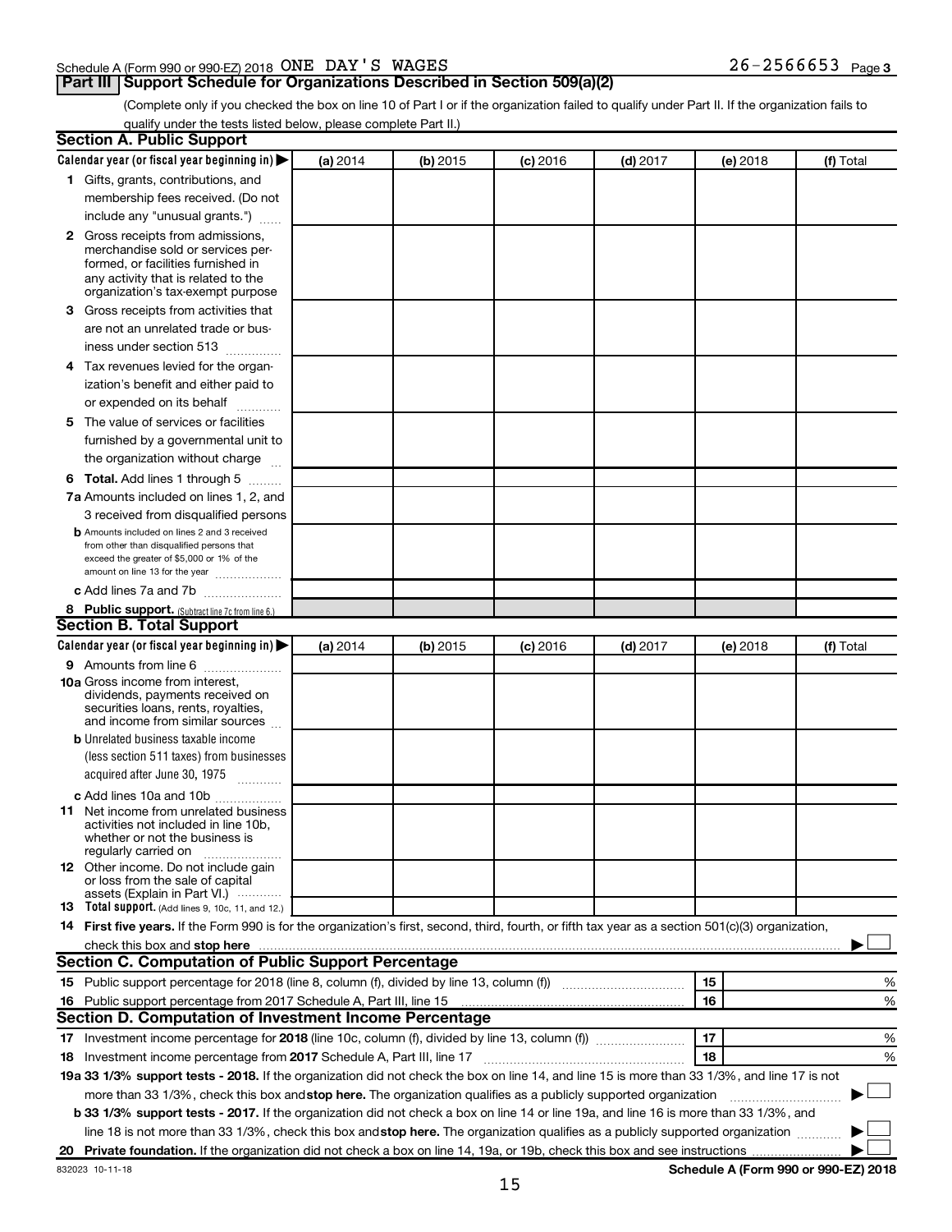Schedule A (Form 990 or 990-EZ) 2018 ONE DAY'S WAGES 26-2566653 Page 3

## Part III Support Schedule for Organizations Described in Section 509(a)(2)

(Complete only if you checked the box on line 10 of Part I or if the organization failed to qualify under Part II. If the organization fails to qualify under the tests listed below, please complete Part II.)

### Section A. Public Support

| Calendar year (or fiscal year beginning in) ▶ | (a) 2014 | (b) 2015 | (c) 2016 | (d) 2017 | (e) 2018 | (f) Total |
|---|---|---|---|---|---|---|
| **1** Gifts, grants, contributions, and membership fees received. (Do not include any "unusual grants.") | | | | | | |
| **2** Gross receipts from admissions, merchandise sold or services performed, or facilities furnished in any activity that is related to the organization's tax-exempt purpose | | | | | | |
| **3** Gross receipts from activities that are not an unrelated trade or business under section 513 | | | | | | |
| **4** Tax revenues levied for the organization's benefit and either paid to or expended on its behalf | | | | | | |
| **5** The value of services or facilities furnished by a governmental unit to the organization without charge | | | | | | |
| **6 Total.** Add lines 1 through 5 | | | | | | |
| **7a** Amounts included on lines 1, 2, and 3 received from disqualified persons | | | | | | |
| **b** Amounts included on lines 2 and 3 received from other than disqualified persons that exceed the greater of $5,000 or 1% of the amount on line 13 for the year | | | | | | |
| **c** Add lines 7a and 7b | | | | | | |
| **8 Public support.** (Subtract line 7c from line 6.) | | | | | | |

### Section B. Total Support

| Calendar year (or fiscal year beginning in) ▶ | (a) 2014 | (b) 2015 | (c) 2016 | (d) 2017 | (e) 2018 | (f) Total |
|---|---|---|---|---|---|---|
| **9** Amounts from line 6 | | | | | | |
| **10a** Gross income from interest, dividends, payments received on securities loans, rents, royalties, and income from similar sources | | | | | | |
| **b** Unrelated business taxable income (less section 511 taxes) from businesses acquired after June 30, 1975 | | | | | | |
| **c** Add lines 10a and 10b | | | | | | |
| **11** Net income from unrelated business activities not included in line 10b, whether or not the business is regularly carried on | | | | | | |
| **12** Other income. Do not include gain or loss from the sale of capital assets (Explain in Part VI.) | | | | | | |
| **13 Total support.** (Add lines 9, 10c, 11, and 12.) | | | | | | |

**14 First five years.** If the Form 990 is for the organization's first, second, third, fourth, or fifth tax year as a section 501(c)(3) organization, check this box and **stop here** ▶ ☐

### Section C. Computation of Public Support Percentage

| | | | |
|---|---|---|---|
| **15** Public support percentage for 2018 (line 8, column (f), divided by line 13, column (f)) | 15 | | % |
| **16** Public support percentage from 2017 Schedule A, Part III, line 15 | 16 | | % |

### Section D. Computation of Investment Income Percentage

| | | | |
|---|---|---|---|
| **17** Investment income percentage for **2018** (line 10c, column (f), divided by line 13, column (f)) | 17 | | % |
| **18** Investment income percentage from **2017** Schedule A, Part III, line 17 | 18 | | % |

**19a 33 1/3% support tests - 2018.** If the organization did not check the box on line 14, and line 15 is more than 33 1/3%, and line 17 is not more than 33 1/3%, check this box and **stop here.** The organization qualifies as a publicly supported organization ▶ ☐

**b 33 1/3% support tests - 2017.** If the organization did not check a box on line 14 or line 19a, and line 16 is more than 33 1/3%, and line 18 is not more than 33 1/3%, check this box and **stop here.** The organization qualifies as a publicly supported organization ▶ ☐

**20 Private foundation.** If the organization did not check a box on line 14, 19a, or 19b, check this box and see instructions ▶ ☐

832023 10-11-18 **Schedule A (Form 990 or 990-EZ) 2018**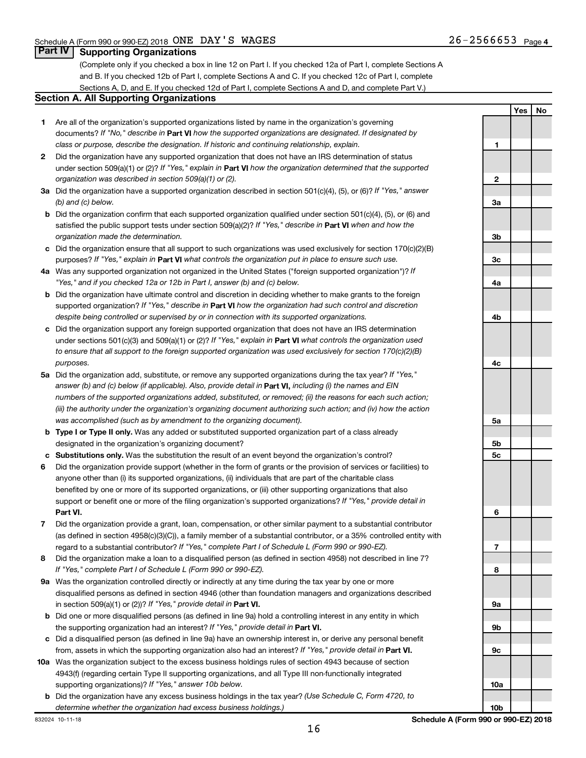Schedule A (Form 990 or 990-EZ) 2018 ONE DAY'S WAGES 26-2566653 Page 4

## Part IV Supporting Organizations

(Complete only if you checked a box in line 12 on Part I. If you checked 12a of Part I, complete Sections A and B. If you checked 12b of Part I, complete Sections A and C. If you checked 12c of Part I, complete Sections A, D, and E. If you checked 12d of Part I, complete Sections A and D, and complete Part V.)

### Section A. All Supporting Organizations

| | | | Yes | No |
|---|---|---|---|---|
| 1 | Are all of the organization's supported organizations listed by name in the organization's governing documents? *If "No," describe in* **Part VI** *how the supported organizations are designated. If designated by class or purpose, describe the designation. If historic and continuing relationship, explain.* | 1 | | |
| 2 | Did the organization have any supported organization that does not have an IRS determination of status under section 509(a)(1) or (2)? *If "Yes," explain in* **Part VI** *how the organization determined that the supported organization was described in section 509(a)(1) or (2).* | 2 | | |
| 3a | Did the organization have a supported organization described in section 501(c)(4), (5), or (6)? *If "Yes," answer (b) and (c) below.* | 3a | | |
| b | Did the organization confirm that each supported organization qualified under section 501(c)(4), (5), or (6) and satisfied the public support tests under section 509(a)(2)? *If "Yes," describe in* **Part VI** *when and how the organization made the determination.* | 3b | | |
| c | Did the organization ensure that all support to such organizations was used exclusively for section 170(c)(2)(B) purposes? *If "Yes," explain in* **Part VI** *what controls the organization put in place to ensure such use.* | 3c | | |
| 4a | Was any supported organization not organized in the United States ("foreign supported organization")? *If "Yes," and if you checked 12a or 12b in Part I, answer (b) and (c) below.* | 4a | | |
| b | Did the organization have ultimate control and discretion in deciding whether to make grants to the foreign supported organization? *If "Yes," describe in* **Part VI** *how the organization had such control and discretion despite being controlled or supervised by or in connection with its supported organizations.* | 4b | | |
| c | Did the organization support any foreign supported organization that does not have an IRS determination under sections 501(c)(3) and 509(a)(1) or (2)? *If "Yes," explain in* **Part VI** *what controls the organization used to ensure that all support to the foreign supported organization was used exclusively for section 170(c)(2)(B) purposes.* | 4c | | |
| 5a | Did the organization add, substitute, or remove any supported organizations during the tax year? *If "Yes," answer (b) and (c) below (if applicable). Also, provide detail in* **Part VI,** *including (i) the names and EIN numbers of the supported organizations added, substituted, or removed; (ii) the reasons for each such action; (iii) the authority under the organization's organizing document authorizing such action; and (iv) how the action was accomplished (such as by amendment to the organizing document).* | 5a | | |
| b | **Type I or Type II only.** Was any added or substituted supported organization part of a class already designated in the organization's organizing document? | 5b | | |
| c | **Substitutions only.** Was the substitution the result of an event beyond the organization's control? | 5c | | |
| 6 | Did the organization provide support (whether in the form of grants or the provision of services or facilities) to anyone other than (i) its supported organizations, (ii) individuals that are part of the charitable class benefited by one or more of its supported organizations, or (iii) other supporting organizations that also support or benefit one or more of the filing organization's supported organizations? *If "Yes," provide detail in* **Part VI.** | 6 | | |
| 7 | Did the organization provide a grant, loan, compensation, or other similar payment to a substantial contributor (as defined in section 4958(c)(3)(C)), a family member of a substantial contributor, or a 35% controlled entity with regard to a substantial contributor? *If "Yes," complete Part I of Schedule L (Form 990 or 990-EZ).* | 7 | | |
| 8 | Did the organization make a loan to a disqualified person (as defined in section 4958) not described in line 7? *If "Yes," complete Part I of Schedule L (Form 990 or 990-EZ).* | 8 | | |
| 9a | Was the organization controlled directly or indirectly at any time during the tax year by one or more disqualified persons as defined in section 4946 (other than foundation managers and organizations described in section 509(a)(1) or (2))? *If "Yes," provide detail in* **Part VI.** | 9a | | |
| b | Did one or more disqualified persons (as defined in line 9a) hold a controlling interest in any entity in which the supporting organization had an interest? *If "Yes," provide detail in* **Part VI.** | 9b | | |
| c | Did a disqualified person (as defined in line 9a) have an ownership interest in, or derive any personal benefit from, assets in which the supporting organization also had an interest? *If "Yes," provide detail in* **Part VI.** | 9c | | |
| 10a | Was the organization subject to the excess business holdings rules of section 4943 because of section 4943(f) (regarding certain Type II supporting organizations, and all Type III non-functionally integrated supporting organizations)? *If "Yes," answer 10b below.* | 10a | | |
| b | Did the organization have any excess business holdings in the tax year? *(Use Schedule C, Form 4720, to determine whether the organization had excess business holdings.)* | 10b | | |

832024 10-11-18 **Schedule A (Form 990 or 990-EZ) 2018**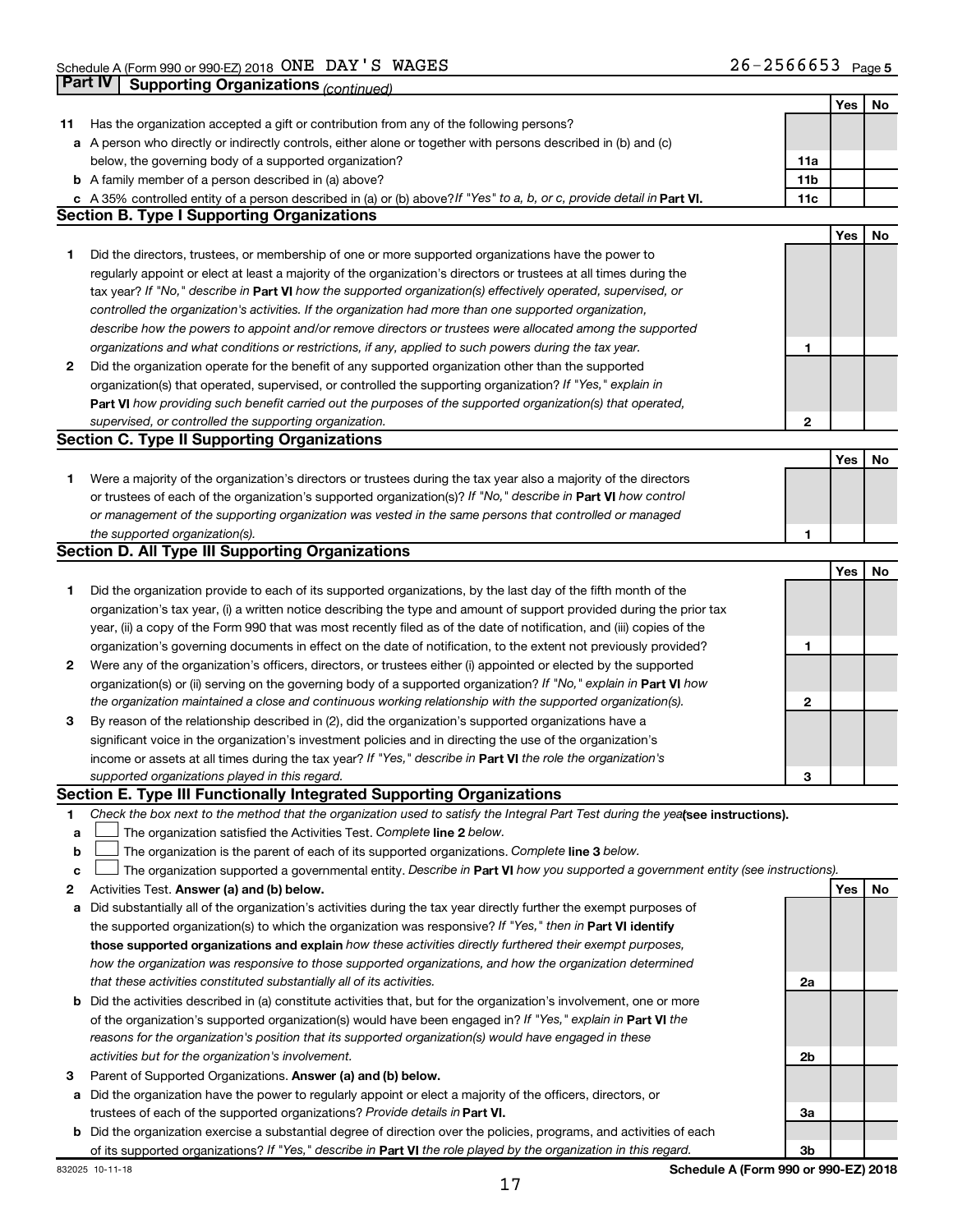Schedule A (Form 990 or 990-EZ) 2018 ONE DAY'S WAGES 26-2566653 Page 5

**Part IV | Supporting Organizations** *(continued)*

| | | | Yes | No |
|---|---|---|---|---|
| **11** | Has the organization accepted a gift or contribution from any of the following persons? | | | |
| **a** | A person who directly or indirectly controls, either alone or together with persons described in (b) and (c) below, the governing body of a supported organization? | **11a** | | |
| **b** | A family member of a person described in (a) above? | **11b** | | |
| **c** | A 35% controlled entity of a person described in (a) or (b) above? *If "Yes" to a, b, or c, provide detail in* **Part VI.** | **11c** | | |

## Section B. Type I Supporting Organizations

| | | | Yes | No |
|---|---|---|---|---|
| **1** | Did the directors, trustees, or membership of one or more supported organizations have the power to regularly appoint or elect at least a majority of the organization's directors or trustees at all times during the tax year? *If "No," describe in* **Part VI** *how the supported organization(s) effectively operated, supervised, or controlled the organization's activities. If the organization had more than one supported organization, describe how the powers to appoint and/or remove directors or trustees were allocated among the supported organizations and what conditions or restrictions, if any, applied to such powers during the tax year.* | **1** | | |
| **2** | Did the organization operate for the benefit of any supported organization other than the supported organization(s) that operated, supervised, or controlled the supporting organization? *If "Yes," explain in* **Part VI** *how providing such benefit carried out the purposes of the supported organization(s) that operated, supervised, or controlled the supporting organization.* | **2** | | |

## Section C. Type II Supporting Organizations

| | | | Yes | No |
|---|---|---|---|---|
| **1** | Were a majority of the organization's directors or trustees during the tax year also a majority of the directors or trustees of each of the organization's supported organization(s)? *If "No," describe in* **Part VI** *how control or management of the supporting organization was vested in the same persons that controlled or managed the supported organization(s).* | **1** | | |

## Section D. All Type III Supporting Organizations

| | | | Yes | No |
|---|---|---|---|---|
| **1** | Did the organization provide to each of its supported organizations, by the last day of the fifth month of the organization's tax year, (i) a written notice describing the type and amount of support provided during the prior tax year, (ii) a copy of the Form 990 that was most recently filed as of the date of notification, and (iii) copies of the organization's governing documents in effect on the date of notification, to the extent not previously provided? | **1** | | |
| **2** | Were any of the organization's officers, directors, or trustees either (i) appointed or elected by the supported organization(s) or (ii) serving on the governing body of a supported organization? *If "No," explain in* **Part VI** *how the organization maintained a close and continuous working relationship with the supported organization(s).* | **2** | | |
| **3** | By reason of the relationship described in (2), did the organization's supported organizations have a significant voice in the organization's investment policies and in directing the use of the organization's income or assets at all times during the tax year? *If "Yes," describe in* **Part VI** *the role the organization's supported organizations played in this regard.* | **3** | | |

## Section E. Type III Functionally Integrated Supporting Organizations

**1** *Check the box next to the method that the organization used to satisfy the Integral Part Test during the year* **(see instructions).**

- **a** ☐ The organization satisfied the Activities Test. *Complete* **line 2** *below.*
- **b** ☐ The organization is the parent of each of its supported organizations. *Complete* **line 3** *below.*
- **c** ☐ The organization supported a governmental entity. *Describe in* **Part VI** *how you supported a government entity (see instructions).*

| | | | Yes | No |
|---|---|---|---|---|
| **2** | Activities Test. **Answer (a) and (b) below.** | | | |
| **a** | Did substantially all of the organization's activities during the tax year directly further the exempt purposes of the supported organization(s) to which the organization was responsive? *If "Yes," then in* **Part VI identify those supported organizations and explain** *how these activities directly furthered their exempt purposes, how the organization was responsive to those supported organizations, and how the organization determined that these activities constituted substantially all of its activities.* | **2a** | | |
| **b** | Did the activities described in (a) constitute activities that, but for the organization's involvement, one or more of the organization's supported organization(s) would have been engaged in? *If "Yes," explain in* **Part VI** *the reasons for the organization's position that its supported organization(s) would have engaged in these activities but for the organization's involvement.* | **2b** | | |
| **3** | Parent of Supported Organizations. **Answer (a) and (b) below.** | | | |
| **a** | Did the organization have the power to regularly appoint or elect a majority of the officers, directors, or trustees of each of the supported organizations? *Provide details in* **Part VI.** | **3a** | | |
| **b** | Did the organization exercise a substantial degree of direction over the policies, programs, and activities of each of its supported organizations? *If "Yes," describe in* **Part VI** *the role played by the organization in this regard.* | **3b** | | |

832025 10-11-18 **Schedule A (Form 990 or 990-EZ) 2018**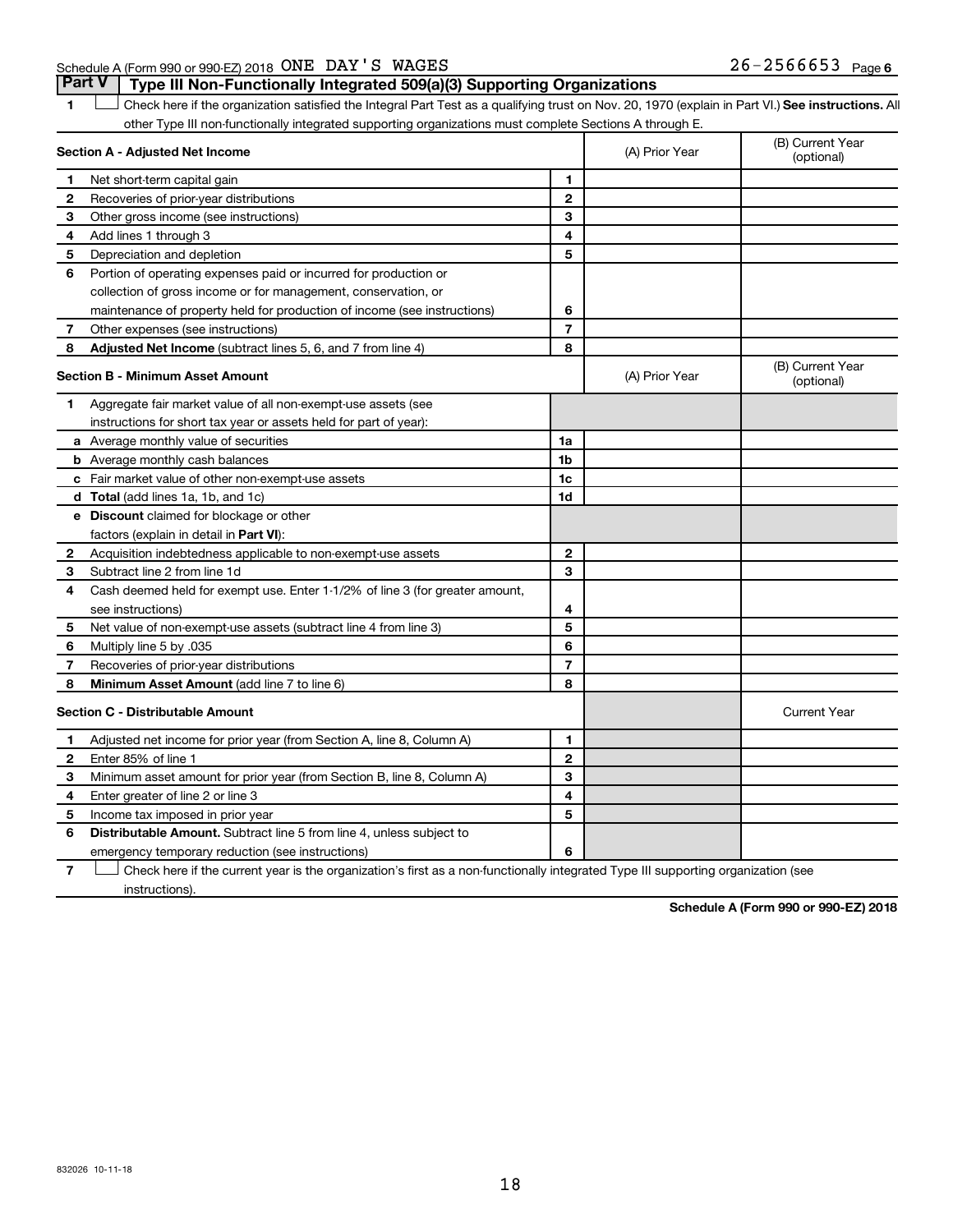Schedule A (Form 990 or 990-EZ) 2018 ONE DAY'S WAGES 26-2566653 Page 6

## Part V Type III Non-Functionally Integrated 509(a)(3) Supporting Organizations

1 ☐ Check here if the organization satisfied the Integral Part Test as a qualifying trust on Nov. 20, 1970 (explain in Part VI.) **See instructions.** All other Type III non-functionally integrated supporting organizations must complete Sections A through E.

| **Section A - Adjusted Net Income** | | (A) Prior Year | (B) Current Year (optional) |
|---|---|---|---|
| 1 Net short-term capital gain | 1 | | |
| 2 Recoveries of prior-year distributions | 2 | | |
| 3 Other gross income (see instructions) | 3 | | |
| 4 Add lines 1 through 3 | 4 | | |
| 5 Depreciation and depletion | 5 | | |
| 6 Portion of operating expenses paid or incurred for production or collection of gross income or for management, conservation, or maintenance of property held for production of income (see instructions) | 6 | | |
| 7 Other expenses (see instructions) | 7 | | |
| 8 **Adjusted Net Income** (subtract lines 5, 6, and 7 from line 4) | 8 | | |

| **Section B - Minimum Asset Amount** | | (A) Prior Year | (B) Current Year (optional) |
|---|---|---|---|
| 1 Aggregate fair market value of all non-exempt-use assets (see instructions for short tax year or assets held for part of year): | | | |
| a Average monthly value of securities | 1a | | |
| b Average monthly cash balances | 1b | | |
| c Fair market value of other non-exempt-use assets | 1c | | |
| d **Total** (add lines 1a, 1b, and 1c) | 1d | | |
| e **Discount** claimed for blockage or other factors (explain in detail in **Part VI**): | | | |
| 2 Acquisition indebtedness applicable to non-exempt-use assets | 2 | | |
| 3 Subtract line 2 from line 1d | 3 | | |
| 4 Cash deemed held for exempt use. Enter 1-1/2% of line 3 (for greater amount, see instructions) | 4 | | |
| 5 Net value of non-exempt-use assets (subtract line 4 from line 3) | 5 | | |
| 6 Multiply line 5 by .035 | 6 | | |
| 7 Recoveries of prior-year distributions | 7 | | |
| 8 **Minimum Asset Amount** (add line 7 to line 6) | 8 | | |

| **Section C - Distributable Amount** | | | Current Year |
|---|---|---|---|
| 1 Adjusted net income for prior year (from Section A, line 8, Column A) | 1 | | |
| 2 Enter 85% of line 1 | 2 | | |
| 3 Minimum asset amount for prior year (from Section B, line 8, Column A) | 3 | | |
| 4 Enter greater of line 2 or line 3 | 4 | | |
| 5 Income tax imposed in prior year | 5 | | |
| 6 **Distributable Amount.** Subtract line 5 from line 4, unless subject to emergency temporary reduction (see instructions) | 6 | | |

7 ☐ Check here if the current year is the organization's first as a non-functionally integrated Type III supporting organization (see instructions).

**Schedule A (Form 990 or 990-EZ) 2018**

832026 10-11-18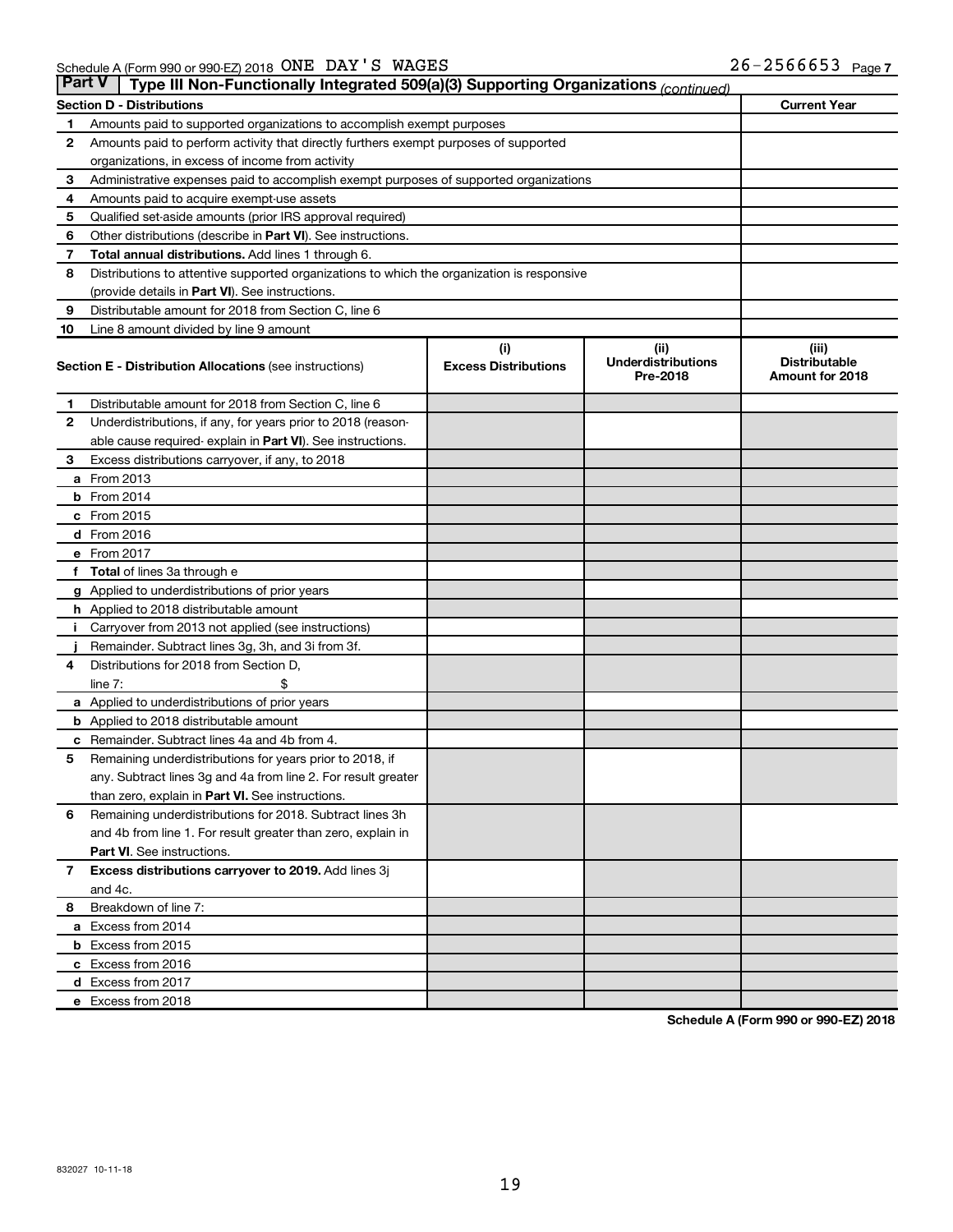Schedule A (Form 990 or 990-EZ) 2018 ONE DAY'S WAGES 26-2566653 Page 7

**Part V | Type III Non-Functionally Integrated 509(a)(3) Supporting Organizations** *(continued)*

| Section D - Distributions | | Current Year |
|---|---|---|
| 1 | Amounts paid to supported organizations to accomplish exempt purposes | |
| 2 | Amounts paid to perform activity that directly furthers exempt purposes of supported organizations, in excess of income from activity | |
| 3 | Administrative expenses paid to accomplish exempt purposes of supported organizations | |
| 4 | Amounts paid to acquire exempt-use assets | |
| 5 | Qualified set-aside amounts (prior IRS approval required) | |
| 6 | Other distributions (describe in **Part VI**). See instructions. | |
| 7 | **Total annual distributions.** Add lines 1 through 6. | |
| 8 | Distributions to attentive supported organizations to which the organization is responsive (provide details in **Part VI**). See instructions. | |
| 9 | Distributable amount for 2018 from Section C, line 6 | |
| 10 | Line 8 amount divided by line 9 amount | |

| Section E - Distribution Allocations (see instructions) | | (i) Excess Distributions | (ii) Underdistributions Pre-2018 | (iii) Distributable Amount for 2018 |
|---|---|---|---|---|
| 1 | Distributable amount for 2018 from Section C, line 6 | | | |
| 2 | Underdistributions, if any, for years prior to 2018 (reasonable cause required- explain in **Part VI**). See instructions. | | | |
| 3 | Excess distributions carryover, if any, to 2018 | | | |
| a | From 2013 | | | |
| b | From 2014 | | | |
| c | From 2015 | | | |
| d | From 2016 | | | |
| e | From 2017 | | | |
| f | **Total** of lines 3a through e | | | |
| g | Applied to underdistributions of prior years | | | |
| h | Applied to 2018 distributable amount | | | |
| i | Carryover from 2013 not applied (see instructions) | | | |
| j | Remainder. Subtract lines 3g, 3h, and 3i from 3f. | | | |
| 4 | Distributions for 2018 from Section D, line 7: $ | | | |
| a | Applied to underdistributions of prior years | | | |
| b | Applied to 2018 distributable amount | | | |
| c | Remainder. Subtract lines 4a and 4b from 4. | | | |
| 5 | Remaining underdistributions for years prior to 2018, if any. Subtract lines 3g and 4a from line 2. For result greater than zero, explain in **Part VI.** See instructions. | | | |
| 6 | Remaining underdistributions for 2018. Subtract lines 3h and 4b from line 1. For result greater than zero, explain in **Part VI**. See instructions. | | | |
| 7 | **Excess distributions carryover to 2019.** Add lines 3j and 4c. | | | |
| 8 | Breakdown of line 7: | | | |
| a | Excess from 2014 | | | |
| b | Excess from 2015 | | | |
| c | Excess from 2016 | | | |
| d | Excess from 2017 | | | |
| e | Excess from 2018 | | | |

**Schedule A (Form 990 or 990-EZ) 2018**

832027 10-11-18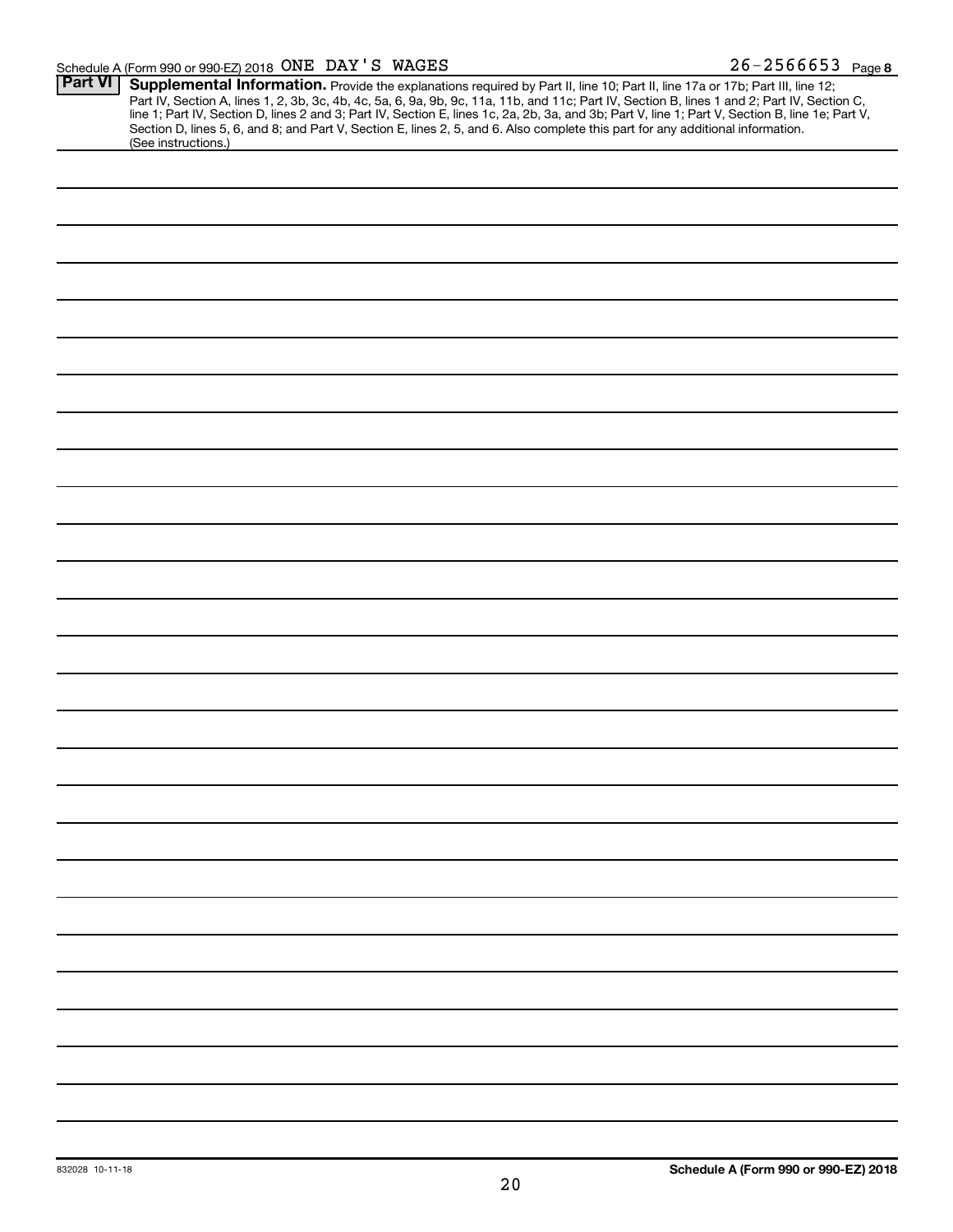Schedule A (Form 990 or 990-EZ) 2018 ONE DAY'S WAGES 26-2566653 Page 8

## Part VI Supplemental Information.

Provide the explanations required by Part II, line 10; Part II, line 17a or 17b; Part III, line 12; Part IV, Section A, lines 1, 2, 3b, 3c, 4b, 4c, 5a, 6, 9a, 9b, 9c, 11a, 11b, and 11c; Part IV, Section B, lines 1 and 2; Part IV, Section C, line 1; Part IV, Section D, lines 2 and 3; Part IV, Section E, lines 1c, 2a, 2b, 3a, and 3b; Part V, line 1; Part V, Section B, line 1e; Part V, Section D, lines 5, 6, and 8; and Part V, Section E, lines 2, 5, and 6. Also complete this part for any additional information. (See instructions.)

832028 10-11-18

**Schedule A (Form 990 or 990-EZ) 2018**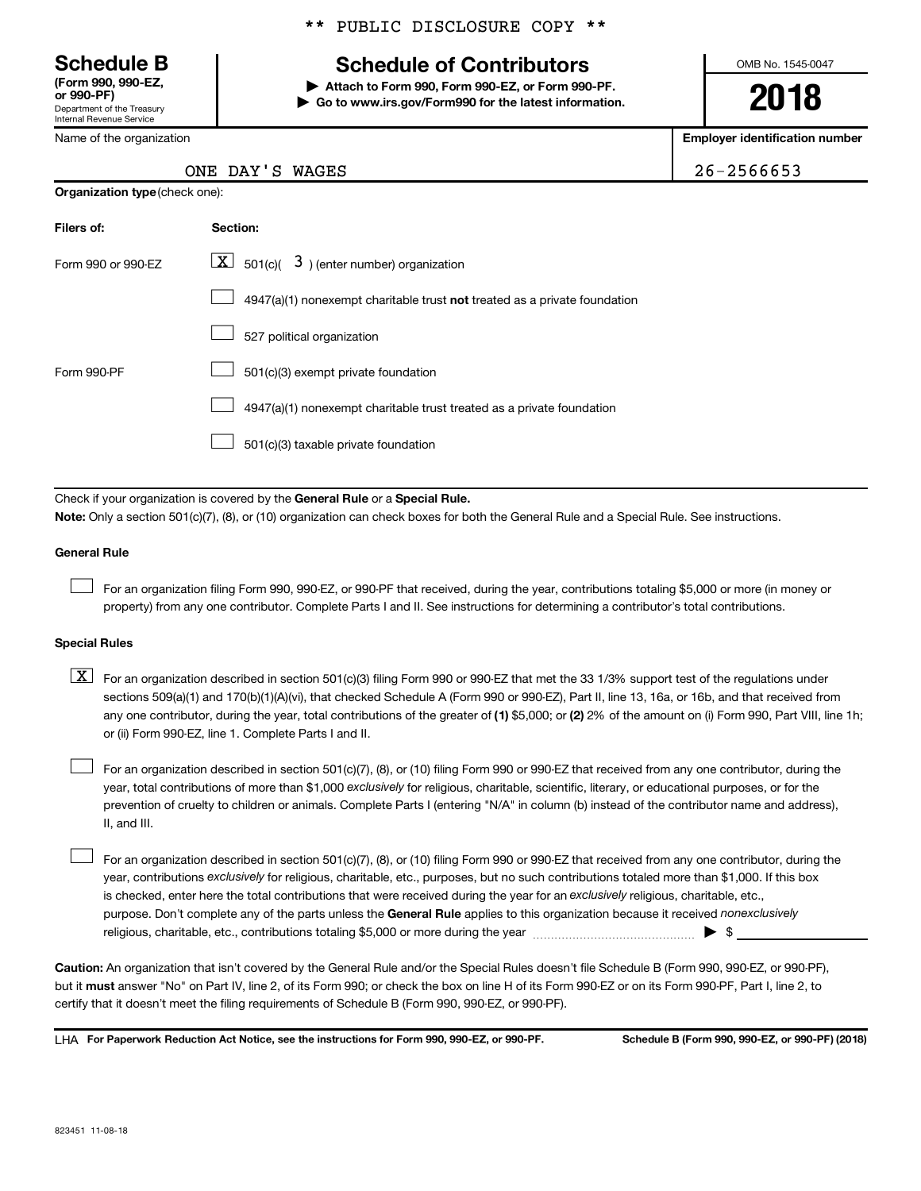\*\* PUBLIC DISCLOSURE COPY \*\*

# Schedule B

**(Form 990, 990-EZ, or 990-PF)**
Department of the Treasury
Internal Revenue Service

## Schedule of Contributors

▶ **Attach to Form 990, Form 990-EZ, or Form 990-PF.**
▶ **Go to www.irs.gov/Form990 for the latest information.**

OMB No. 1545-0047

**2018**

| Name of the organization | Employer identification number |
|---|---|
| ONE DAY'S WAGES | 26-2566653 |

**Organization type** (check one):

| Filers of: | Section: |
|---|---|
| Form 990 or 990-EZ | [X] 501(c)( 3 ) (enter number) organization |
| | [ ] 4947(a)(1) nonexempt charitable trust **not** treated as a private foundation |
| | [ ] 527 political organization |
| Form 990-PF | [ ] 501(c)(3) exempt private foundation |
| | [ ] 4947(a)(1) nonexempt charitable trust treated as a private foundation |
| | [ ] 501(c)(3) taxable private foundation |

Check if your organization is covered by the **General Rule** or a **Special Rule.**

**Note:** Only a section 501(c)(7), (8), or (10) organization can check boxes for both the General Rule and a Special Rule. See instructions.

**General Rule**

[ ] For an organization filing Form 990, 990-EZ, or 990-PF that received, during the year, contributions totaling $5,000 or more (in money or property) from any one contributor. Complete Parts I and II. See instructions for determining a contributor's total contributions.

**Special Rules**

[X] For an organization described in section 501(c)(3) filing Form 990 or 990-EZ that met the 33 1/3% support test of the regulations under sections 509(a)(1) and 170(b)(1)(A)(vi), that checked Schedule A (Form 990 or 990-EZ), Part II, line 13, 16a, or 16b, and that received from any one contributor, during the year, total contributions of the greater of **(1)** $5,000; or **(2)** 2% of the amount on (i) Form 990, Part VIII, line 1h; or (ii) Form 990-EZ, line 1. Complete Parts I and II.

[ ] For an organization described in section 501(c)(7), (8), or (10) filing Form 990 or 990-EZ that received from any one contributor, during the year, total contributions of more than $1,000 *exclusively* for religious, charitable, scientific, literary, or educational purposes, or for the prevention of cruelty to children or animals. Complete Parts I (entering "N/A" in column (b) instead of the contributor name and address), II, and III.

[ ] For an organization described in section 501(c)(7), (8), or (10) filing Form 990 or 990-EZ that received from any one contributor, during the year, contributions *exclusively* for religious, charitable, etc., purposes, but no such contributions totaled more than $1,000. If this box is checked, enter here the total contributions that were received during the year for an *exclusively* religious, charitable, etc., purpose. Don't complete any of the parts unless the **General Rule** applies to this organization because it received *nonexclusively* religious, charitable, etc., contributions totaling $5,000 or more during the year ▶ $ ________

**Caution:** An organization that isn't covered by the General Rule and/or the Special Rules doesn't file Schedule B (Form 990, 990-EZ, or 990-PF), but it **must** answer "No" on Part IV, line 2, of its Form 990; or check the box on line H of its Form 990-EZ or on its Form 990-PF, Part I, line 2, to certify that it doesn't meet the filing requirements of Schedule B (Form 990, 990-EZ, or 990-PF).

LHA **For Paperwork Reduction Act Notice, see the instructions for Form 990, 990-EZ, or 990-PF.** **Schedule B (Form 990, 990-EZ, or 990-PF) (2018)**

823451 11-08-18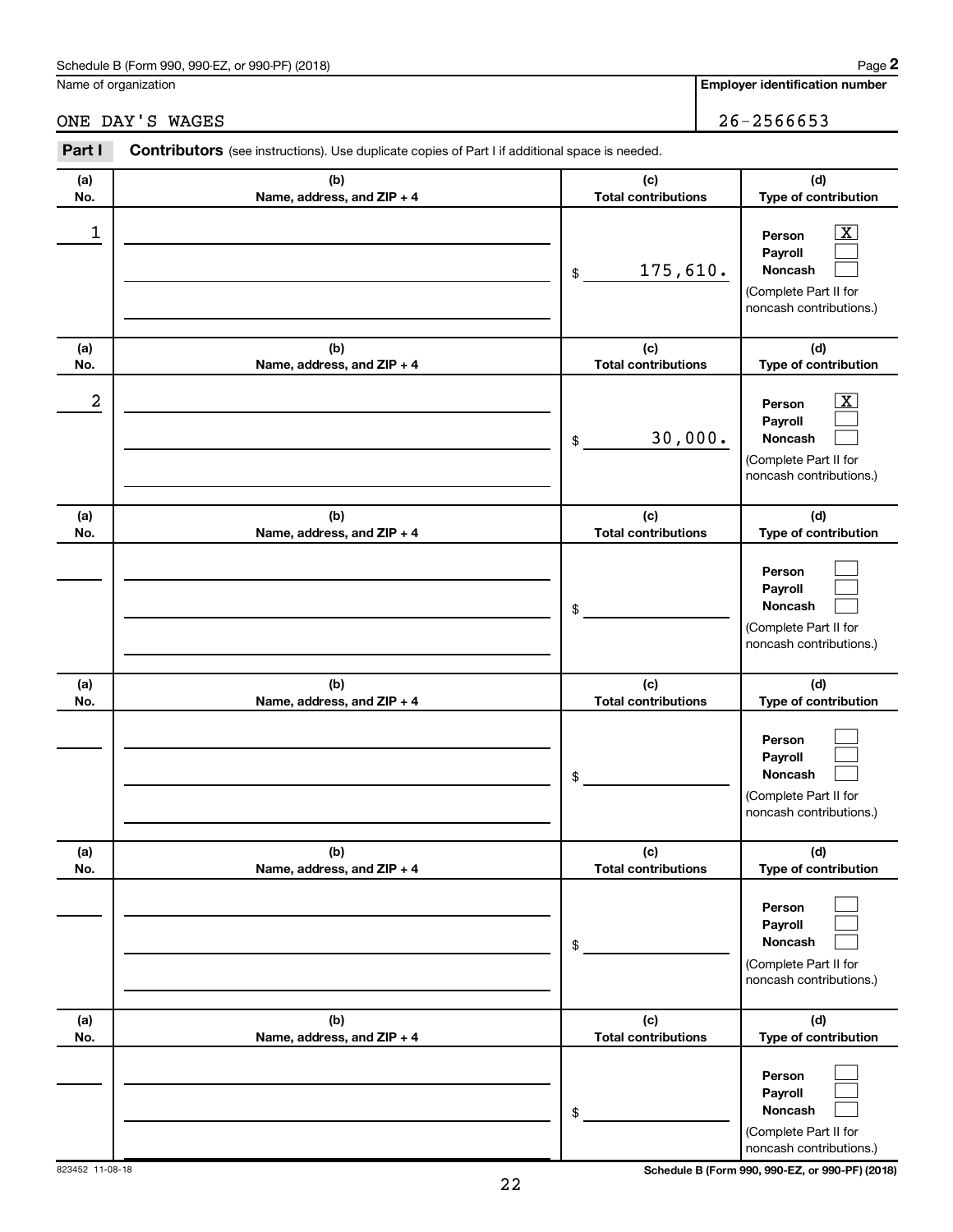Schedule B (Form 990, 990-EZ, or 990-PF) (2018) Page **2**

Name of organization: ONE DAY'S WAGES

**Employer identification number:** 26-2566653

**Part I** **Contributors** (see instructions). Use duplicate copies of Part I if additional space is needed.

| (a) No. | (b) Name, address, and ZIP + 4 | (c) Total contributions | (d) Type of contribution |
|---|---|---|---|
| 1 | | $ 175,610. | Person [X] Payroll [ ] Noncash [ ] (Complete Part II for noncash contributions.) |
| 2 | | $ 30,000. | Person [X] Payroll [ ] Noncash [ ] (Complete Part II for noncash contributions.) |
| | | $ | Person [ ] Payroll [ ] Noncash [ ] (Complete Part II for noncash contributions.) |
| | | $ | Person [ ] Payroll [ ] Noncash [ ] (Complete Part II for noncash contributions.) |
| | | $ | Person [ ] Payroll [ ] Noncash [ ] (Complete Part II for noncash contributions.) |
| | | $ | Person [ ] Payroll [ ] Noncash [ ] (Complete Part II for noncash contributions.) |

823452 11-08-18 **Schedule B (Form 990, 990-EZ, or 990-PF) (2018)**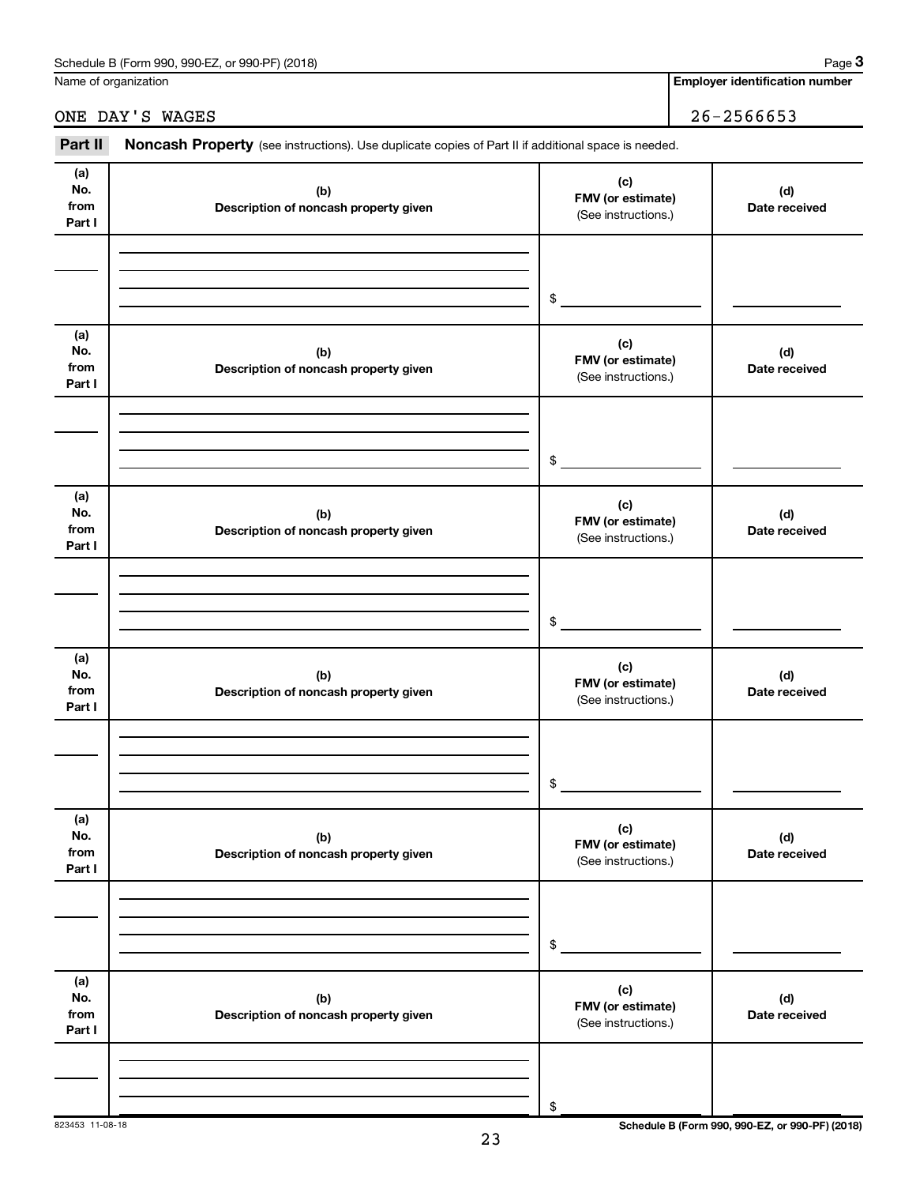Name of organization

ONE DAY'S WAGES

**Employer identification number**

26-2566653

**Part II** **Noncash Property** (see instructions). Use duplicate copies of Part II if additional space is needed.

| (a) No. from Part I | (b) Description of noncash property given | (c) FMV (or estimate) (See instructions.) | (d) Date received |
|---|---|---|---|
| | | $ | |

| (a) No. from Part I | (b) Description of noncash property given | (c) FMV (or estimate) (See instructions.) | (d) Date received |
|---|---|---|---|
| | | $ | |

| (a) No. from Part I | (b) Description of noncash property given | (c) FMV (or estimate) (See instructions.) | (d) Date received |
|---|---|---|---|
| | | $ | |

| (a) No. from Part I | (b) Description of noncash property given | (c) FMV (or estimate) (See instructions.) | (d) Date received |
|---|---|---|---|
| | | $ | |

| (a) No. from Part I | (b) Description of noncash property given | (c) FMV (or estimate) (See instructions.) | (d) Date received |
|---|---|---|---|
| | | $ | |

| (a) No. from Part I | (b) Description of noncash property given | (c) FMV (or estimate) (See instructions.) | (d) Date received |
|---|---|---|---|
| | | $ | |

823453 11-08-18

**Schedule B (Form 990, 990-EZ, or 990-PF) (2018)**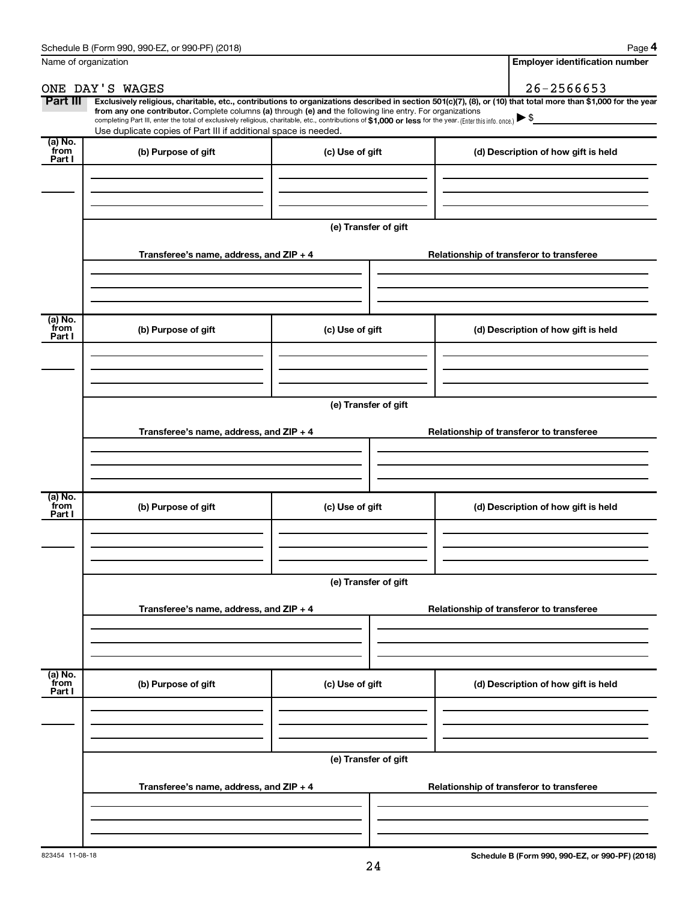Name of organization

ONE DAY'S WAGES

**Employer identification number**

26-2566653

**Part III** **Exclusively religious, charitable, etc., contributions to organizations described in section 501(c)(7), (8), or (10) that total more than $1,000 for the year from any one contributor.** Complete columns **(a)** through **(e)** and the following line entry. For organizations completing Part III, enter the total of exclusively religious, charitable, etc., contributions of **$1,000 or less** for the year. (Enter this info. once.) ▶ $

Use duplicate copies of Part III if additional space is needed.

| (a) No. from Part I | (b) Purpose of gift | (c) Use of gift | (d) Description of how gift is held |
|---|---|---|---|
| | | | |

**(e) Transfer of gift**

| Transferee's name, address, and ZIP + 4 | Relationship of transferor to transferee |
|---|---|
| | |

| (a) No. from Part I | (b) Purpose of gift | (c) Use of gift | (d) Description of how gift is held |
|---|---|---|---|
| | | | |

**(e) Transfer of gift**

| Transferee's name, address, and ZIP + 4 | Relationship of transferor to transferee |
|---|---|
| | |

| (a) No. from Part I | (b) Purpose of gift | (c) Use of gift | (d) Description of how gift is held |
|---|---|---|---|
| | | | |

**(e) Transfer of gift**

| Transferee's name, address, and ZIP + 4 | Relationship of transferor to transferee |
|---|---|
| | |

| (a) No. from Part I | (b) Purpose of gift | (c) Use of gift | (d) Description of how gift is held |
|---|---|---|---|
| | | | |

**(e) Transfer of gift**

| Transferee's name, address, and ZIP + 4 | Relationship of transferor to transferee |
|---|---|
| | |

823454 11-08-18

**Schedule B (Form 990, 990-EZ, or 990-PF) (2018)**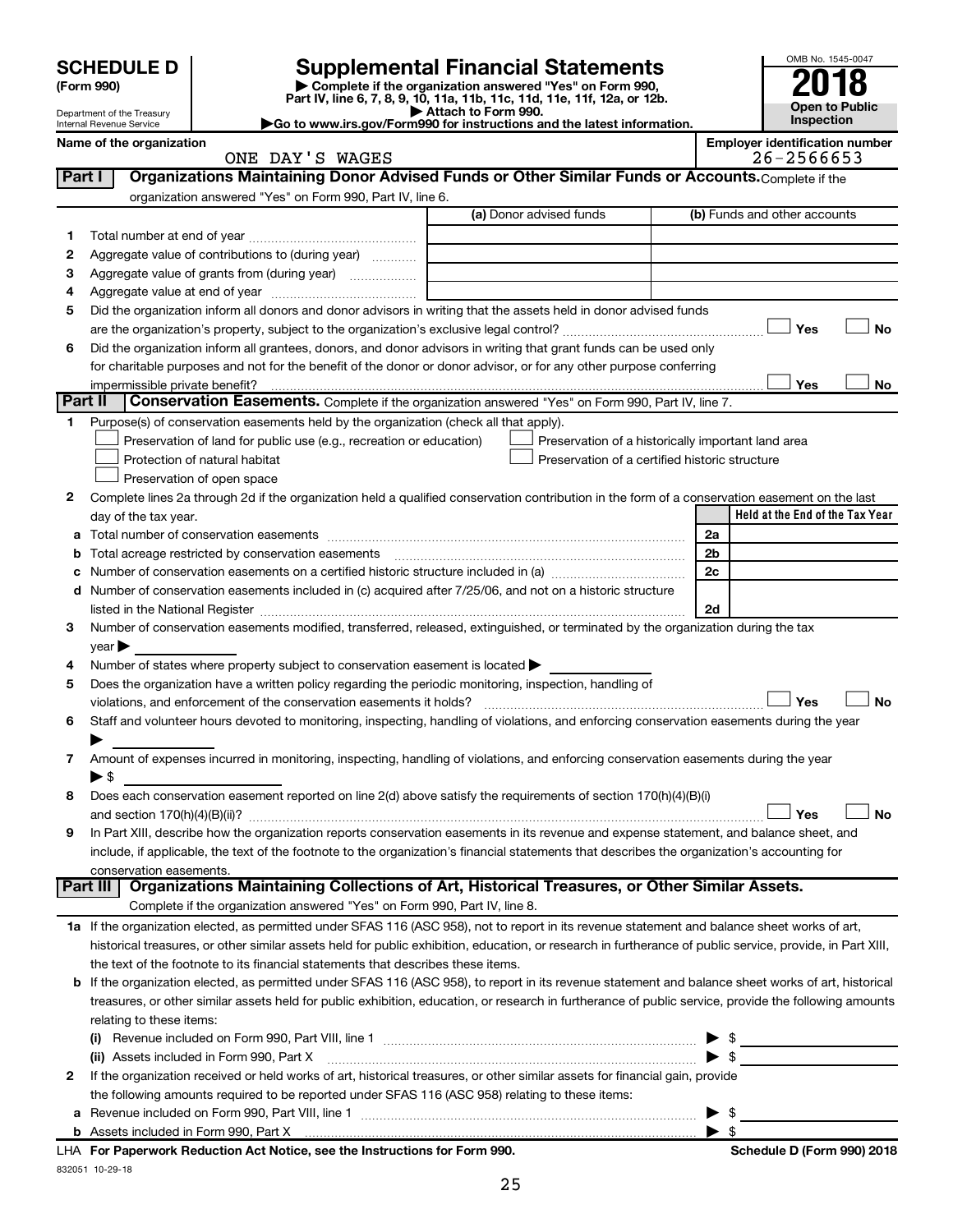**SCHEDULE D**
**(Form 990)**

Department of the Treasury
Internal Revenue Service

# Supplemental Financial Statements

▶ Complete if the organization answered "Yes" on Form 990, Part IV, line 6, 7, 8, 9, 10, 11a, 11b, 11c, 11d, 11e, 11f, 12a, or 12b.
▶ Attach to Form 990.
▶Go to www.irs.gov/Form990 for instructions and the latest information.

OMB No. 1545-0047
**2018**
**Open to Public Inspection**

Name of the organization: ONE DAY'S WAGES
Employer identification number: 26-2566653

## Part I — Organizations Maintaining Donor Advised Funds or Other Similar Funds or Accounts.

Complete if the organization answered "Yes" on Form 990, Part IV, line 6.

| | | (a) Donor advised funds | (b) Funds and other accounts |
|---|---|---|---|
| 1 | Total number at end of year | | |
| 2 | Aggregate value of contributions to (during year) | | |
| 3 | Aggregate value of grants from (during year) | | |
| 4 | Aggregate value at end of year | | |

5 Did the organization inform all donors and donor advisors in writing that the assets held in donor advised funds are the organization's property, subject to the organization's exclusive legal control? ☐ Yes ☐ No

6 Did the organization inform all grantees, donors, and donor advisors in writing that grant funds can be used only for charitable purposes and not for the benefit of the donor or donor advisor, or for any other purpose conferring impermissible private benefit? ☐ Yes ☐ No

## Part II — Conservation Easements.

Complete if the organization answered "Yes" on Form 990, Part IV, line 7.

1 Purpose(s) of conservation easements held by the organization (check all that apply).

- ☐ Preservation of land for public use (e.g., recreation or education)
- ☐ Protection of natural habitat
- ☐ Preservation of open space
- ☐ Preservation of a historically important land area
- ☐ Preservation of a certified historic structure

2 Complete lines 2a through 2d if the organization held a qualified conservation contribution in the form of a conservation easement on the last day of the tax year.

| | | | Held at the End of the Tax Year |
|---|---|---|---|
| a | Total number of conservation easements | 2a | |
| b | Total acreage restricted by conservation easements | 2b | |
| c | Number of conservation easements on a certified historic structure included in (a) | 2c | |
| d | Number of conservation easements included in (c) acquired after 7/25/06, and not on a historic structure listed in the National Register | 2d | |

3 Number of conservation easements modified, transferred, released, extinguished, or terminated by the organization during the tax year ▶

4 Number of states where property subject to conservation easement is located ▶

5 Does the organization have a written policy regarding the periodic monitoring, inspection, handling of violations, and enforcement of the conservation easements it holds? ☐ Yes ☐ No

6 Staff and volunteer hours devoted to monitoring, inspecting, handling of violations, and enforcing conservation easements during the year ▶

7 Amount of expenses incurred in monitoring, inspecting, handling of violations, and enforcing conservation easements during the year ▶ $

8 Does each conservation easement reported on line 2(d) above satisfy the requirements of section 170(h)(4)(B)(i) and section 170(h)(4)(B)(ii)? ☐ Yes ☐ No

9 In Part XIII, describe how the organization reports conservation easements in its revenue and expense statement, and balance sheet, and include, if applicable, the text of the footnote to the organization's financial statements that describes the organization's accounting for conservation easements.

## Part III — Organizations Maintaining Collections of Art, Historical Treasures, or Other Similar Assets.

Complete if the organization answered "Yes" on Form 990, Part IV, line 8.

1a If the organization elected, as permitted under SFAS 116 (ASC 958), not to report in its revenue statement and balance sheet works of art, historical treasures, or other similar assets held for public exhibition, education, or research in furtherance of public service, provide, in Part XIII, the text of the footnote to its financial statements that describes these items.

b If the organization elected, as permitted under SFAS 116 (ASC 958), to report in its revenue statement and balance sheet works of art, historical treasures, or other similar assets held for public exhibition, education, or research in furtherance of public service, provide the following amounts relating to these items:

(i) Revenue included on Form 990, Part VIII, line 1 ▶ $

(ii) Assets included in Form 990, Part X ▶ $

2 If the organization received or held works of art, historical treasures, or other similar assets for financial gain, provide the following amounts required to be reported under SFAS 116 (ASC 958) relating to these items:

a Revenue included on Form 990, Part VIII, line 1 ▶ $

b Assets included in Form 990, Part X ▶ $

LHA **For Paperwork Reduction Act Notice, see the Instructions for Form 990.** **Schedule D (Form 990) 2018**

832051 10-29-18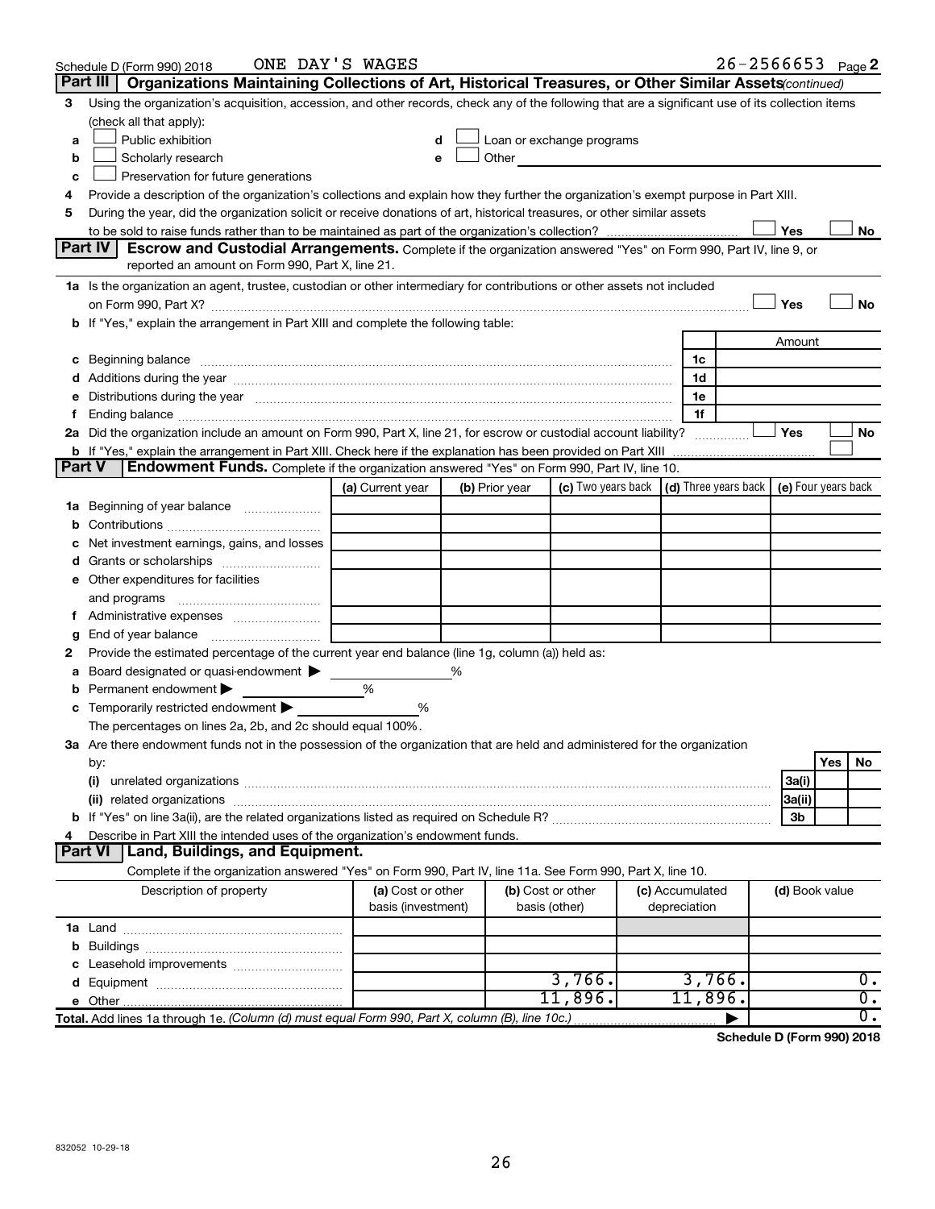Schedule D (Form 990) 2018 ONE DAY'S WAGES 26-2566653 Page 2

## Part III Organizations Maintaining Collections of Art, Historical Treasures, or Other Similar Assets *(continued)*

3 Using the organization's acquisition, accession, and other records, check any of the following that are a significant use of its collection items (check all that apply):

a ☐ Public exhibition
b ☐ Scholarly research
c ☐ Preservation for future generations
d ☐ Loan or exchange programs
e ☐ Other

4 Provide a description of the organization's collections and explain how they further the organization's exempt purpose in Part XIII.

5 During the year, did the organization solicit or receive donations of art, historical treasures, or other similar assets to be sold to raise funds rather than to be maintained as part of the organization's collection? ☐ Yes ☐ No

## Part IV Escrow and Custodial Arrangements.

Complete if the organization answered "Yes" on Form 990, Part IV, line 9, or reported an amount on Form 990, Part X, line 21.

1a Is the organization an agent, trustee, custodian or other intermediary for contributions or other assets not included on Form 990, Part X? ☐ Yes ☐ No

b If "Yes," explain the arrangement in Part XIII and complete the following table:

| | | Amount |
|---|---|---|
| c Beginning balance | 1c | |
| d Additions during the year | 1d | |
| e Distributions during the year | 1e | |
| f Ending balance | 1f | |

2a Did the organization include an amount on Form 990, Part X, line 21, for escrow or custodial account liability? ☐ Yes ☐ No

b If "Yes," explain the arrangement in Part XIII. Check here if the explanation has been provided on Part XIII ☐

## Part V Endowment Funds.

Complete if the organization answered "Yes" on Form 990, Part IV, line 10.

| | (a) Current year | (b) Prior year | (c) Two years back | (d) Three years back | (e) Four years back |
|---|---|---|---|---|---|
| 1a Beginning of year balance | | | | | |
| b Contributions | | | | | |
| c Net investment earnings, gains, and losses | | | | | |
| d Grants or scholarships | | | | | |
| e Other expenditures for facilities and programs | | | | | |
| f Administrative expenses | | | | | |
| g End of year balance | | | | | |

2 Provide the estimated percentage of the current year end balance (line 1g, column (a)) held as:

a Board designated or quasi-endowment ▶ %
b Permanent endowment ▶ %
c Temporarily restricted endowment ▶ %

The percentages on lines 2a, 2b, and 2c should equal 100%.

3a Are there endowment funds not in the possession of the organization that are held and administered for the organization by:

| | | Yes | No |
|---|---|---|---|
| (i) unrelated organizations | 3a(i) | | |
| (ii) related organizations | 3a(ii) | | |
| b If "Yes" on line 3a(ii), are the related organizations listed as required on Schedule R? | 3b | | |

4 Describe in Part XIII the intended uses of the organization's endowment funds.

## Part VI Land, Buildings, and Equipment.

Complete if the organization answered "Yes" on Form 990, Part IV, line 11a. See Form 990, Part X, line 10.

| Description of property | (a) Cost or other basis (investment) | (b) Cost or other basis (other) | (c) Accumulated depreciation | (d) Book value |
|---|---|---|---|---|
| 1a Land | | | | |
| b Buildings | | | | |
| c Leasehold improvements | | | | |
| d Equipment | | 3,766. | 3,766. | 0. |
| e Other | | 11,896. | 11,896. | 0. |
| **Total.** Add lines 1a through 1e. *(Column (d) must equal Form 990, Part X, column (B), line 10c.)* | | | ▶ | 0. |

**Schedule D (Form 990) 2018**

832052 10-29-18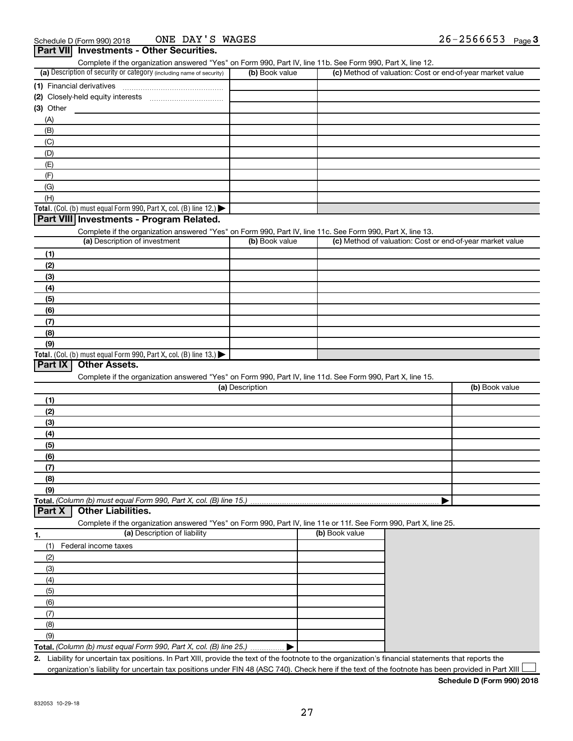Schedule D (Form 990) 2018 ONE DAY'S WAGES 26-2566653 Page 3

## Part VII Investments - Other Securities.

Complete if the organization answered "Yes" on Form 990, Part IV, line 11b. See Form 990, Part X, line 12.

| (a) Description of security or category (including name of security) | (b) Book value | (c) Method of valuation: Cost or end-of-year market value |
|---|---|---|
| (1) Financial derivatives | | |
| (2) Closely-held equity interests | | |
| (3) Other | | |
| (A) | | |
| (B) | | |
| (C) | | |
| (D) | | |
| (E) | | |
| (F) | | |
| (G) | | |
| (H) | | |
| **Total.** (Col. (b) must equal Form 990, Part X, col. (B) line 12.) ▶ | | |

## Part VIII Investments - Program Related.

Complete if the organization answered "Yes" on Form 990, Part IV, line 11c. See Form 990, Part X, line 13.

| (a) Description of investment | (b) Book value | (c) Method of valuation: Cost or end-of-year market value |
|---|---|---|
| (1) | | |
| (2) | | |
| (3) | | |
| (4) | | |
| (5) | | |
| (6) | | |
| (7) | | |
| (8) | | |
| (9) | | |
| **Total.** (Col. (b) must equal Form 990, Part X, col. (B) line 13.) ▶ | | |

## Part IX Other Assets.

Complete if the organization answered "Yes" on Form 990, Part IV, line 11d. See Form 990, Part X, line 15.

| (a) Description | (b) Book value |
|---|---|
| (1) | |
| (2) | |
| (3) | |
| (4) | |
| (5) | |
| (6) | |
| (7) | |
| (8) | |
| (9) | |
| **Total.** *(Column (b) must equal Form 990, Part X, col. (B) line 15.)* ▶ | |

## Part X Other Liabilities.

Complete if the organization answered "Yes" on Form 990, Part IV, line 11e or 11f. See Form 990, Part X, line 25.

| 1. (a) Description of liability | (b) Book value |
|---|---|
| (1) Federal income taxes | |
| (2) | |
| (3) | |
| (4) | |
| (5) | |
| (6) | |
| (7) | |
| (8) | |
| (9) | |
| **Total.** *(Column (b) must equal Form 990, Part X, col. (B) line 25.)* ▶ | |

2. Liability for uncertain tax positions. In Part XIII, provide the text of the footnote to the organization's financial statements that reports the organization's liability for uncertain tax positions under FIN 48 (ASC 740). Check here if the text of the footnote has been provided in Part XIII ☐

**Schedule D (Form 990) 2018**

832053 10-29-18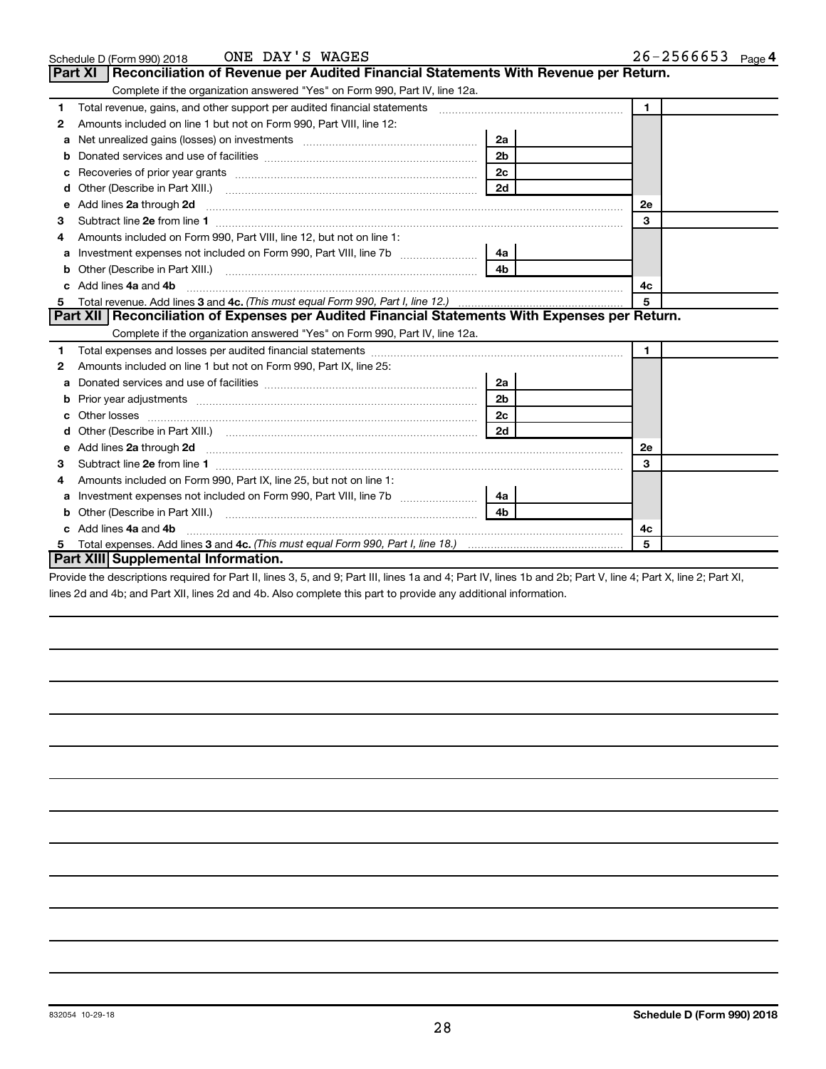Schedule D (Form 990) 2018 ONE DAY'S WAGES 26-2566653 Page 4

## Part XI Reconciliation of Revenue per Audited Financial Statements With Revenue per Return.

Complete if the organization answered "Yes" on Form 990, Part IV, line 12a.

| | | | | | |
|---|---|---|---|---|---|
| 1 | Total revenue, gains, and other support per audited financial statements | | | 1 | |
| 2 | Amounts included on line 1 but not on Form 990, Part VIII, line 12: | | | | |
| a | Net unrealized gains (losses) on investments | 2a | | | |
| b | Donated services and use of facilities | 2b | | | |
| c | Recoveries of prior year grants | 2c | | | |
| d | Other (Describe in Part XIII.) | 2d | | | |
| e | Add lines **2a** through **2d** | | | 2e | |
| 3 | Subtract line **2e** from line **1** | | | 3 | |
| 4 | Amounts included on Form 990, Part VIII, line 12, but not on line 1: | | | | |
| a | Investment expenses not included on Form 990, Part VIII, line 7b | 4a | | | |
| b | Other (Describe in Part XIII.) | 4b | | | |
| c | Add lines **4a** and **4b** | | | 4c | |
| 5 | Total revenue. Add lines **3** and **4c.** *(This must equal Form 990, Part I, line 12.)* | | | 5 | |

## Part XII Reconciliation of Expenses per Audited Financial Statements With Expenses per Return.

Complete if the organization answered "Yes" on Form 990, Part IV, line 12a.

| | | | | | |
|---|---|---|---|---|---|
| 1 | Total expenses and losses per audited financial statements | | | 1 | |
| 2 | Amounts included on line 1 but not on Form 990, Part IX, line 25: | | | | |
| a | Donated services and use of facilities | 2a | | | |
| b | Prior year adjustments | 2b | | | |
| c | Other losses | 2c | | | |
| d | Other (Describe in Part XIII.) | 2d | | | |
| e | Add lines **2a** through **2d** | | | 2e | |
| 3 | Subtract line **2e** from line **1** | | | 3 | |
| 4 | Amounts included on Form 990, Part IX, line 25, but not on line 1: | | | | |
| a | Investment expenses not included on Form 990, Part VIII, line 7b | 4a | | | |
| b | Other (Describe in Part XIII.) | 4b | | | |
| c | Add lines **4a** and **4b** | | | 4c | |
| 5 | Total expenses. Add lines **3** and **4c.** *(This must equal Form 990, Part I, line 18.)* | | | 5 | |

## Part XIII Supplemental Information.

Provide the descriptions required for Part II, lines 3, 5, and 9; Part III, lines 1a and 4; Part IV, lines 1b and 2b; Part V, line 4; Part X, line 2; Part XI, lines 2d and 4b; and Part XII, lines 2d and 4b. Also complete this part to provide any additional information.

832054 10-29-18 **Schedule D (Form 990) 2018**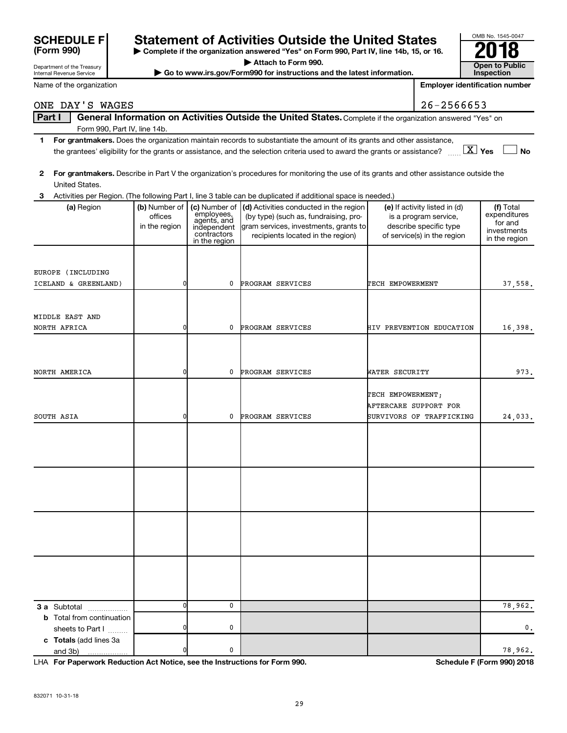# SCHEDULE F (Form 990)

Department of the Treasury
Internal Revenue Service

## Statement of Activities Outside the United States

▶ Complete if the organization answered "Yes" on Form 990, Part IV, line 14b, 15, or 16.
▶ Attach to Form 990.
▶ Go to www.irs.gov/Form990 for instructions and the latest information.

OMB No. 1545-0047

**2018**

**Open to Public Inspection**

Name of the organization: ONE DAY'S WAGES

Employer identification number: 26-2566653

**Part I — General Information on Activities Outside the United States.** Complete if the organization answered "Yes" on Form 990, Part IV, line 14b.

1 **For grantmakers.** Does the organization maintain records to substantiate the amount of its grants and other assistance, the grantees' eligibility for the grants or assistance, and the selection criteria used to award the grants or assistance? [X] Yes [ ] No

2 **For grantmakers.** Describe in Part V the organization's procedures for monitoring the use of its grants and other assistance outside the United States.

3 Activities per Region. (The following Part I, line 3 table can be duplicated if additional space is needed.)

| (a) Region | (b) Number of offices in the region | (c) Number of employees, agents, and independent contractors in the region | (d) Activities conducted in the region (by type) (such as, fundraising, program services, investments, grants to recipients located in the region) | (e) If activity listed in (d) is a program service, describe specific type of service(s) in the region | (f) Total expenditures for and investments in the region |
|---|---|---|---|---|---|
| EUROPE (INCLUDING ICELAND & GREENLAND) | 0 | 0 | PROGRAM SERVICES | TECH EMPOWERMENT | 37,558. |
| MIDDLE EAST AND NORTH AFRICA | 0 | 0 | PROGRAM SERVICES | HIV PREVENTION EDUCATION | 16,398. |
| NORTH AMERICA | 0 | 0 | PROGRAM SERVICES | WATER SECURITY | 973. |
| SOUTH ASIA | 0 | 0 | PROGRAM SERVICES | TECH EMPOWERMENT; AFTERCARE SUPPORT FOR SURVIVORS OF TRAFFICKING | 24,033. |
| | | | | | |
| | | | | | |
| | | | | | |
| | | | | | |
| **3 a** Subtotal | 0 | 0 | | | 78,962. |
| **b** Total from continuation sheets to Part I | 0 | 0 | | | 0. |
| **c Totals** (add lines 3a and 3b) | 0 | 0 | | | 78,962. |

LHA **For Paperwork Reduction Act Notice, see the Instructions for Form 990.** **Schedule F (Form 990) 2018**

832071 10-31-18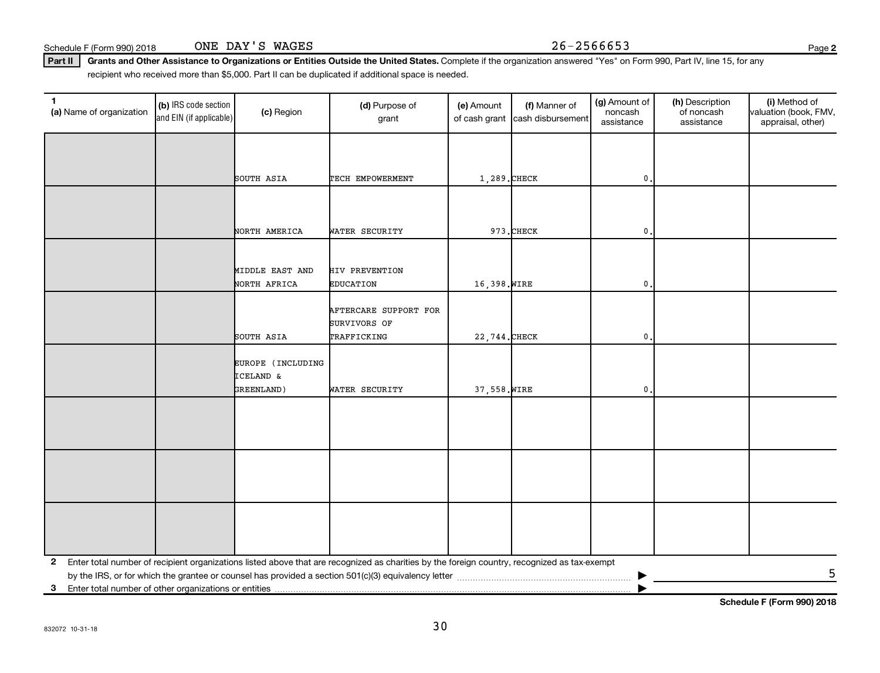Schedule F (Form 990) 2018 ONE DAY'S WAGES 26-2566653 Page 2

**Part II** **Grants and Other Assistance to Organizations or Entities Outside the United States.** Complete if the organization answered "Yes" on Form 990, Part IV, line 15, for any recipient who received more than $5,000. Part II can be duplicated if additional space is needed.

| 1 (a) Name of organization | (b) IRS code section and EIN (if applicable) | (c) Region | (d) Purpose of grant | (e) Amount of cash grant | (f) Manner of cash disbursement | (g) Amount of noncash assistance | (h) Description of noncash assistance | (i) Method of valuation (book, FMV, appraisal, other) |
|---|---|---|---|---|---|---|---|---|
| | | SOUTH ASIA | TECH EMPOWERMENT | 1,289. | CHECK | 0. | | |
| | | NORTH AMERICA | WATER SECURITY | 973. | CHECK | 0. | | |
| | | MIDDLE EAST AND NORTH AFRICA | HIV PREVENTION EDUCATION | 16,398. | WIRE | 0. | | |
| | | SOUTH ASIA | AFTERCARE SUPPORT FOR SURVIVORS OF TRAFFICKING | 22,744. | CHECK | 0. | | |
| | | EUROPE (INCLUDING ICELAND & GREENLAND) | WATER SECURITY | 37,558. | WIRE | 0. | | |
| | | | | | | | | |
| | | | | | | | | |
| | | | | | | | | |

2 Enter total number of recipient organizations listed above that are recognized as charities by the foreign country, recognized as tax-exempt by the IRS, or for which the grantee or counsel has provided a section 501(c)(3) equivalency letter ▶ 5

3 Enter total number of other organizations or entities ▶

Schedule F (Form 990) 2018

832072 10-31-18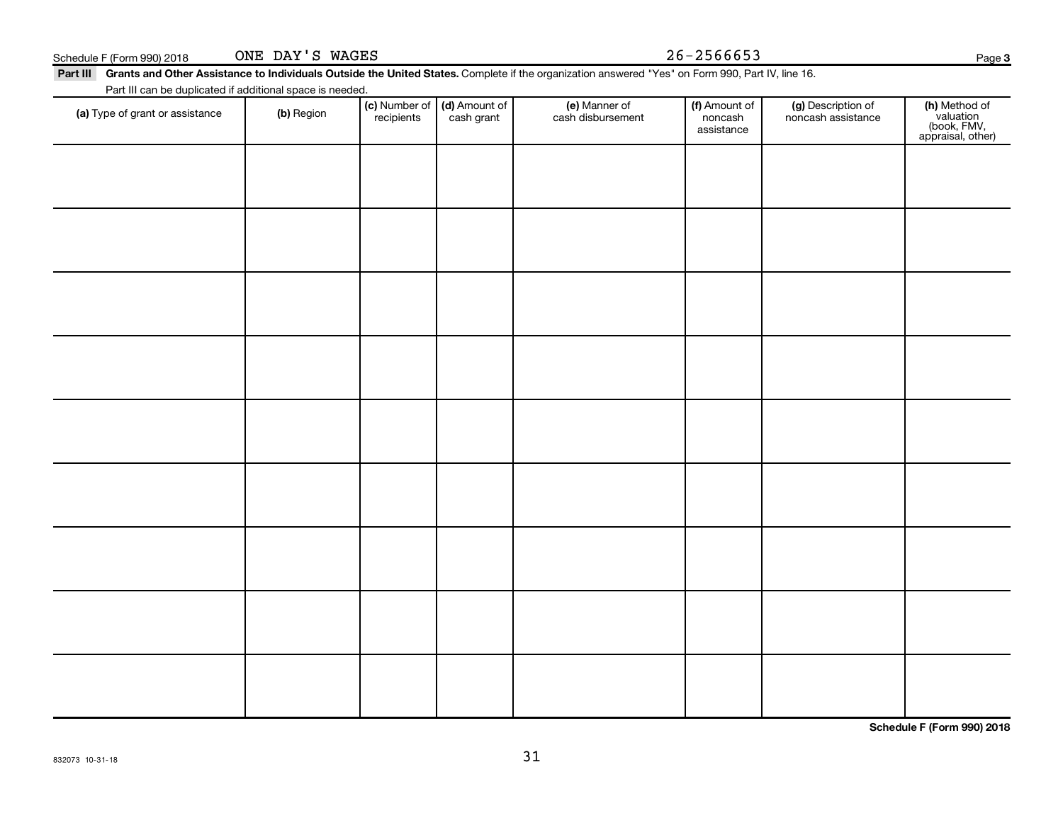Schedule F (Form 990) 2018 ONE DAY'S WAGES 26-2566653

**Part III** **Grants and Other Assistance to Individuals Outside the United States.** Complete if the organization answered "Yes" on Form 990, Part IV, line 16. Part III can be duplicated if additional space is needed.

| (a) Type of grant or assistance | (b) Region | (c) Number of recipients | (d) Amount of cash grant | (e) Manner of cash disbursement | (f) Amount of noncash assistance | (g) Description of noncash assistance | (h) Method of valuation (book, FMV, appraisal, other) |
|---|---|---|---|---|---|---|---|
| | | | | | | | |
| | | | | | | | |
| | | | | | | | |
| | | | | | | | |
| | | | | | | | |
| | | | | | | | |
| | | | | | | | |
| | | | | | | | |
| | | | | | | | |

**Schedule F (Form 990) 2018**

832073 10-31-18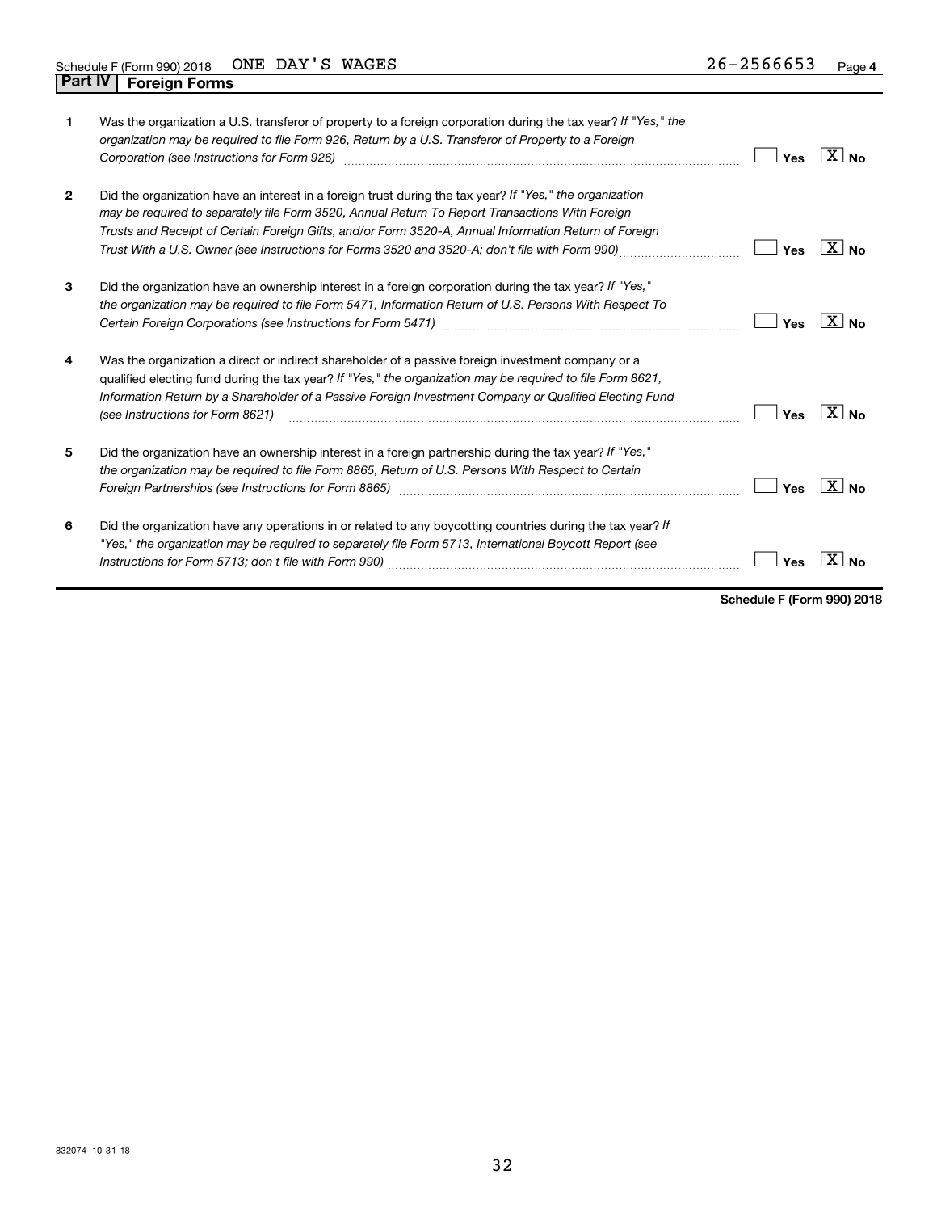Schedule F (Form 990) 2018 ONE DAY'S WAGES 26-2566653 Page 4

## Part IV Foreign Forms

1. Was the organization a U.S. transferor of property to a foreign corporation during the tax year? *If "Yes," the organization may be required to file Form 926, Return by a U.S. Transferor of Property to a Foreign Corporation (see Instructions for Form 926)* ☐ Yes ☒ No

2. Did the organization have an interest in a foreign trust during the tax year? *If "Yes," the organization may be required to separately file Form 3520, Annual Return To Report Transactions With Foreign Trusts and Receipt of Certain Foreign Gifts, and/or Form 3520-A, Annual Information Return of Foreign Trust With a U.S. Owner (see Instructions for Forms 3520 and 3520-A; don't file with Form 990)* ☐ Yes ☒ No

3. Did the organization have an ownership interest in a foreign corporation during the tax year? *If "Yes," the organization may be required to file Form 5471, Information Return of U.S. Persons With Respect To Certain Foreign Corporations (see Instructions for Form 5471)* ☐ Yes ☒ No

4. Was the organization a direct or indirect shareholder of a passive foreign investment company or a qualified electing fund during the tax year? *If "Yes," the organization may be required to file Form 8621, Information Return by a Shareholder of a Passive Foreign Investment Company or Qualified Electing Fund (see Instructions for Form 8621)* ☐ Yes ☒ No

5. Did the organization have an ownership interest in a foreign partnership during the tax year? *If "Yes," the organization may be required to file Form 8865, Return of U.S. Persons With Respect to Certain Foreign Partnerships (see Instructions for Form 8865)* ☐ Yes ☒ No

6. Did the organization have any operations in or related to any boycotting countries during the tax year? *If "Yes," the organization may be required to separately file Form 5713, International Boycott Report (see Instructions for Form 5713; don't file with Form 990)* ☐ Yes ☒ No

**Schedule F (Form 990) 2018**

832074 10-31-18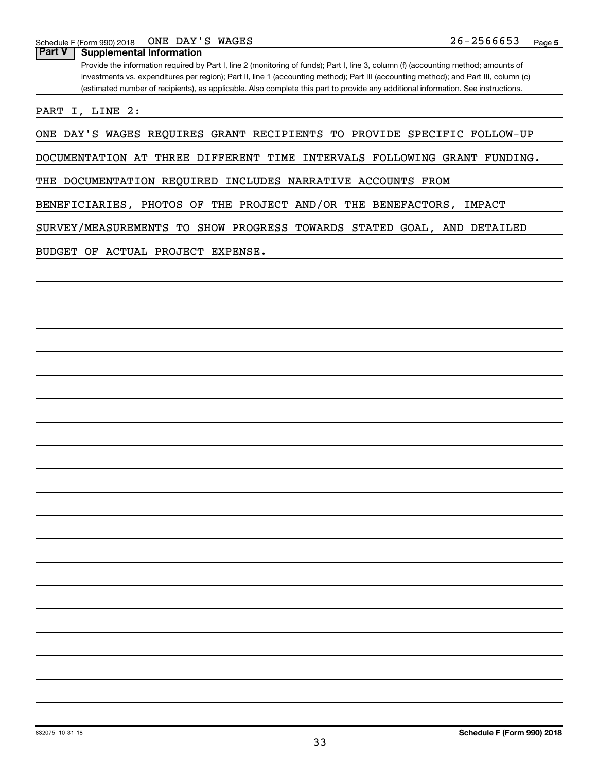Schedule F (Form 990) 2018 ONE DAY'S WAGES 26-2566653

## Part V Supplemental Information

Provide the information required by Part I, line 2 (monitoring of funds); Part I, line 3, column (f) (accounting method; amounts of investments vs. expenditures per region); Part II, line 1 (accounting method); Part III (accounting method); and Part III, column (c) (estimated number of recipients), as applicable. Also complete this part to provide any additional information. See instructions.

PART I, LINE 2:

ONE DAY'S WAGES REQUIRES GRANT RECIPIENTS TO PROVIDE SPECIFIC FOLLOW-UP DOCUMENTATION AT THREE DIFFERENT TIME INTERVALS FOLLOWING GRANT FUNDING. THE DOCUMENTATION REQUIRED INCLUDES NARRATIVE ACCOUNTS FROM BENEFICIARIES, PHOTOS OF THE PROJECT AND/OR THE BENEFACTORS, IMPACT SURVEY/MEASUREMENTS TO SHOW PROGRESS TOWARDS STATED GOAL, AND DETAILED BUDGET OF ACTUAL PROJECT EXPENSE.

832075 10-31-18 **Schedule F (Form 990) 2018**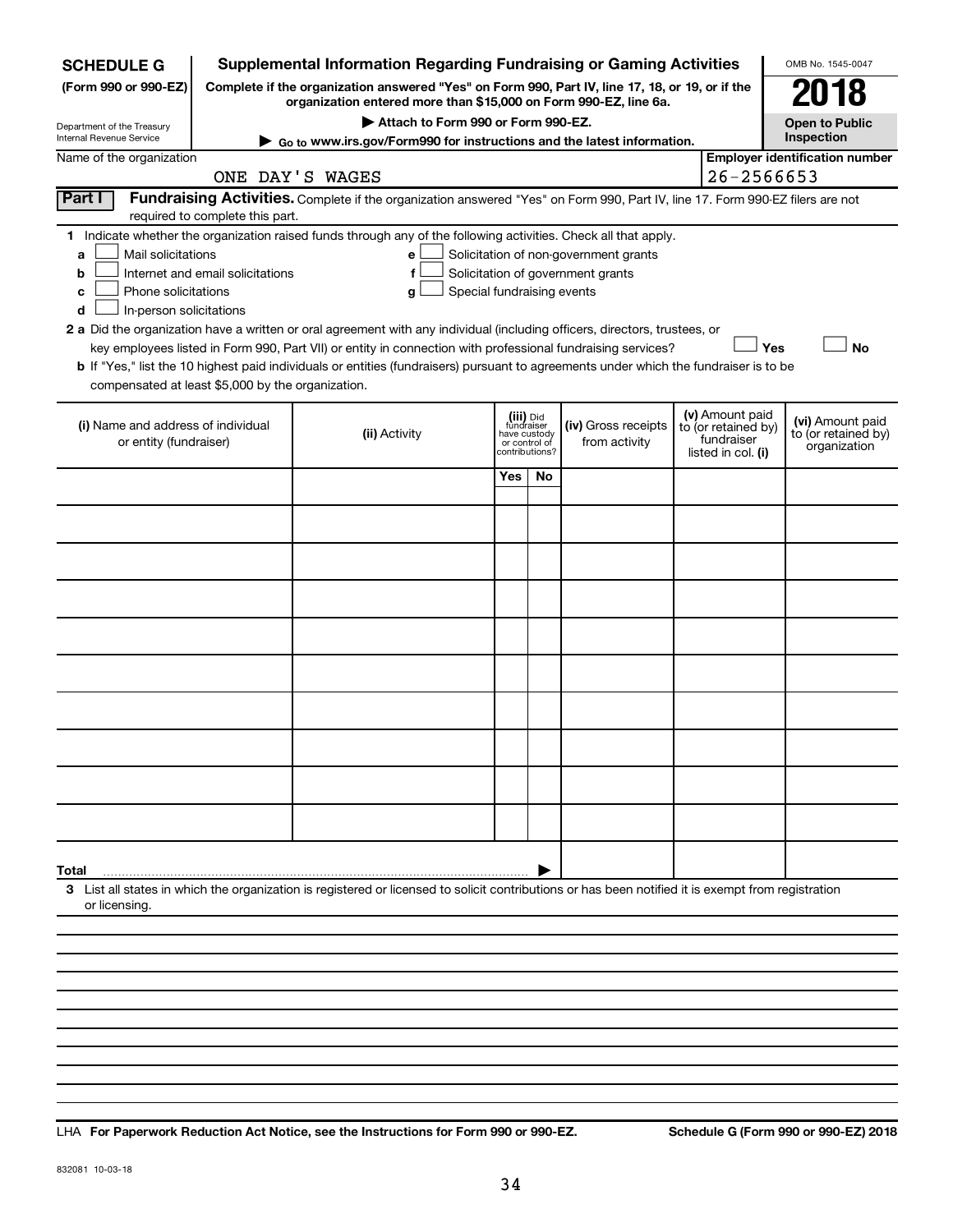**SCHEDULE G**
**(Form 990 or 990-EZ)**

Department of the Treasury
Internal Revenue Service

# Supplemental Information Regarding Fundraising or Gaming Activities

**Complete if the organization answered "Yes" on Form 990, Part IV, line 17, 18, or 19, or if the organization entered more than $15,000 on Form 990-EZ, line 6a.**

▶ **Attach to Form 990 or Form 990-EZ.**

▶ **Go to www.irs.gov/Form990 for instructions and the latest information.**

OMB No. 1545-0047

**2018**

**Open to Public Inspection**

Name of the organization: ONE DAY'S WAGES

**Employer identification number:** 26-2566653

## Part I — Fundraising Activities.

Complete if the organization answered "Yes" on Form 990, Part IV, line 17. Form 990-EZ filers are not required to complete this part.

**1** Indicate whether the organization raised funds through any of the following activities. Check all that apply.

- **a** ☐ Mail solicitations
- **b** ☐ Internet and email solicitations
- **c** ☐ Phone solicitations
- **d** ☐ In-person solicitations
- **e** ☐ Solicitation of non-government grants
- **f** ☐ Solicitation of government grants
- **g** ☐ Special fundraising events

**2 a** Did the organization have a written or oral agreement with any individual (including officers, directors, trustees, or key employees listed in Form 990, Part VII) or entity in connection with professional fundraising services? ☐ **Yes** ☐ **No**

**b** If "Yes," list the 10 highest paid individuals or entities (fundraisers) pursuant to agreements under which the fundraiser is to be compensated at least $5,000 by the organization.

| (i) Name and address of individual or entity (fundraiser) | (ii) Activity | (iii) Did fundraiser have custody or control of contributions? | | (iv) Gross receipts from activity | (v) Amount paid to (or retained by) fundraiser listed in col. (i) | (vi) Amount paid to (or retained by) organization |
|---|---|---|---|---|---|---|
| | | Yes | No | | | |
| | | | | | | |
| | | | | | | |
| | | | | | | |
| | | | | | | |
| | | | | | | |
| | | | | | | |
| | | | | | | |
| | | | | | | |
| | | | | | | |
| | | | | | | |
| **Total** ▶ | | | | | | |

**3** List all states in which the organization is registered or licensed to solicit contributions or has been notified it is exempt from registration or licensing.

LHA **For Paperwork Reduction Act Notice, see the Instructions for Form 990 or 990-EZ.** **Schedule G (Form 990 or 990-EZ) 2018**

832081 10-03-18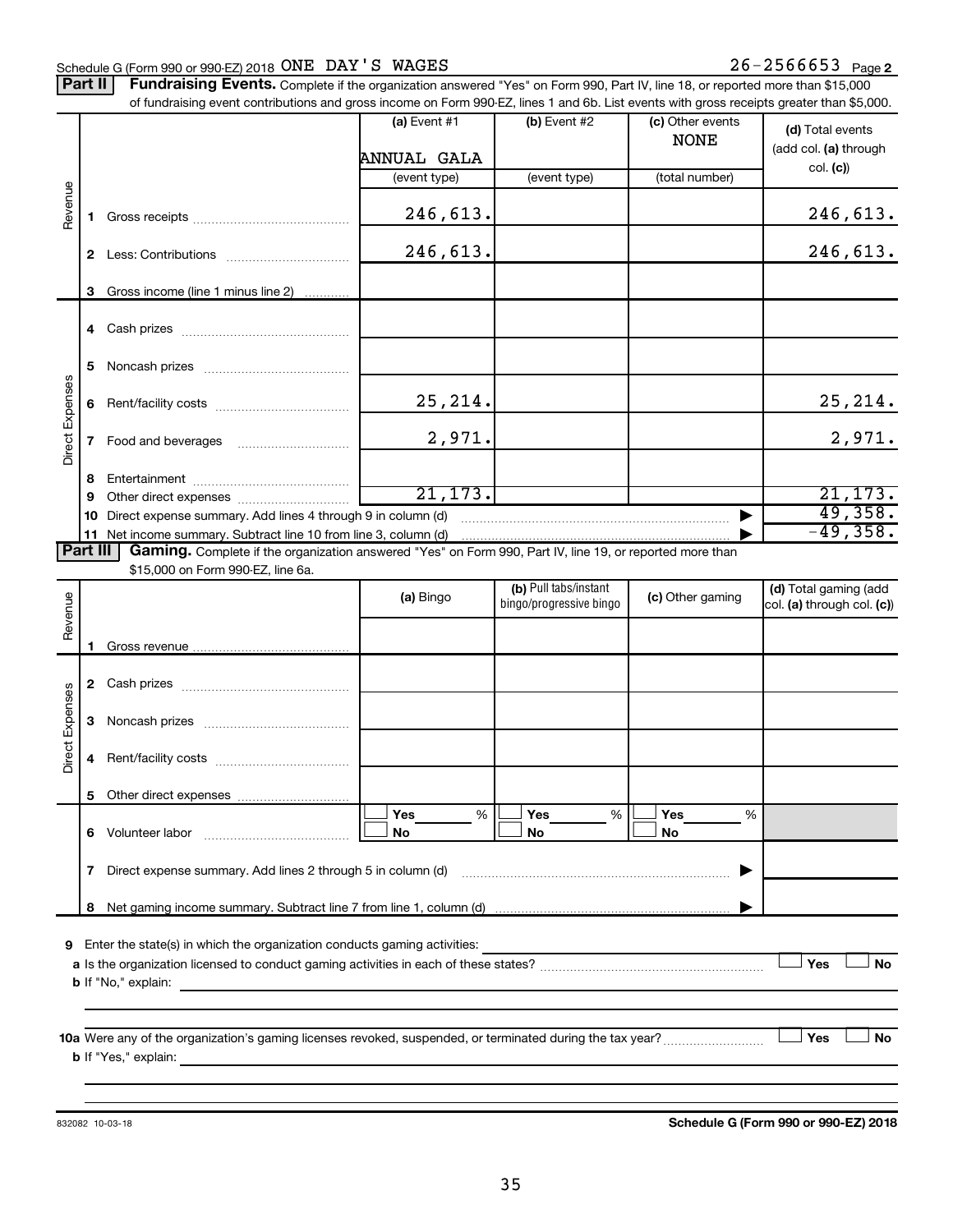Schedule G (Form 990 or 990-EZ) 2018 ONE DAY'S WAGES 26-2566653 Page 2

**Part II** **Fundraising Events.** Complete if the organization answered "Yes" on Form 990, Part IV, line 18, or reported more than $15,000 of fundraising event contributions and gross income on Form 990-EZ, lines 1 and 6b. List events with gross receipts greater than $5,000.

| | | (a) Event #1 ANNUAL GALA (event type) | (b) Event #2 (event type) | (c) Other events NONE (total number) | (d) Total events (add col. (a) through col. (c)) |
|---|---|---|---|---|---|
| Revenue | 1 Gross receipts | 246,613. | | | 246,613. |
| | 2 Less: Contributions | 246,613. | | | 246,613. |
| | 3 Gross income (line 1 minus line 2) | | | | |
| Direct Expenses | 4 Cash prizes | | | | |
| | 5 Noncash prizes | | | | |
| | 6 Rent/facility costs | 25,214. | | | 25,214. |
| | 7 Food and beverages | 2,971. | | | 2,971. |
| | 8 Entertainment | | | | |
| | 9 Other direct expenses | 21,173. | | | 21,173. |
| | 10 Direct expense summary. Add lines 4 through 9 in column (d) | | | ▶ | 49,358. |
| | 11 Net income summary. Subtract line 10 from line 3, column (d) | | | ▶ | -49,358. |

**Part III** **Gaming.** Complete if the organization answered "Yes" on Form 990, Part IV, line 19, or reported more than $15,000 on Form 990-EZ, line 6a.

| | | (a) Bingo | (b) Pull tabs/instant bingo/progressive bingo | (c) Other gaming | (d) Total gaming (add col. (a) through col. (c)) |
|---|---|---|---|---|---|
| Revenue | 1 Gross revenue | | | | |
| Direct Expenses | 2 Cash prizes | | | | |
| | 3 Noncash prizes | | | | |
| | 4 Rent/facility costs | | | | |
| | 5 Other direct expenses | | | | |
| | 6 Volunteer labor | ☐ Yes ___% ☐ No | ☐ Yes ___% ☐ No | ☐ Yes ___% ☐ No | |
| | 7 Direct expense summary. Add lines 2 through 5 in column (d) | | | ▶ | |
| | 8 Net gaming income summary. Subtract line 7 from line 1, column (d) | | | ▶ | |

9 Enter the state(s) in which the organization conducts gaming activities:

a Is the organization licensed to conduct gaming activities in each of these states? ☐ Yes ☐ No

b If "No," explain:

10a Were any of the organization's gaming licenses revoked, suspended, or terminated during the tax year? ☐ Yes ☐ No

b If "Yes," explain:

832082 10-03-18 **Schedule G (Form 990 or 990-EZ) 2018**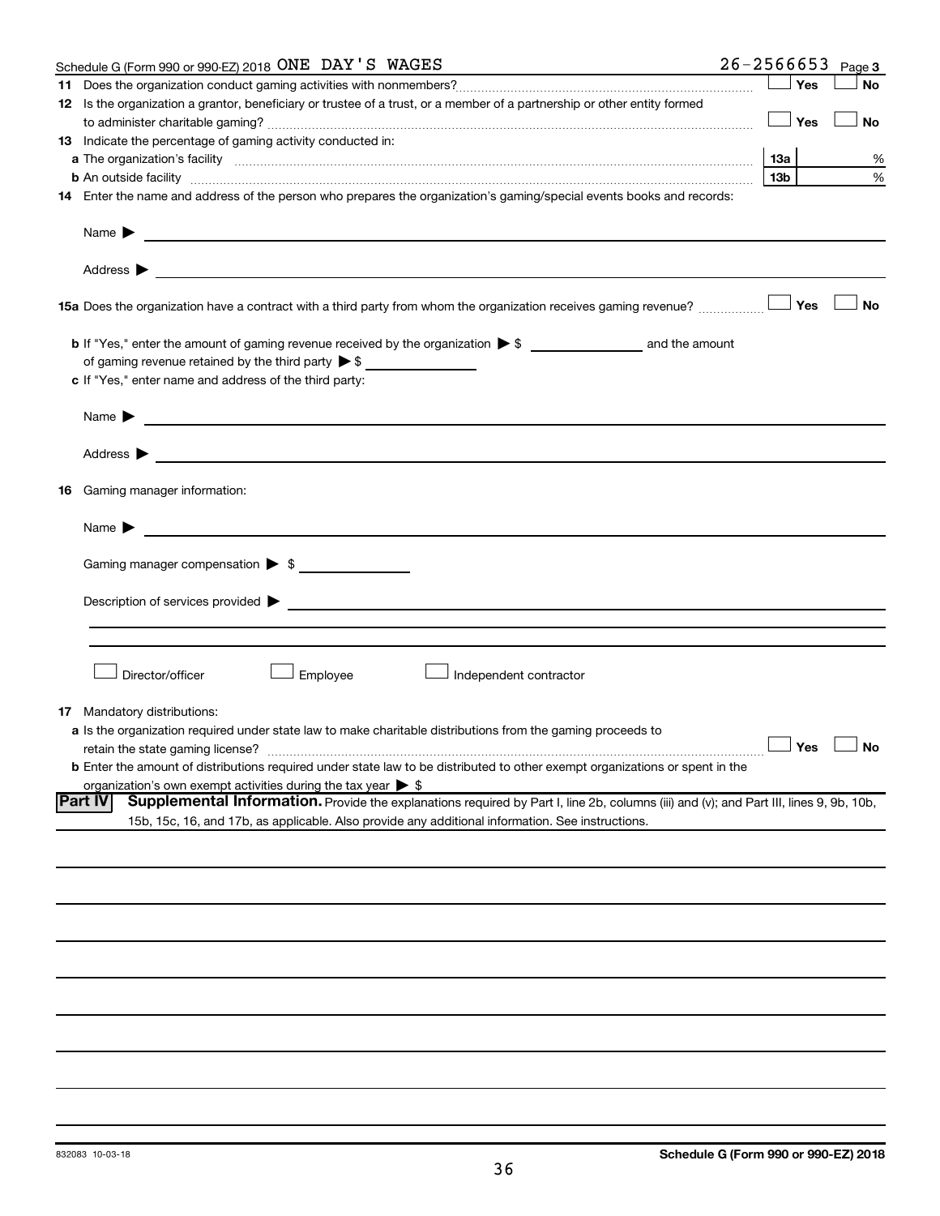Schedule G (Form 990 or 990-EZ) 2018 ONE DAY'S WAGES 26-2566653 Page 3

**11** Does the organization conduct gaming activities with nonmembers? ☐ Yes ☐ No

**12** Is the organization a grantor, beneficiary or trustee of a trust, or a member of a partnership or other entity formed to administer charitable gaming? ☐ Yes ☐ No

**13** Indicate the percentage of gaming activity conducted in:

**a** The organization's facility **13a** %

**b** An outside facility **13b** %

**14** Enter the name and address of the person who prepares the organization's gaming/special events books and records:

Name ▶

Address ▶

**15a** Does the organization have a contract with a third party from whom the organization receives gaming revenue? ☐ Yes ☐ No

**b** If "Yes," enter the amount of gaming revenue received by the organization ▶ $ _______ and the amount of gaming revenue retained by the third party ▶ $ _______

**c** If "Yes," enter name and address of the third party:

Name ▶

Address ▶

**16** Gaming manager information:

Name ▶

Gaming manager compensation ▶ $

Description of services provided ▶

☐ Director/officer ☐ Employee ☐ Independent contractor

**17** Mandatory distributions:

**a** Is the organization required under state law to make charitable distributions from the gaming proceeds to retain the state gaming license? ☐ Yes ☐ No

**b** Enter the amount of distributions required under state law to be distributed to other exempt organizations or spent in the organization's own exempt activities during the tax year ▶ $

**Part IV** **Supplemental Information.** Provide the explanations required by Part I, line 2b, columns (iii) and (v); and Part III, lines 9, 9b, 10b, 15b, 15c, 16, and 17b, as applicable. Also provide any additional information. See instructions.

832083 10-03-18 **Schedule G (Form 990 or 990-EZ) 2018**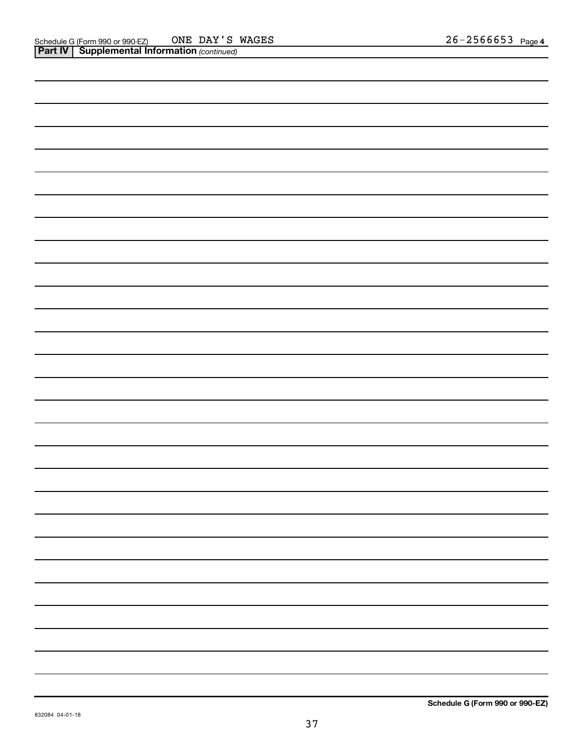Schedule G (Form 990 or 990-EZ) ONE DAY'S WAGES 26-2566653 Page **4**

**Part IV | Supplemental Information** *(continued)*

**Schedule G (Form 990 or 990-EZ)**

832084 04-01-18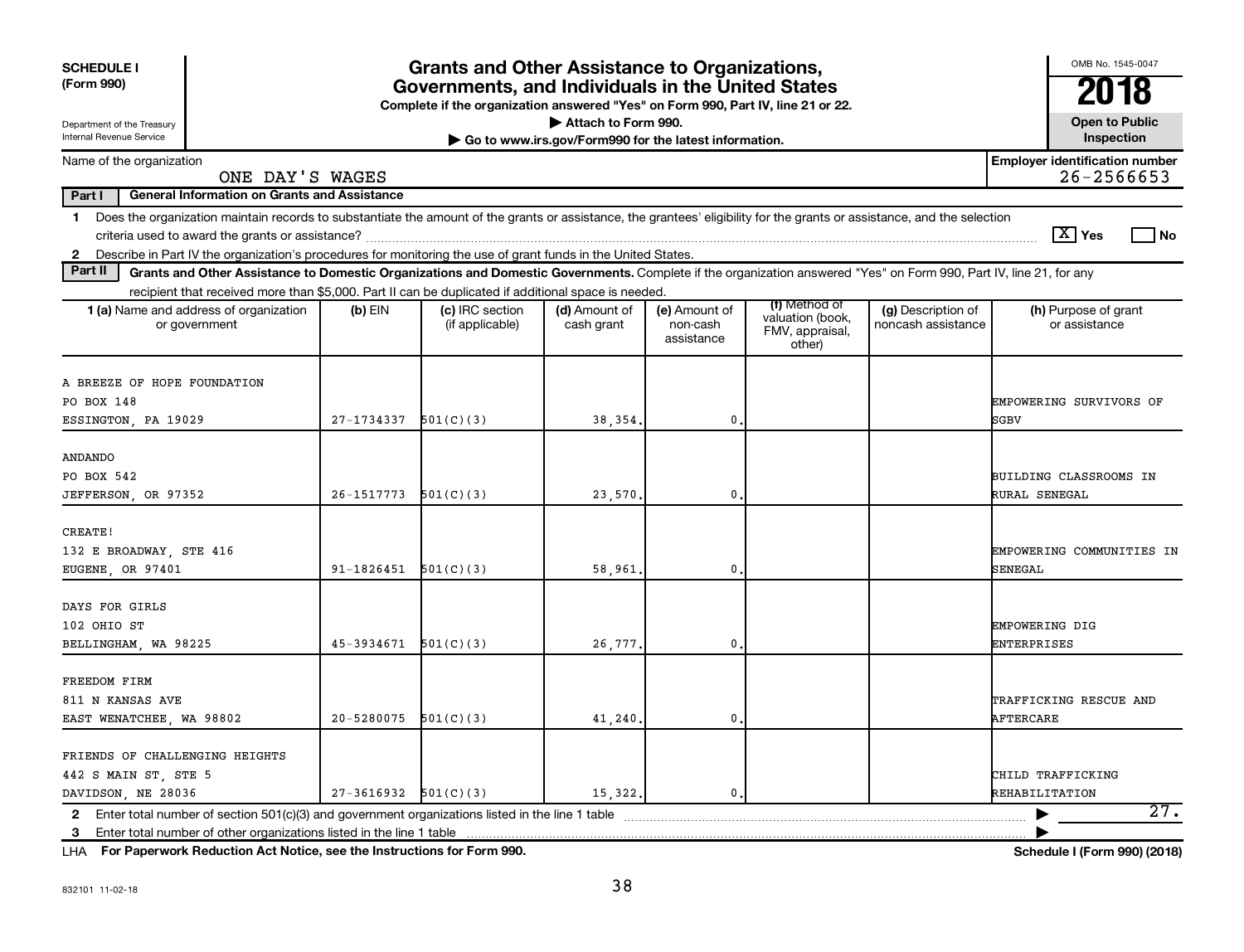**SCHEDULE I**
**(Form 990)**

Department of the Treasury
Internal Revenue Service

# Grants and Other Assistance to Organizations, Governments, and Individuals in the United States

**Complete if the organization answered "Yes" on Form 990, Part IV, line 21 or 22.**
▶ Attach to Form 990.
▶ Go to www.irs.gov/Form990 for the latest information.

OMB No. 1545-0047
**2018**
**Open to Public Inspection**

Name of the organization: ONE DAY'S WAGES
Employer identification number: 26-2566653

**Part I — General Information on Grants and Assistance**

1 Does the organization maintain records to substantiate the amount of the grants or assistance, the grantees' eligibility for the grants or assistance, and the selection criteria used to award the grants or assistance? [X] Yes [ ] No

2 Describe in Part IV the organization's procedures for monitoring the use of grant funds in the United States.

**Part II — Grants and Other Assistance to Domestic Organizations and Domestic Governments.** Complete if the organization answered "Yes" on Form 990, Part IV, line 21, for any recipient that received more than $5,000. Part II can be duplicated if additional space is needed.

| 1 (a) Name and address of organization or government | (b) EIN | (c) IRC section (if applicable) | (d) Amount of cash grant | (e) Amount of non-cash assistance | (f) Method of valuation (book, FMV, appraisal, other) | (g) Description of noncash assistance | (h) Purpose of grant or assistance |
|---|---|---|---|---|---|---|---|
| A BREEZE OF HOPE FOUNDATION<br>PO BOX 148<br>ESSINGTON, PA 19029 | 27-1734337 | 501(C)(3) | 38,354. | 0. | | | EMPOWERING SURVIVORS OF SGBV |
| ANDANDO<br>PO BOX 542<br>JEFFERSON, OR 97352 | 26-1517773 | 501(C)(3) | 23,570. | 0. | | | BUILDING CLASSROOMS IN RURAL SENEGAL |
| CREATE!<br>132 E BROADWAY, STE 416<br>EUGENE, OR 97401 | 91-1826451 | 501(C)(3) | 58,961. | 0. | | | EMPOWERING COMMUNITIES IN SENEGAL |
| DAYS FOR GIRLS<br>102 OHIO ST<br>BELLINGHAM, WA 98225 | 45-3934671 | 501(C)(3) | 26,777. | 0. | | | EMPOWERING DIG ENTERPRISES |
| FREEDOM FIRM<br>811 N KANSAS AVE<br>EAST WENATCHEE, WA 98802 | 20-5280075 | 501(C)(3) | 41,240. | 0. | | | TRAFFICKING RESCUE AND AFTERCARE |
| FRIENDS OF CHALLENGING HEIGHTS<br>442 S MAIN ST, STE 5<br>DAVIDSON, NE 28036 | 27-3616932 | 501(C)(3) | 15,322. | 0. | | | CHILD TRAFFICKING REHABILITATION |

2 Enter total number of section 501(c)(3) and government organizations listed in the line 1 table ▶ 27.

3 Enter total number of other organizations listed in the line 1 table ▶

LHA For Paperwork Reduction Act Notice, see the Instructions for Form 990. Schedule I (Form 990) (2018)

832101 11-02-18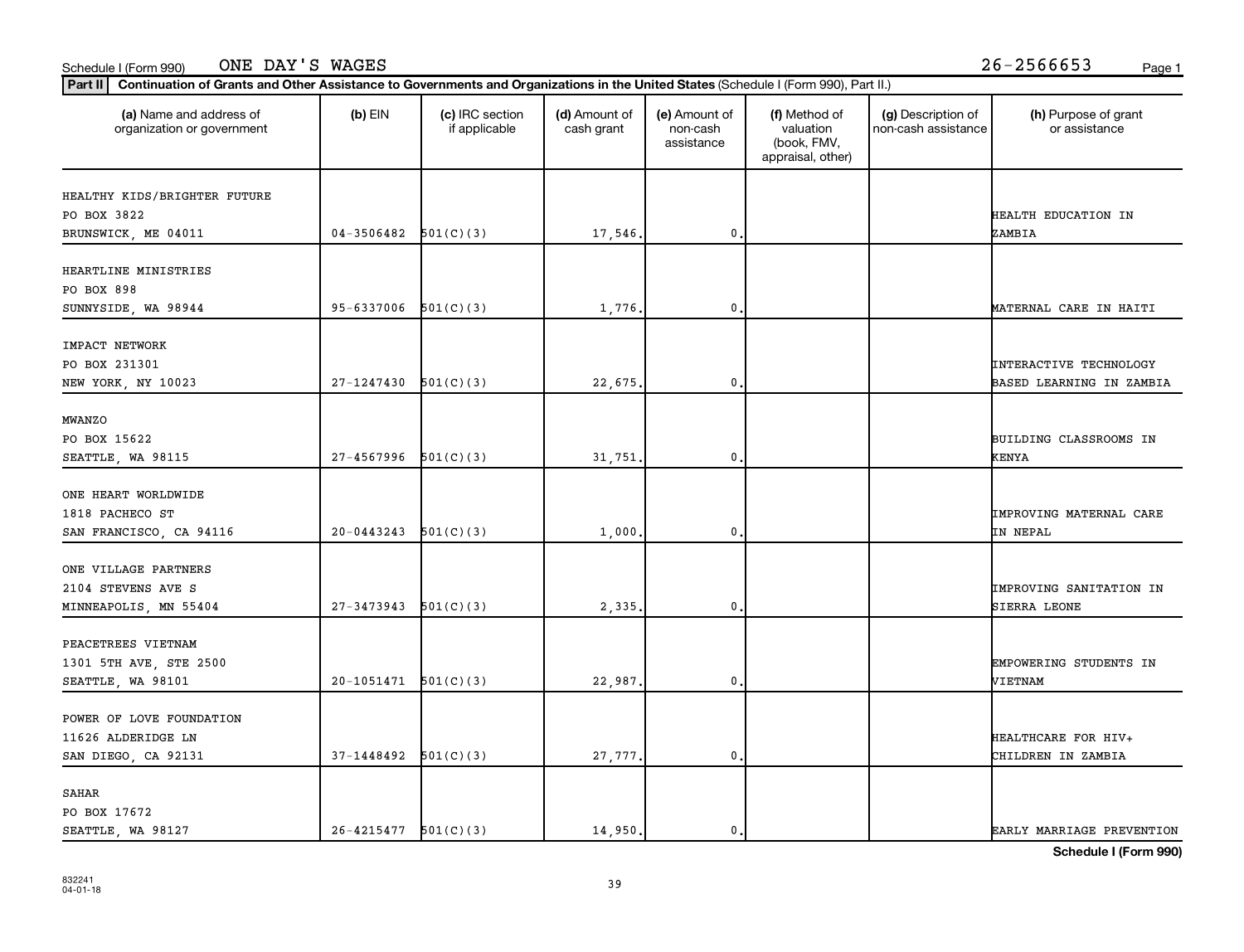Schedule I (Form 990) ONE DAY'S WAGES 26-2566653

**Part II** **Continuation of Grants and Other Assistance to Governments and Organizations in the United States** (Schedule I (Form 990), Part II.)

| (a) Name and address of organization or government | (b) EIN | (c) IRC section if applicable | (d) Amount of cash grant | (e) Amount of non-cash assistance | (f) Method of valuation (book, FMV, appraisal, other) | (g) Description of non-cash assistance | (h) Purpose of grant or assistance |
|---|---|---|---|---|---|---|---|
| HEALTHY KIDS/BRIGHTER FUTURE<br>PO BOX 3822<br>BRUNSWICK, ME 04011 | 04-3506482 | 501(C)(3) | 17,546. | 0. | | | HEALTH EDUCATION IN ZAMBIA |
| HEARTLINE MINISTRIES<br>PO BOX 898<br>SUNNYSIDE, WA 98944 | 95-6337006 | 501(C)(3) | 1,776. | 0. | | | MATERNAL CARE IN HAITI |
| IMPACT NETWORK<br>PO BOX 231301<br>NEW YORK, NY 10023 | 27-1247430 | 501(C)(3) | 22,675. | 0. | | | INTERACTIVE TECHNOLOGY BASED LEARNING IN ZAMBIA |
| MWANZO<br>PO BOX 15622<br>SEATTLE, WA 98115 | 27-4567996 | 501(C)(3) | 31,751. | 0. | | | BUILDING CLASSROOMS IN KENYA |
| ONE HEART WORLDWIDE<br>1818 PACHECO ST<br>SAN FRANCISCO, CA 94116 | 20-0443243 | 501(C)(3) | 1,000. | 0. | | | IMPROVING MATERNAL CARE IN NEPAL |
| ONE VILLAGE PARTNERS<br>2104 STEVENS AVE S<br>MINNEAPOLIS, MN 55404 | 27-3473943 | 501(C)(3) | 2,335. | 0. | | | IMPROVING SANITATION IN SIERRA LEONE |
| PEACETREES VIETNAM<br>1301 5TH AVE, STE 2500<br>SEATTLE, WA 98101 | 20-1051471 | 501(C)(3) | 22,987. | 0. | | | EMPOWERING STUDENTS IN VIETNAM |
| POWER OF LOVE FOUNDATION<br>11626 ALDERIDGE LN<br>SAN DIEGO, CA 92131 | 37-1448492 | 501(C)(3) | 27,777. | 0. | | | HEALTHCARE FOR HIV+ CHILDREN IN ZAMBIA |
| SAHAR<br>PO BOX 17672<br>SEATTLE, WA 98127 | 26-4215477 | 501(C)(3) | 14,950. | 0. | | | EARLY MARRIAGE PREVENTION |

**Schedule I (Form 990)**

832241
04-01-18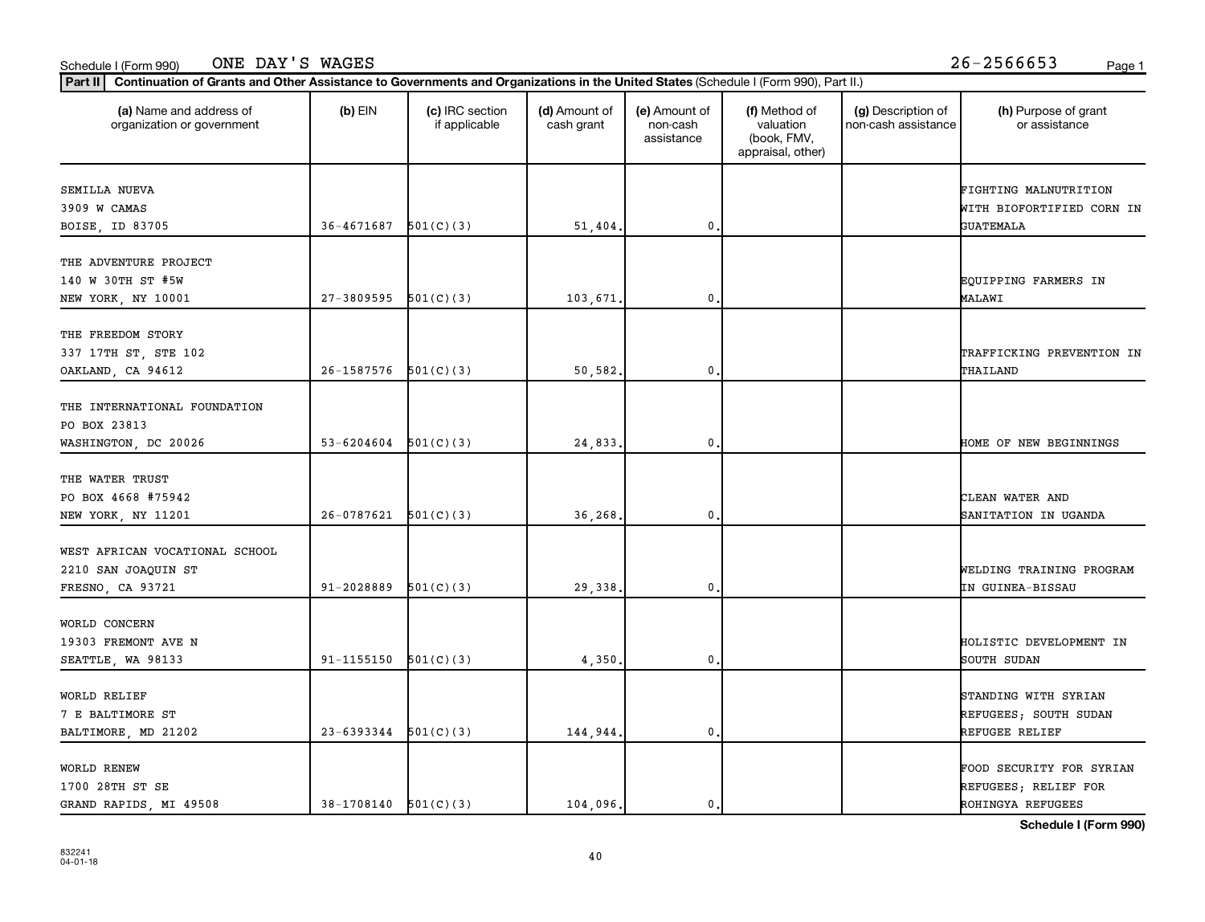Schedule I (Form 990) ONE DAY'S WAGES 26-2566653

**Part II** **Continuation of Grants and Other Assistance to Governments and Organizations in the United States** (Schedule I (Form 990), Part II.)

| (a) Name and address of organization or government | (b) EIN | (c) IRC section if applicable | (d) Amount of cash grant | (e) Amount of non-cash assistance | (f) Method of valuation (book, FMV, appraisal, other) | (g) Description of non-cash assistance | (h) Purpose of grant or assistance |
|---|---|---|---|---|---|---|---|
| SEMILLA NUEVA<br>3909 W CAMAS<br>BOISE, ID 83705 | 36-4671687 | 501(C)(3) | 51,404. | 0. | | | FIGHTING MALNUTRITION WITH BIOFORTIFIED CORN IN GUATEMALA |
| THE ADVENTURE PROJECT<br>140 W 30TH ST #5W<br>NEW YORK, NY 10001 | 27-3809595 | 501(C)(3) | 103,671. | 0. | | | EQUIPPING FARMERS IN MALAWI |
| THE FREEDOM STORY<br>337 17TH ST, STE 102<br>OAKLAND, CA 94612 | 26-1587576 | 501(C)(3) | 50,582. | 0. | | | TRAFFICKING PREVENTION IN THAILAND |
| THE INTERNATIONAL FOUNDATION<br>PO BOX 23813<br>WASHINGTON, DC 20026 | 53-6204604 | 501(C)(3) | 24,833. | 0. | | | HOME OF NEW BEGINNINGS |
| THE WATER TRUST<br>PO BOX 4668 #75942<br>NEW YORK, NY 11201 | 26-0787621 | 501(C)(3) | 36,268. | 0. | | | CLEAN WATER AND SANITATION IN UGANDA |
| WEST AFRICAN VOCATIONAL SCHOOL<br>2210 SAN JOAQUIN ST<br>FRESNO, CA 93721 | 91-2028889 | 501(C)(3) | 29,338. | 0. | | | WELDING TRAINING PROGRAM IN GUINEA-BISSAU |
| WORLD CONCERN<br>19303 FREMONT AVE N<br>SEATTLE, WA 98133 | 91-1155150 | 501(C)(3) | 4,350. | 0. | | | HOLISTIC DEVELOPMENT IN SOUTH SUDAN |
| WORLD RELIEF<br>7 E BALTIMORE ST<br>BALTIMORE, MD 21202 | 23-6393344 | 501(C)(3) | 144,944. | 0. | | | STANDING WITH SYRIAN REFUGEES; SOUTH SUDAN REFUGEE RELIEF |
| WORLD RENEW<br>1700 28TH ST SE<br>GRAND RAPIDS, MI 49508 | 38-1708140 | 501(C)(3) | 104,096. | 0. | | | FOOD SECURITY FOR SYRIAN REFUGEES; RELIEF FOR ROHINGYA REFUGEES |

**Schedule I (Form 990)**

832241
04-01-18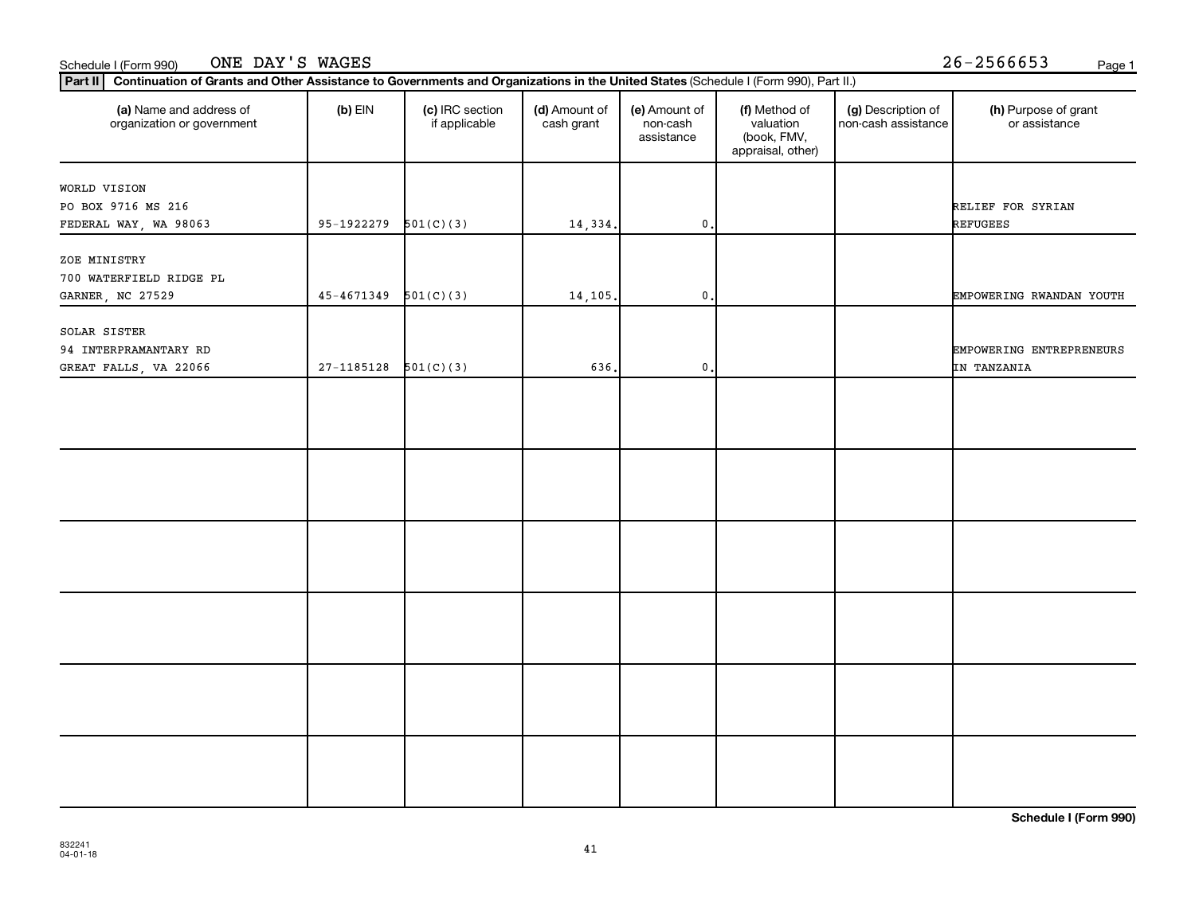Schedule I (Form 990) ONE DAY'S WAGES 26-2566653

**Part II** **Continuation of Grants and Other Assistance to Governments and Organizations in the United States** (Schedule I (Form 990), Part II.)

| (a) Name and address of organization or government | (b) EIN | (c) IRC section if applicable | (d) Amount of cash grant | (e) Amount of non-cash assistance | (f) Method of valuation (book, FMV, appraisal, other) | (g) Description of non-cash assistance | (h) Purpose of grant or assistance |
|---|---|---|---|---|---|---|---|
| WORLD VISION<br>PO BOX 9716 MS 216<br>FEDERAL WAY, WA 98063 | 95-1922279 | 501(C)(3) | 14,334. | 0. | | | RELIEF FOR SYRIAN REFUGEES |
| ZOE MINISTRY<br>700 WATERFIELD RIDGE PL<br>GARNER, NC 27529 | 45-4671349 | 501(C)(3) | 14,105. | 0. | | | EMPOWERING RWANDAN YOUTH |
| SOLAR SISTER<br>94 INTERPRAMANTARY RD<br>GREAT FALLS, VA 22066 | 27-1185128 | 501(C)(3) | 636. | 0. | | | EMPOWERING ENTREPRENEURS IN TANZANIA |
| | | | | | | | |
| | | | | | | | |
| | | | | | | | |
| | | | | | | | |
| | | | | | | | |
| | | | | | | | |

**Schedule I (Form 990)**

832241
04-01-18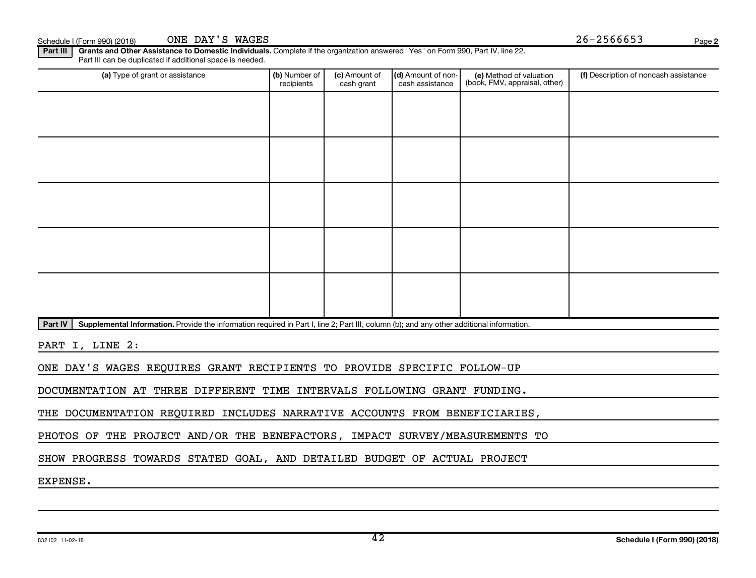Schedule I (Form 990) (2018) ONE DAY'S WAGES 26-2566653

**Part III** **Grants and Other Assistance to Domestic Individuals.** Complete if the organization answered "Yes" on Form 990, Part IV, line 22. Part III can be duplicated if additional space is needed.

| (a) Type of grant or assistance | (b) Number of recipients | (c) Amount of cash grant | (d) Amount of non-cash assistance | (e) Method of valuation (book, FMV, appraisal, other) | (f) Description of noncash assistance |
|---|---|---|---|---|---|
| | | | | | |
| | | | | | |
| | | | | | |
| | | | | | |
| | | | | | |

**Part IV** **Supplemental Information.** Provide the information required in Part I, line 2; Part III, column (b); and any other additional information.

PART I, LINE 2:

ONE DAY'S WAGES REQUIRES GRANT RECIPIENTS TO PROVIDE SPECIFIC FOLLOW-UP DOCUMENTATION AT THREE DIFFERENT TIME INTERVALS FOLLOWING GRANT FUNDING. THE DOCUMENTATION REQUIRED INCLUDES NARRATIVE ACCOUNTS FROM BENEFICIARIES, PHOTOS OF THE PROJECT AND/OR THE BENEFACTORS, IMPACT SURVEY/MEASUREMENTS TO SHOW PROGRESS TOWARDS STATED GOAL, AND DETAILED BUDGET OF ACTUAL PROJECT EXPENSE.

832102 11-02-18 **Schedule I (Form 990) (2018)**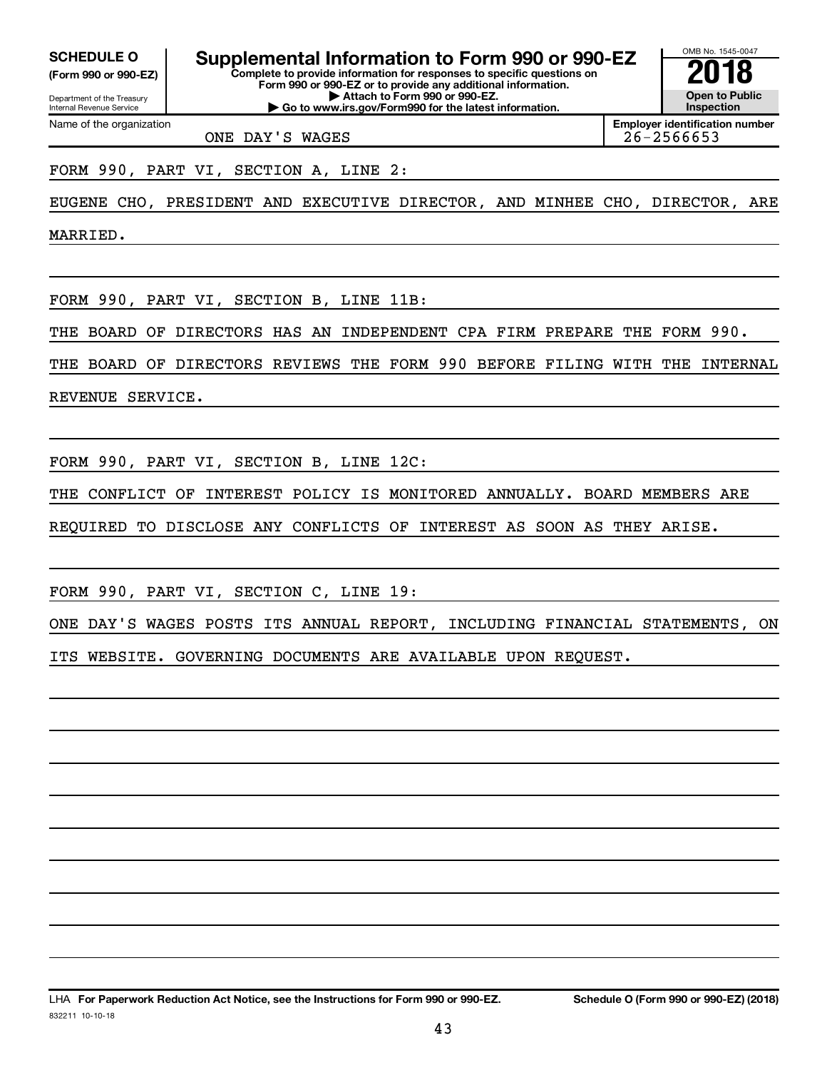**SCHEDULE O**
**(Form 990 or 990-EZ)**

Department of the Treasury
Internal Revenue Service

# Supplemental Information to Form 990 or 990-EZ

**Complete to provide information for responses to specific questions on Form 990 or 990-EZ or to provide any additional information.**
**▶ Attach to Form 990 or 990-EZ.**
**▶ Go to www.irs.gov/Form990 for the latest information.**

OMB No. 1545-0047

**2018**

**Open to Public Inspection**

Name of the organization: ONE DAY'S WAGES

**Employer identification number:** 26-2566653

FORM 990, PART VI, SECTION A, LINE 2:

EUGENE CHO, PRESIDENT AND EXECUTIVE DIRECTOR, AND MINHEE CHO, DIRECTOR, ARE MARRIED.

FORM 990, PART VI, SECTION B, LINE 11B:

THE BOARD OF DIRECTORS HAS AN INDEPENDENT CPA FIRM PREPARE THE FORM 990. THE BOARD OF DIRECTORS REVIEWS THE FORM 990 BEFORE FILING WITH THE INTERNAL REVENUE SERVICE.

FORM 990, PART VI, SECTION B, LINE 12C:

THE CONFLICT OF INTEREST POLICY IS MONITORED ANNUALLY. BOARD MEMBERS ARE REQUIRED TO DISCLOSE ANY CONFLICTS OF INTEREST AS SOON AS THEY ARISE.

FORM 990, PART VI, SECTION C, LINE 19:

ONE DAY'S WAGES POSTS ITS ANNUAL REPORT, INCLUDING FINANCIAL STATEMENTS, ON ITS WEBSITE. GOVERNING DOCUMENTS ARE AVAILABLE UPON REQUEST.

LHA **For Paperwork Reduction Act Notice, see the Instructions for Form 990 or 990-EZ.** **Schedule O (Form 990 or 990-EZ) (2018)**

832211 10-10-18